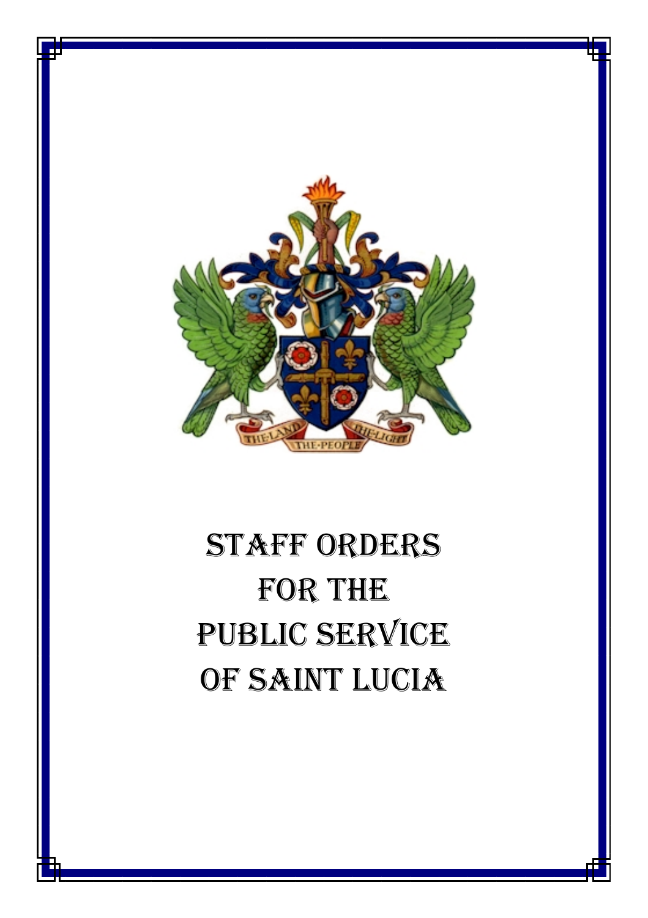# STAFF ORDERS FOR THE PUBLIC SERVICE OF SAINT LUCIA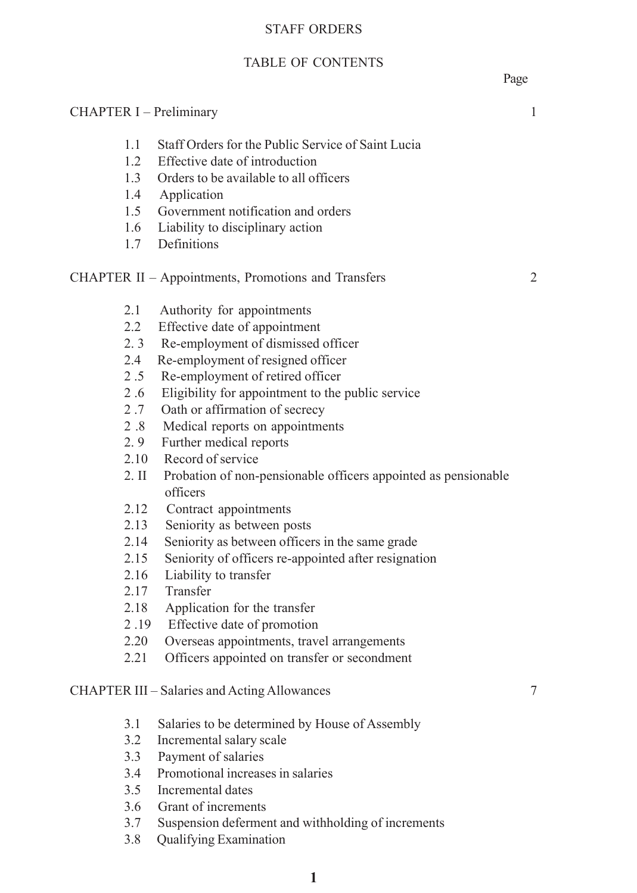# STAFF ORDERS

## TABLE OF CONTENTS

| | Page |
|---|---|
| CHAPTER I – Preliminary | 1 |

1.1 Staff Orders for the Public Service of Saint Lucia
1.2 Effective date of introduction
1.3 Orders to be available to all officers
1.4 Application
1.5 Government notification and orders
1.6 Liability to disciplinary action
1.7 Definitions

| | |
|---|---|
| CHAPTER II – Appointments, Promotions and Transfers | 2 |

2.1 Authority for appointments
2.2 Effective date of appointment
2.3 Re-employment of dismissed officer
2.4 Re-employment of resigned officer
2.5 Re-employment of retired officer
2.6 Eligibility for appointment to the public service
2.7 Oath or affirmation of secrecy
2.8 Medical reports on appointments
2.9 Further medical reports
2.10 Record of service
2.II Probation of non-pensionable officers appointed as pensionable officers
2.12 Contract appointments
2.13 Seniority as between posts
2.14 Seniority as between officers in the same grade
2.15 Seniority of officers re-appointed after resignation
2.16 Liability to transfer
2.17 Transfer
2.18 Application for the transfer
2.19 Effective date of promotion
2.20 Overseas appointments, travel arrangements
2.21 Officers appointed on transfer or secondment

| | |
|---|---|
| CHAPTER III – Salaries and Acting Allowances | 7 |

3.1 Salaries to be determined by House of Assembly
3.2 Incremental salary scale
3.3 Payment of salaries
3.4 Promotional increases in salaries
3.5 Incremental dates
3.6 Grant of increments
3.7 Suspension deferment and withholding of increments
3.8 Qualifying Examination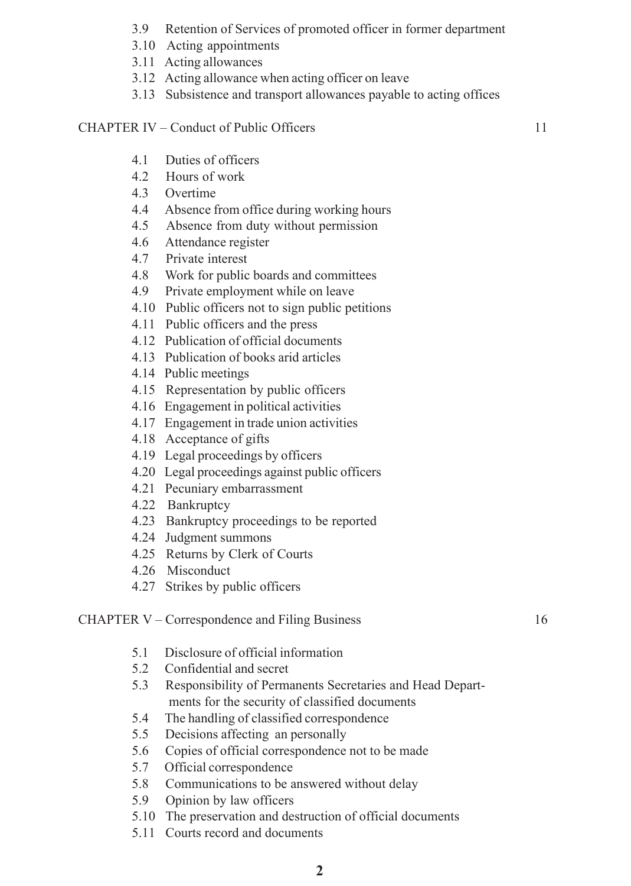3.9 Retention of Services of promoted officer in former department
3.10 Acting appointments
3.11 Acting allowances
3.12 Acting allowance when acting officer on leave
3.13 Subsistence and transport allowances payable to acting offices

CHAPTER IV – Conduct of Public Officers 11

4.1 Duties of officers
4.2 Hours of work
4.3 Overtime
4.4 Absence from office during working hours
4.5 Absence from duty without permission
4.6 Attendance register
4.7 Private interest
4.8 Work for public boards and committees
4.9 Private employment while on leave
4.10 Public officers not to sign public petitions
4.11 Public officers and the press
4.12 Publication of official documents
4.13 Publication of books arid articles
4.14 Public meetings
4.15 Representation by public officers
4.16 Engagement in political activities
4.17 Engagement in trade union activities
4.18 Acceptance of gifts
4.19 Legal proceedings by officers
4.20 Legal proceedings against public officers
4.21 Pecuniary embarrassment
4.22 Bankruptcy
4.23 Bankruptcy proceedings to be reported
4.24 Judgment summons
4.25 Returns by Clerk of Courts
4.26 Misconduct
4.27 Strikes by public officers

CHAPTER V – Correspondence and Filing Business 16

5.1 Disclosure of official information
5.2 Confidential and secret
5.3 Responsibility of Permanents Secretaries and Head Departments for the security of classified documents
5.4 The handling of classified correspondence
5.5 Decisions affecting an personally
5.6 Copies of official correspondence not to be made
5.7 Official correspondence
5.8 Communications to be answered without delay
5.9 Opinion by law officers
5.10 The preservation and destruction of official documents
5.11 Courts record and documents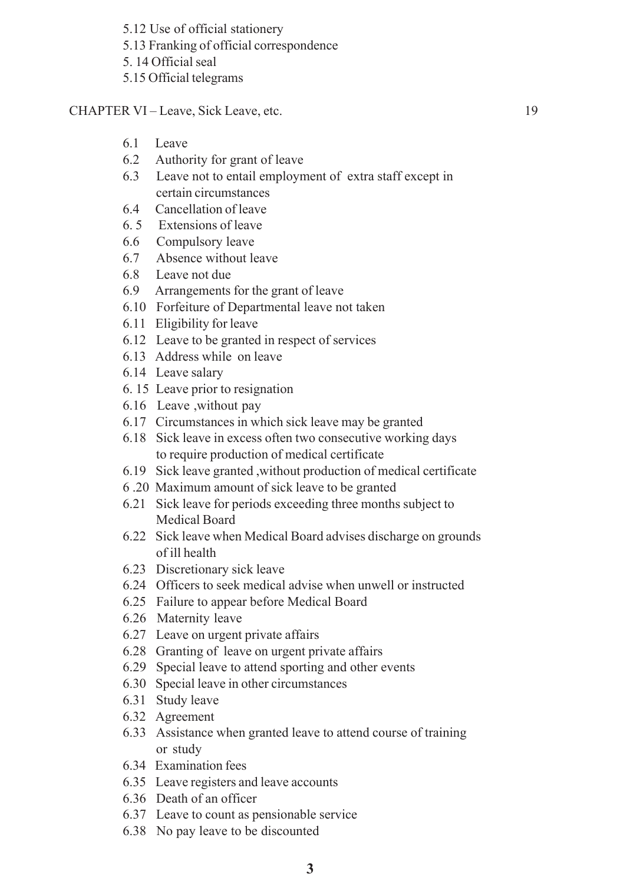5.12 Use of official stationery
5.13 Franking of official correspondence
5. 14 Official seal
5.15 Official telegrams

CHAPTER VI – Leave, Sick Leave, etc. 19

6.1 Leave
6.2 Authority for grant of leave
6.3 Leave not to entail employment of extra staff except in certain circumstances
6.4 Cancellation of leave
6. 5 Extensions of leave
6.6 Compulsory leave
6.7 Absence without leave
6.8 Leave not due
6.9 Arrangements for the grant of leave
6.10 Forfeiture of Departmental leave not taken
6.11 Eligibility for leave
6.12 Leave to be granted in respect of services
6.13 Address while on leave
6.14 Leave salary
6. 15 Leave prior to resignation
6.16 Leave ,without pay
6.17 Circumstances in which sick leave may be granted
6.18 Sick leave in excess often two consecutive working days to require production of medical certificate
6.19 Sick leave granted ,without production of medical certificate
6 .20 Maximum amount of sick leave to be granted
6.21 Sick leave for periods exceeding three months subject to Medical Board
6.22 Sick leave when Medical Board advises discharge on grounds of ill health
6.23 Discretionary sick leave
6.24 Officers to seek medical advise when unwell or instructed
6.25 Failure to appear before Medical Board
6.26 Maternity leave
6.27 Leave on urgent private affairs
6.28 Granting of leave on urgent private affairs
6.29 Special leave to attend sporting and other events
6.30 Special leave in other circumstances
6.31 Study leave
6.32 Agreement
6.33 Assistance when granted leave to attend course of training or study
6.34 Examination fees
6.35 Leave registers and leave accounts
6.36 Death of an officer
6.37 Leave to count as pensionable service
6.38 No pay leave to be discounted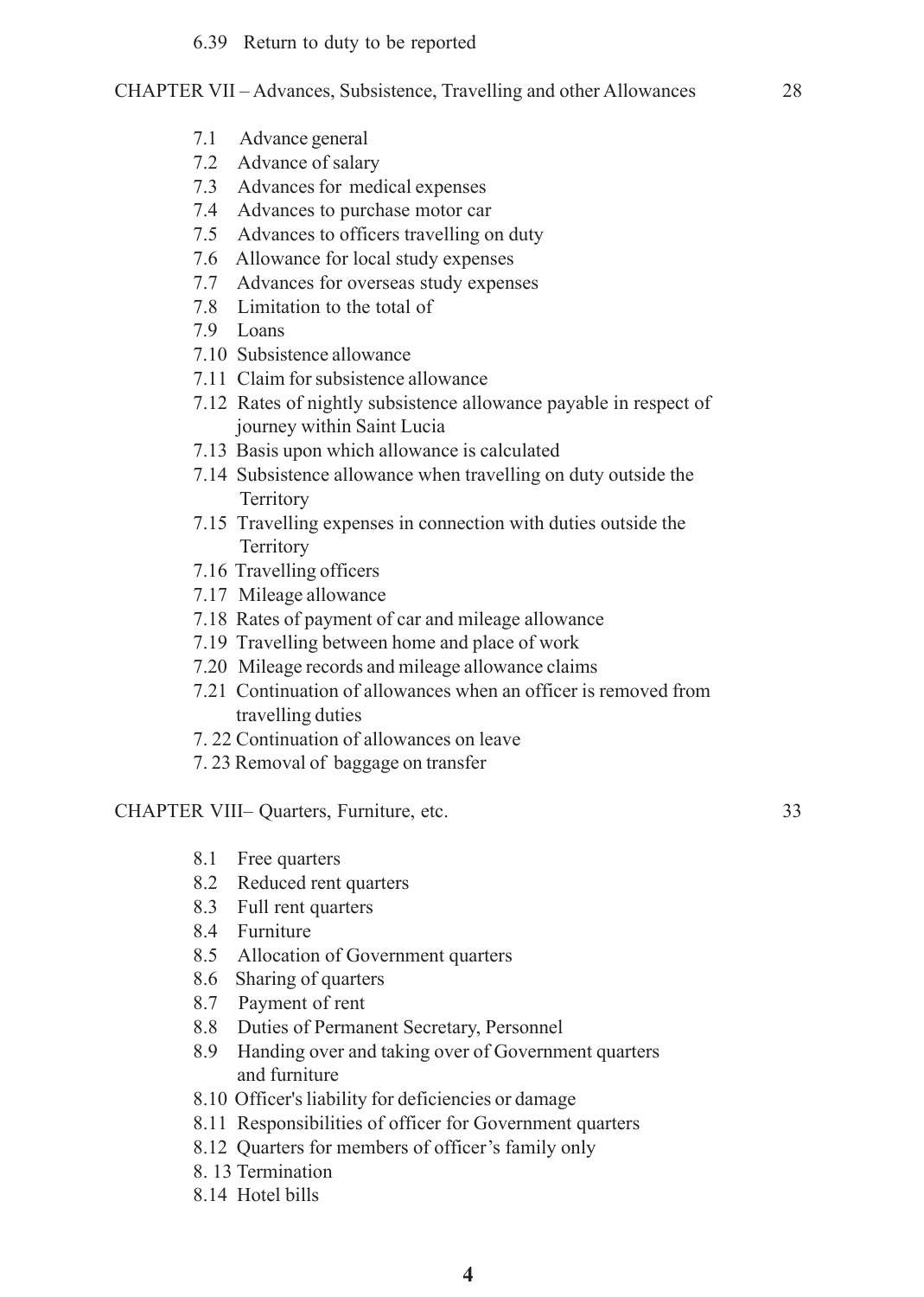6.39 Return to duty to be reported

CHAPTER VII – Advances, Subsistence, Travelling and other Allowances 28

7.1 Advance general
7.2 Advance of salary
7.3 Advances for medical expenses
7.4 Advances to purchase motor car
7.5 Advances to officers travelling on duty
7.6 Allowance for local study expenses
7.7 Advances for overseas study expenses
7.8 Limitation to the total of
7.9 Loans
7.10 Subsistence allowance
7.11 Claim for subsistence allowance
7.12 Rates of nightly subsistence allowance payable in respect of journey within Saint Lucia
7.13 Basis upon which allowance is calculated
7.14 Subsistence allowance when travelling on duty outside the Territory
7.15 Travelling expenses in connection with duties outside the Territory
7.16 Travelling officers
7.17 Mileage allowance
7.18 Rates of payment of car and mileage allowance
7.19 Travelling between home and place of work
7.20 Mileage records and mileage allowance claims
7.21 Continuation of allowances when an officer is removed from travelling duties
7. 22 Continuation of allowances on leave
7. 23 Removal of baggage on transfer

CHAPTER VIII– Quarters, Furniture, etc. 33

8.1 Free quarters
8.2 Reduced rent quarters
8.3 Full rent quarters
8.4 Furniture
8.5 Allocation of Government quarters
8.6 Sharing of quarters
8.7 Payment of rent
8.8 Duties of Permanent Secretary, Personnel
8.9 Handing over and taking over of Government quarters and furniture
8.10 Officer's liability for deficiencies or damage
8.11 Responsibilities of officer for Government quarters
8.12 Quarters for members of officer’s family only
8. 13 Termination
8.14 Hotel bills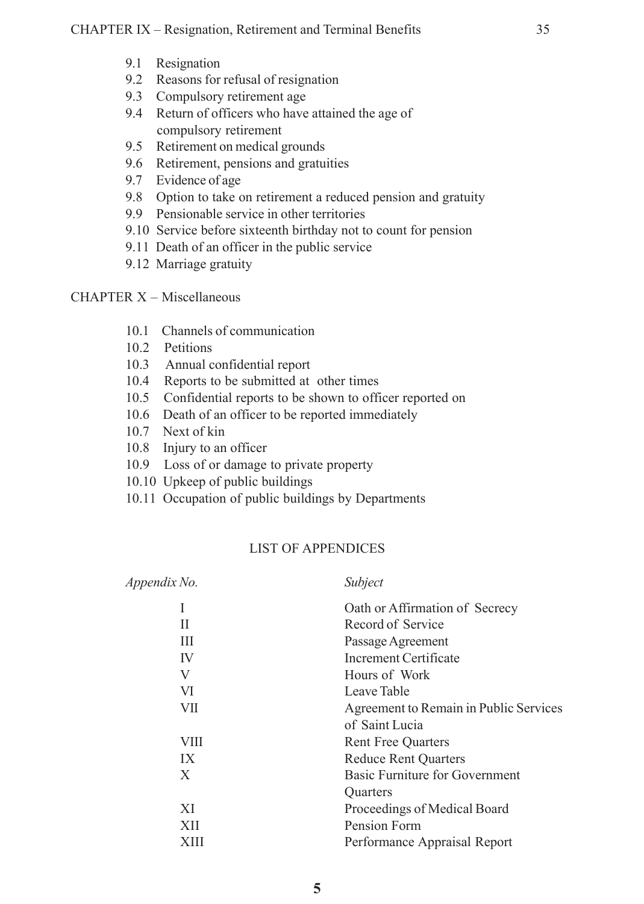CHAPTER IX – Resignation, Retirement and Terminal Benefits 35

- 9.1 Resignation
- 9.2 Reasons for refusal of resignation
- 9.3 Compulsory retirement age
- 9.4 Return of officers who have attained the age of compulsory retirement
- 9.5 Retirement on medical grounds
- 9.6 Retirement, pensions and gratuities
- 9.7 Evidence of age
- 9.8 Option to take on retirement a reduced pension and gratuity
- 9.9 Pensionable service in other territories
- 9.10 Service before sixteenth birthday not to count for pension
- 9.11 Death of an officer in the public service
- 9.12 Marriage gratuity

CHAPTER X – Miscellaneous

- 10.1 Channels of communication
- 10.2 Petitions
- 10.3 Annual confidential report
- 10.4 Reports to be submitted at other times
- 10.5 Confidential reports to be shown to officer reported on
- 10.6 Death of an officer to be reported immediately
- 10.7 Next of kin
- 10.8 Injury to an officer
- 10.9 Loss of or damage to private property
- 10.10 Upkeep of public buildings
- 10.11 Occupation of public buildings by Departments

## LIST OF APPENDICES

| *Appendix No.* | *Subject* |
|---|---|
| I | Oath or Affirmation of Secrecy |
| II | Record of Service |
| III | Passage Agreement |
| IV | Increment Certificate |
| V | Hours of Work |
| VI | Leave Table |
| VII | Agreement to Remain in Public Services of Saint Lucia |
| VIII | Rent Free Quarters |
| IX | Reduce Rent Quarters |
| X | Basic Furniture for Government Quarters |
| XI | Proceedings of Medical Board |
| XII | Pension Form |
| XIII | Performance Appraisal Report |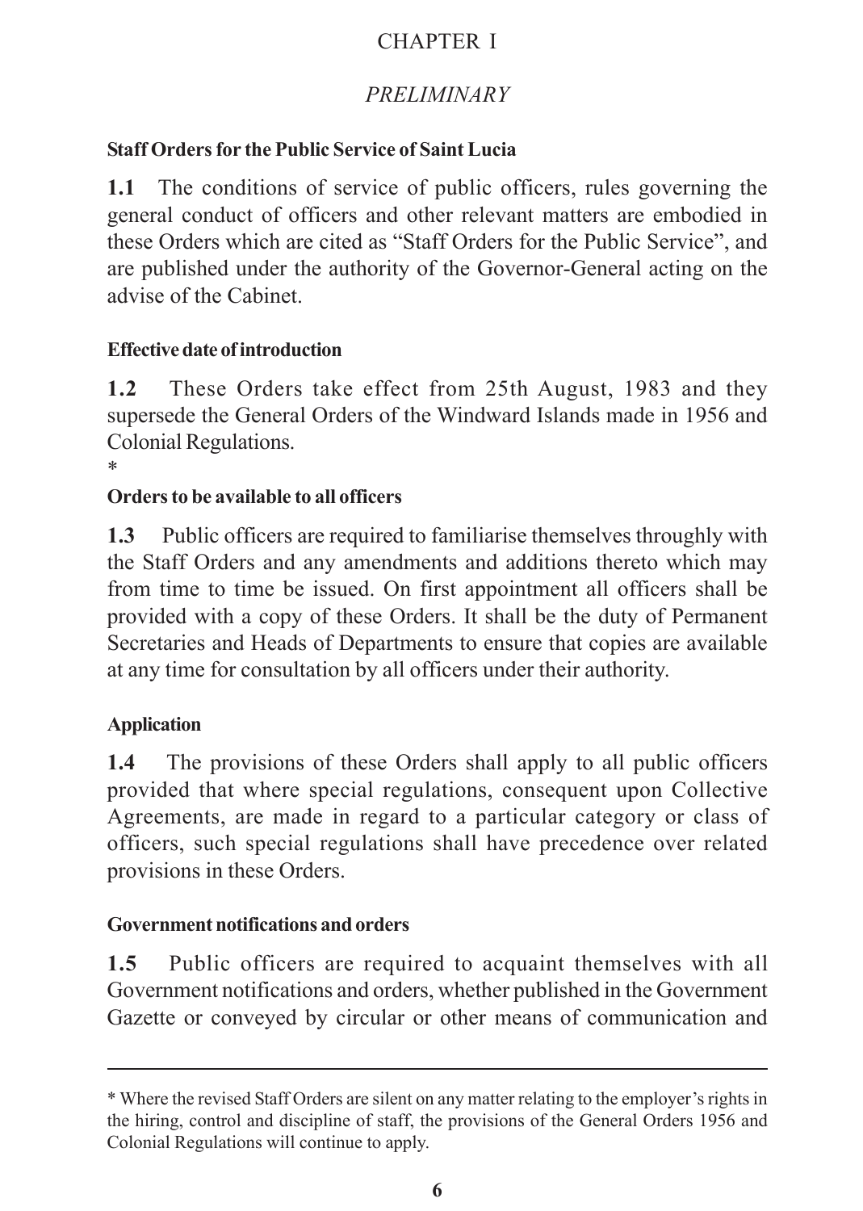# CHAPTER I

## *PRELIMINARY*

**Staff Orders for the Public Service of Saint Lucia**

**1.1** The conditions of service of public officers, rules governing the general conduct of officers and other relevant matters are embodied in these Orders which are cited as "Staff Orders for the Public Service", and are published under the authority of the Governor-General acting on the advise of the Cabinet.

**Effective date of introduction**

**1.2** These Orders take effect from 25th August, 1983 and they supersede the General Orders of the Windward Islands made in 1956 and Colonial Regulations.
*

**Orders to be available to all officers**

**1.3** Public officers are required to familiarise themselves throughly with the Staff Orders and any amendments and additions thereto which may from time to time be issued. On first appointment all officers shall be provided with a copy of these Orders. It shall be the duty of Permanent Secretaries and Heads of Departments to ensure that copies are available at any time for consultation by all officers under their authority.

**Application**

**1.4** The provisions of these Orders shall apply to all public officers provided that where special regulations, consequent upon Collective Agreements, are made in regard to a particular category or class of officers, such special regulations shall have precedence over related provisions in these Orders.

**Government notifications and orders**

**1.5** Public officers are required to acquaint themselves with all Government notifications and orders, whether published in the Government Gazette or conveyed by circular or other means of communication and

---

* Where the revised Staff Orders are silent on any matter relating to the employer's rights in the hiring, control and discipline of staff, the provisions of the General Orders 1956 and Colonial Regulations will continue to apply.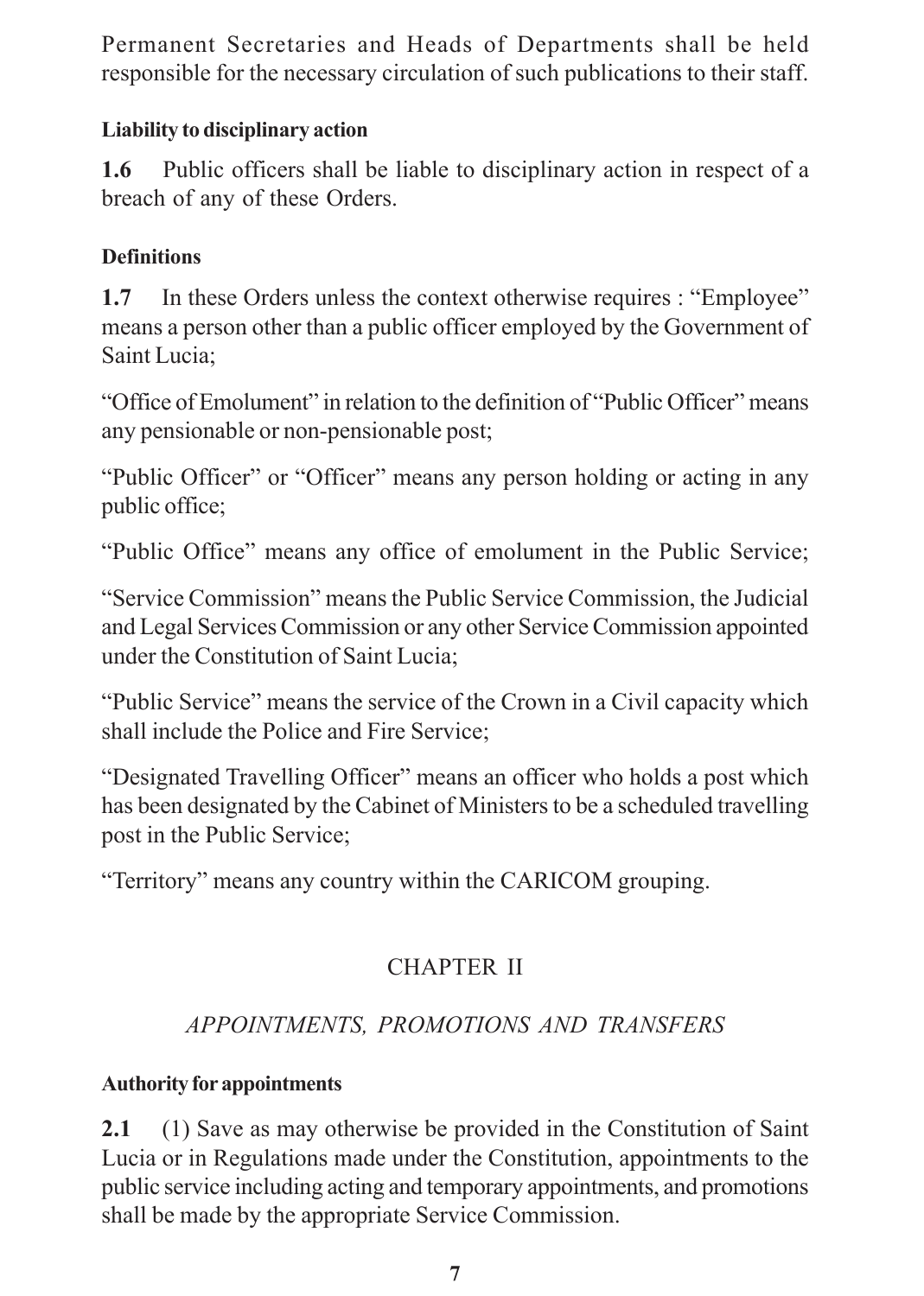Permanent Secretaries and Heads of Departments shall be held responsible for the necessary circulation of such publications to their staff.

**Liability to disciplinary action**

**1.6** Public officers shall be liable to disciplinary action in respect of a breach of any of these Orders.

**Definitions**

**1.7** In these Orders unless the context otherwise requires : "Employee" means a person other than a public officer employed by the Government of Saint Lucia;

"Office of Emolument" in relation to the definition of "Public Officer" means any pensionable or non-pensionable post;

"Public Officer" or "Officer" means any person holding or acting in any public office;

"Public Office" means any office of emolument in the Public Service;

"Service Commission" means the Public Service Commission, the Judicial and Legal Services Commission or any other Service Commission appointed under the Constitution of Saint Lucia;

"Public Service" means the service of the Crown in a Civil capacity which shall include the Police and Fire Service;

"Designated Travelling Officer" means an officer who holds a post which has been designated by the Cabinet of Ministers to be a scheduled travelling post in the Public Service;

"Territory" means any country within the CARICOM grouping.

## CHAPTER II

### *APPOINTMENTS, PROMOTIONS AND TRANSFERS*

**Authority for appointments**

**2.1** (1) Save as may otherwise be provided in the Constitution of Saint Lucia or in Regulations made under the Constitution, appointments to the public service including acting and temporary appointments, and promotions shall be made by the appropriate Service Commission.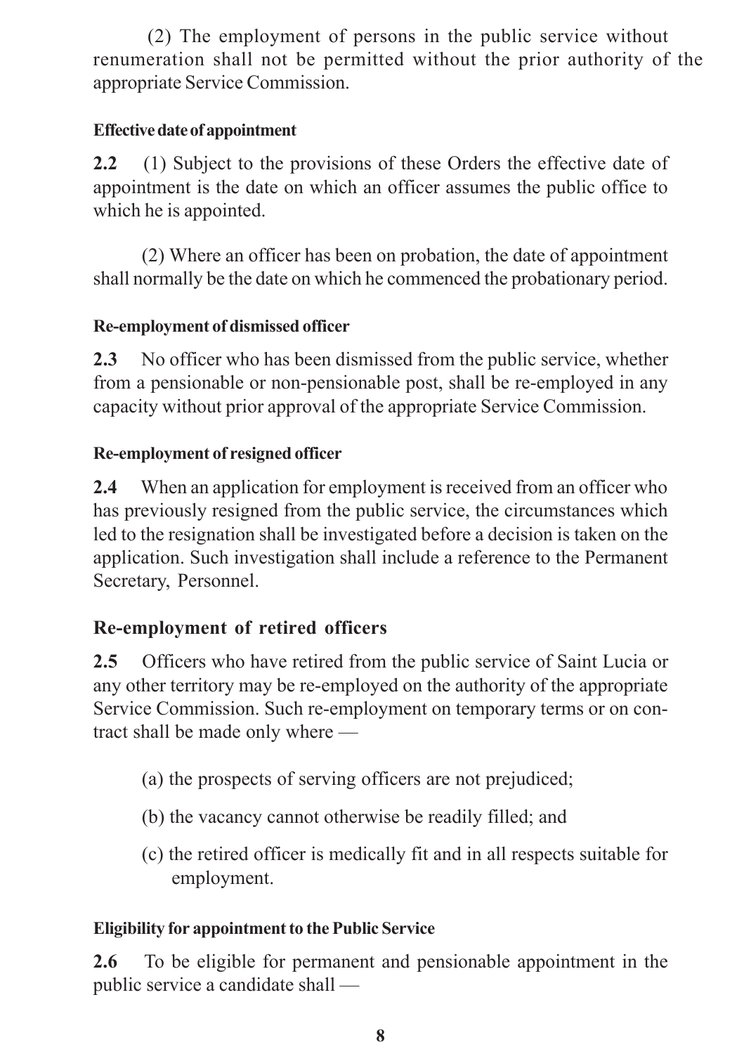(2) The employment of persons in the public service without renumeration shall not be permitted without the prior authority of the appropriate Service Commission.

**Effective date of appointment**

**2.2** (1) Subject to the provisions of these Orders the effective date of appointment is the date on which an officer assumes the public office to which he is appointed.

(2) Where an officer has been on probation, the date of appointment shall normally be the date on which he commenced the probationary period.

**Re-employment of dismissed officer**

**2.3** No officer who has been dismissed from the public service, whether from a pensionable or non-pensionable post, shall be re-employed in any capacity without prior approval of the appropriate Service Commission.

**Re-employment of resigned officer**

**2.4** When an application for employment is received from an officer who has previously resigned from the public service, the circumstances which led to the resignation shall be investigated before a decision is taken on the application. Such investigation shall include a reference to the Permanent Secretary, Personnel.

## Re-employment of retired officers

**2.5** Officers who have retired from the public service of Saint Lucia or any other territory may be re-employed on the authority of the appropriate Service Commission. Such re-employment on temporary terms or on contract shall be made only where —

(a) the prospects of serving officers are not prejudiced;

(b) the vacancy cannot otherwise be readily filled; and

(c) the retired officer is medically fit and in all respects suitable for employment.

**Eligibility for appointment to the Public Service**

**2.6** To be eligible for permanent and pensionable appointment in the public service a candidate shall —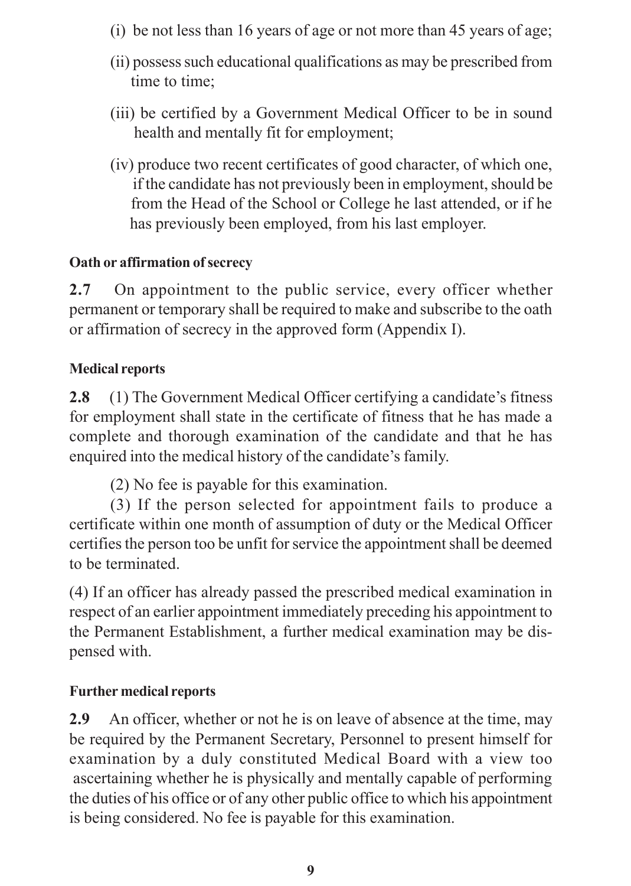(i) be not less than 16 years of age or not more than 45 years of age;

(ii) possess such educational qualifications as may be prescribed from time to time;

(iii) be certified by a Government Medical Officer to be in sound health and mentally fit for employment;

(iv) produce two recent certificates of good character, of which one, if the candidate has not previously been in employment, should be from the Head of the School or College he last attended, or if he has previously been employed, from his last employer.

**Oath or affirmation of secrecy**

**2.7** On appointment to the public service, every officer whether permanent or temporary shall be required to make and subscribe to the oath or affirmation of secrecy in the approved form (Appendix I).

**Medical reports**

**2.8** (1) The Government Medical Officer certifying a candidate's fitness for employment shall state in the certificate of fitness that he has made a complete and thorough examination of the candidate and that he has enquired into the medical history of the candidate's family.

(2) No fee is payable for this examination.

(3) If the person selected for appointment fails to produce a certificate within one month of assumption of duty or the Medical Officer certifies the person too be unfit for service the appointment shall be deemed to be terminated.

(4) If an officer has already passed the prescribed medical examination in respect of an earlier appointment immediately preceding his appointment to the Permanent Establishment, a further medical examination may be dispensed with.

**Further medical reports**

**2.9** An officer, whether or not he is on leave of absence at the time, may be required by the Permanent Secretary, Personnel to present himself for examination by a duly constituted Medical Board with a view too ascertaining whether he is physically and mentally capable of performing the duties of his office or of any other public office to which his appointment is being considered. No fee is payable for this examination.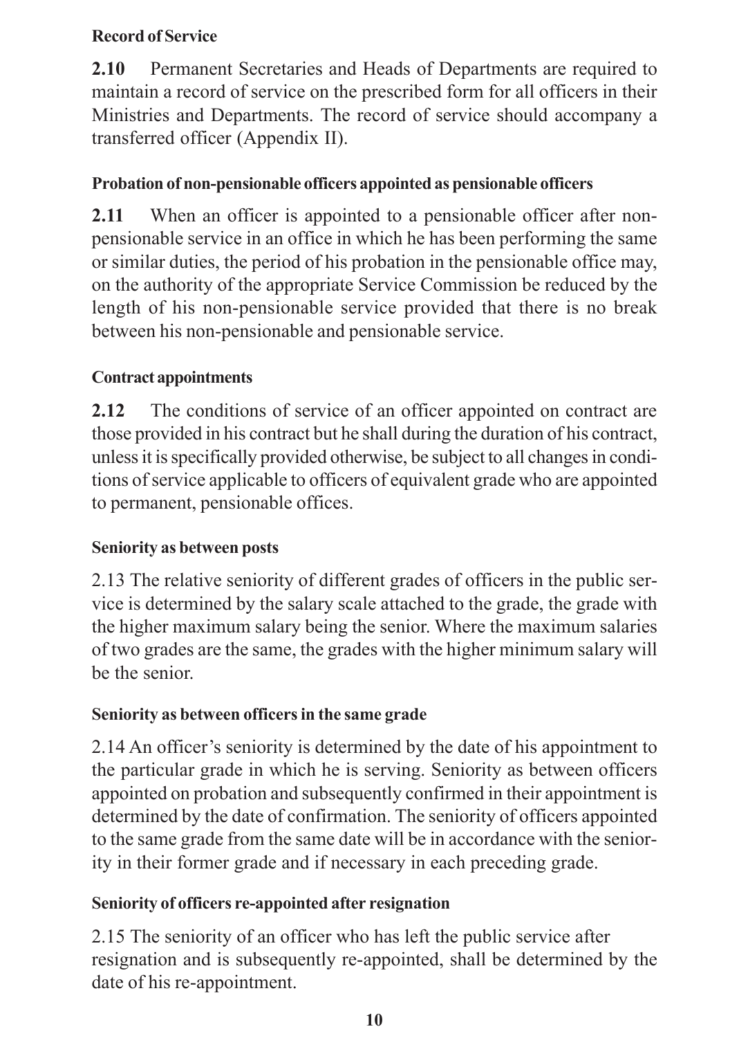### Record of Service

**2.10** Permanent Secretaries and Heads of Departments are required to maintain a record of service on the prescribed form for all officers in their Ministries and Departments. The record of service should accompany a transferred officer (Appendix II).

### Probation of non-pensionable officers appointed as pensionable officers

**2.11** When an officer is appointed to a pensionable officer after non-pensionable service in an office in which he has been performing the same or similar duties, the period of his probation in the pensionable office may, on the authority of the appropriate Service Commission be reduced by the length of his non-pensionable service provided that there is no break between his non-pensionable and pensionable service.

### Contract appointments

**2.12** The conditions of service of an officer appointed on contract are those provided in his contract but he shall during the duration of his contract, unless it is specifically provided otherwise, be subject to all changes in conditions of service applicable to officers of equivalent grade who are appointed to permanent, pensionable offices.

### Seniority as between posts

2.13 The relative seniority of different grades of officers in the public service is determined by the salary scale attached to the grade, the grade with the higher maximum salary being the senior. Where the maximum salaries of two grades are the same, the grades with the higher minimum salary will be the senior.

### Seniority as between officers in the same grade

2.14 An officer's seniority is determined by the date of his appointment to the particular grade in which he is serving. Seniority as between officers appointed on probation and subsequently confirmed in their appointment is determined by the date of confirmation. The seniority of officers appointed to the same grade from the same date will be in accordance with the seniority in their former grade and if necessary in each preceding grade.

### Seniority of officers re-appointed after resignation

2.15 The seniority of an officer who has left the public service after resignation and is subsequently re-appointed, shall be determined by the date of his re-appointment.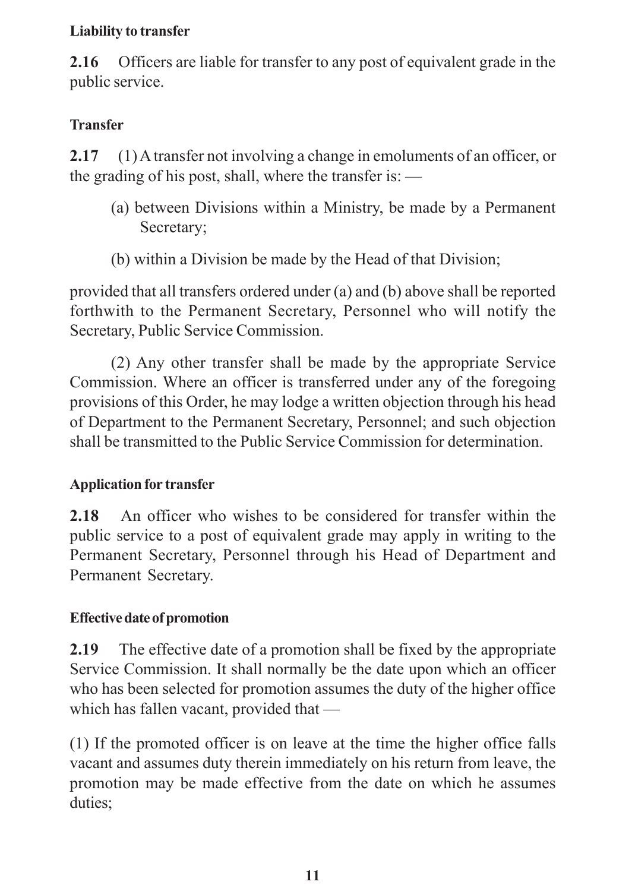**Liability to transfer**

**2.16** Officers are liable for transfer to any post of equivalent grade in the public service.

**Transfer**

**2.17** (1) A transfer not involving a change in emoluments of an officer, or the grading of his post, shall, where the transfer is: —

(a) between Divisions within a Ministry, be made by a Permanent Secretary;

(b) within a Division be made by the Head of that Division;

provided that all transfers ordered under (a) and (b) above shall be reported forthwith to the Permanent Secretary, Personnel who will notify the Secretary, Public Service Commission.

(2) Any other transfer shall be made by the appropriate Service Commission. Where an officer is transferred under any of the foregoing provisions of this Order, he may lodge a written objection through his head of Department to the Permanent Secretary, Personnel; and such objection shall be transmitted to the Public Service Commission for determination.

**Application for transfer**

**2.18** An officer who wishes to be considered for transfer within the public service to a post of equivalent grade may apply in writing to the Permanent Secretary, Personnel through his Head of Department and Permanent Secretary.

**Effective date of promotion**

**2.19** The effective date of a promotion shall be fixed by the appropriate Service Commission. It shall normally be the date upon which an officer who has been selected for promotion assumes the duty of the higher office which has fallen vacant, provided that —

(1) If the promoted officer is on leave at the time the higher office falls vacant and assumes duty therein immediately on his return from leave, the promotion may be made effective from the date on which he assumes duties;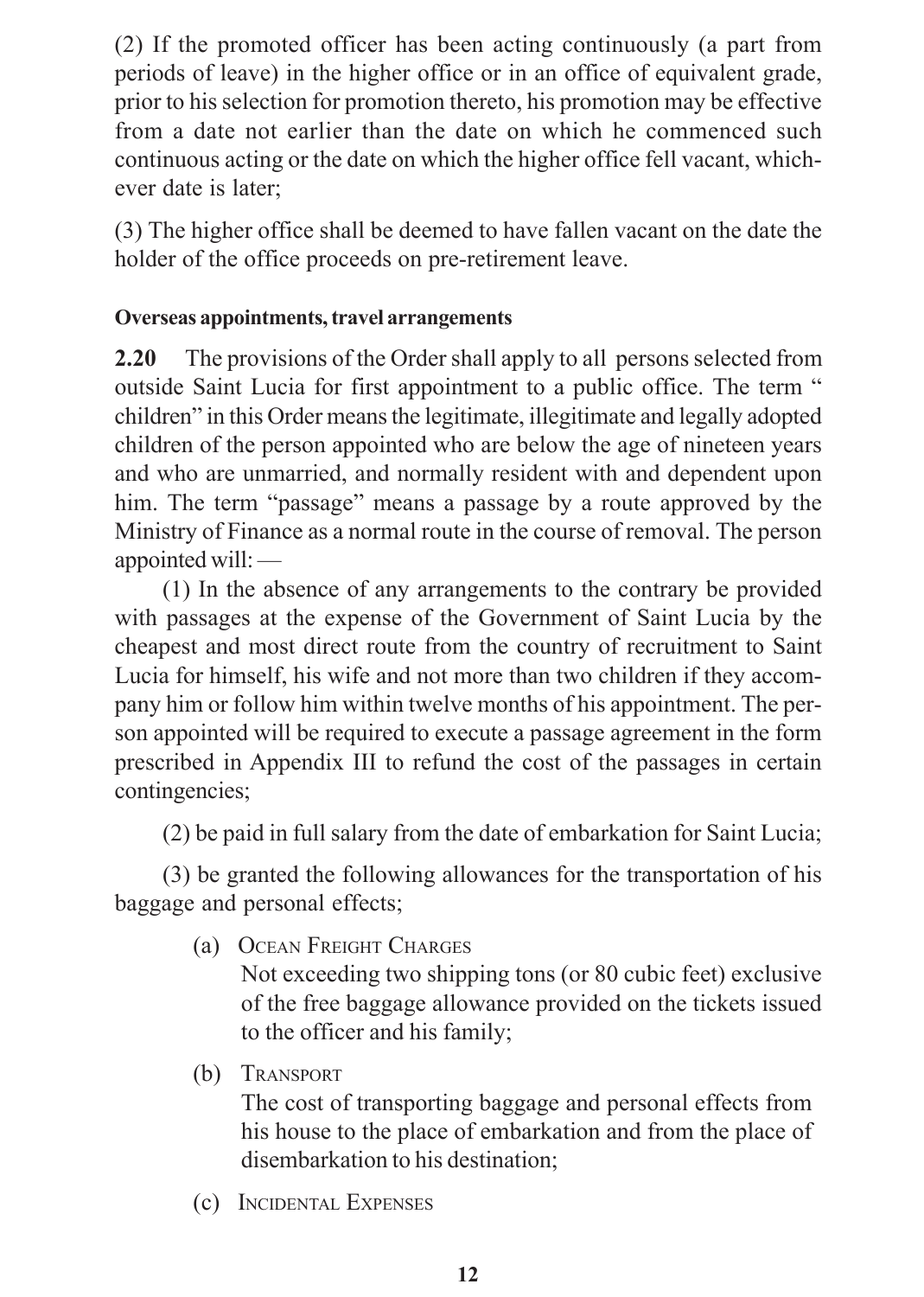(2) If the promoted officer has been acting continuously (a part from periods of leave) in the higher office or in an office of equivalent grade, prior to his selection for promotion thereto, his promotion may be effective from a date not earlier than the date on which he commenced such continuous acting or the date on which the higher office fell vacant, whichever date is later;

(3) The higher office shall be deemed to have fallen vacant on the date the holder of the office proceeds on pre-retirement leave.

**Overseas appointments, travel arrangements**

**2.20** The provisions of the Order shall apply to all persons selected from outside Saint Lucia for first appointment to a public office. The term " children" in this Order means the legitimate, illegitimate and legally adopted children of the person appointed who are below the age of nineteen years and who are unmarried, and normally resident with and dependent upon him. The term "passage" means a passage by a route approved by the Ministry of Finance as a normal route in the course of removal. The person appointed will: —

(1) In the absence of any arrangements to the contrary be provided with passages at the expense of the Government of Saint Lucia by the cheapest and most direct route from the country of recruitment to Saint Lucia for himself, his wife and not more than two children if they accompany him or follow him within twelve months of his appointment. The person appointed will be required to execute a passage agreement in the form prescribed in Appendix III to refund the cost of the passages in certain contingencies;

(2) be paid in full salary from the date of embarkation for Saint Lucia;

(3) be granted the following allowances for the transportation of his baggage and personal effects;

(a) Ocean Freight Charges
Not exceeding two shipping tons (or 80 cubic feet) exclusive of the free baggage allowance provided on the tickets issued to the officer and his family;

(b) Transport
The cost of transporting baggage and personal effects from his house to the place of embarkation and from the place of disembarkation to his destination;

(c) Incidental Expenses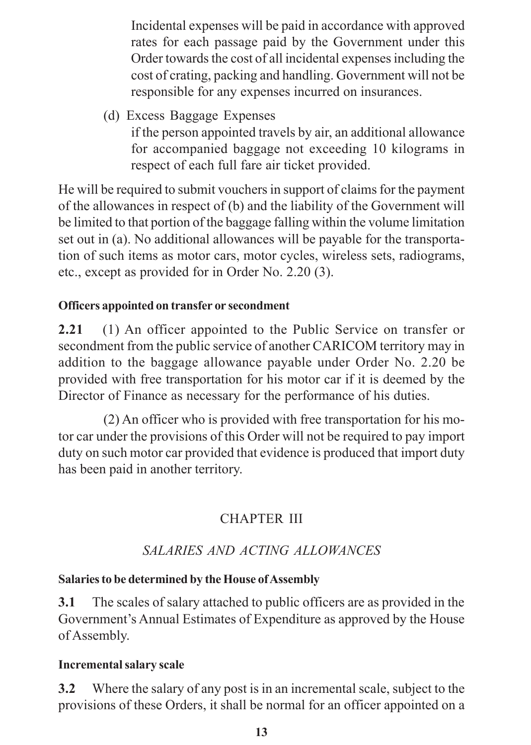Incidental expenses will be paid in accordance with approved rates for each passage paid by the Government under this Order towards the cost of all incidental expenses including the cost of crating, packing and handling. Government will not be responsible for any expenses incurred on insurances.

(d) Excess Baggage Expenses

if the person appointed travels by air, an additional allowance for accompanied baggage not exceeding 10 kilograms in respect of each full fare air ticket provided.

He will be required to submit vouchers in support of claims for the payment of the allowances in respect of (b) and the liability of the Government will be limited to that portion of the baggage falling within the volume limitation set out in (a). No additional allowances will be payable for the transportation of such items as motor cars, motor cycles, wireless sets, radiograms, etc., except as provided for in Order No. 2.20 (3).

**Officers appointed on transfer or secondment**

**2.21** (1) An officer appointed to the Public Service on transfer or secondment from the public service of another CARICOM territory may in addition to the baggage allowance payable under Order No. 2.20 be provided with free transportation for his motor car if it is deemed by the Director of Finance as necessary for the performance of his duties.

(2) An officer who is provided with free transportation for his motor car under the provisions of this Order will not be required to pay import duty on such motor car provided that evidence is produced that import duty has been paid in another territory.

## CHAPTER III

### *SALARIES AND ACTING ALLOWANCES*

**Salaries to be determined by the House of Assembly**

**3.1** The scales of salary attached to public officers are as provided in the Government's Annual Estimates of Expenditure as approved by the House of Assembly.

**Incremental salary scale**

**3.2** Where the salary of any post is in an incremental scale, subject to the provisions of these Orders, it shall be normal for an officer appointed on a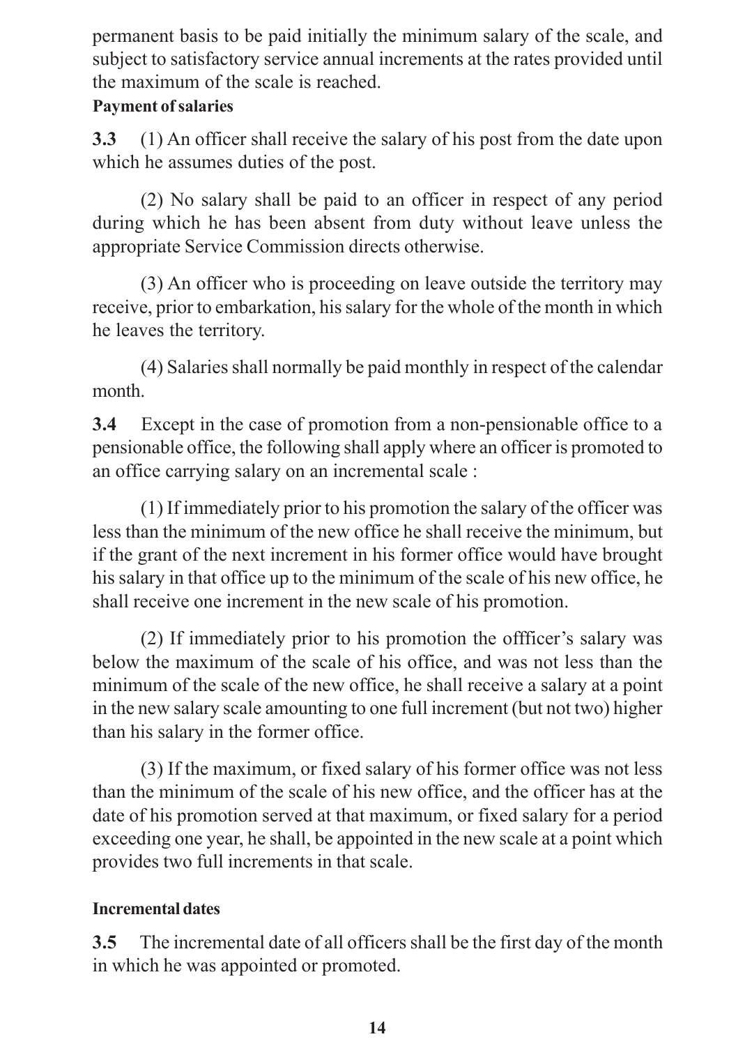permanent basis to be paid initially the minimum salary of the scale, and subject to satisfactory service annual increments at the rates provided until the maximum of the scale is reached.

**Payment of salaries**

**3.3** (1) An officer shall receive the salary of his post from the date upon which he assumes duties of the post.

(2) No salary shall be paid to an officer in respect of any period during which he has been absent from duty without leave unless the appropriate Service Commission directs otherwise.

(3) An officer who is proceeding on leave outside the territory may receive, prior to embarkation, his salary for the whole of the month in which he leaves the territory.

(4) Salaries shall normally be paid monthly in respect of the calendar month.

**3.4** Except in the case of promotion from a non-pensionable office to a pensionable office, the following shall apply where an officer is promoted to an office carrying salary on an incremental scale :

(1) If immediately prior to his promotion the salary of the officer was less than the minimum of the new office he shall receive the minimum, but if the grant of the next increment in his former office would have brought his salary in that office up to the minimum of the scale of his new office, he shall receive one increment in the new scale of his promotion.

(2) If immediately prior to his promotion the offficer's salary was below the maximum of the scale of his office, and was not less than the minimum of the scale of the new office, he shall receive a salary at a point in the new salary scale amounting to one full increment (but not two) higher than his salary in the former office.

(3) If the maximum, or fixed salary of his former office was not less than the minimum of the scale of his new office, and the officer has at the date of his promotion served at that maximum, or fixed salary for a period exceeding one year, he shall, be appointed in the new scale at a point which provides two full increments in that scale.

**Incremental dates**

**3.5** The incremental date of all officers shall be the first day of the month in which he was appointed or promoted.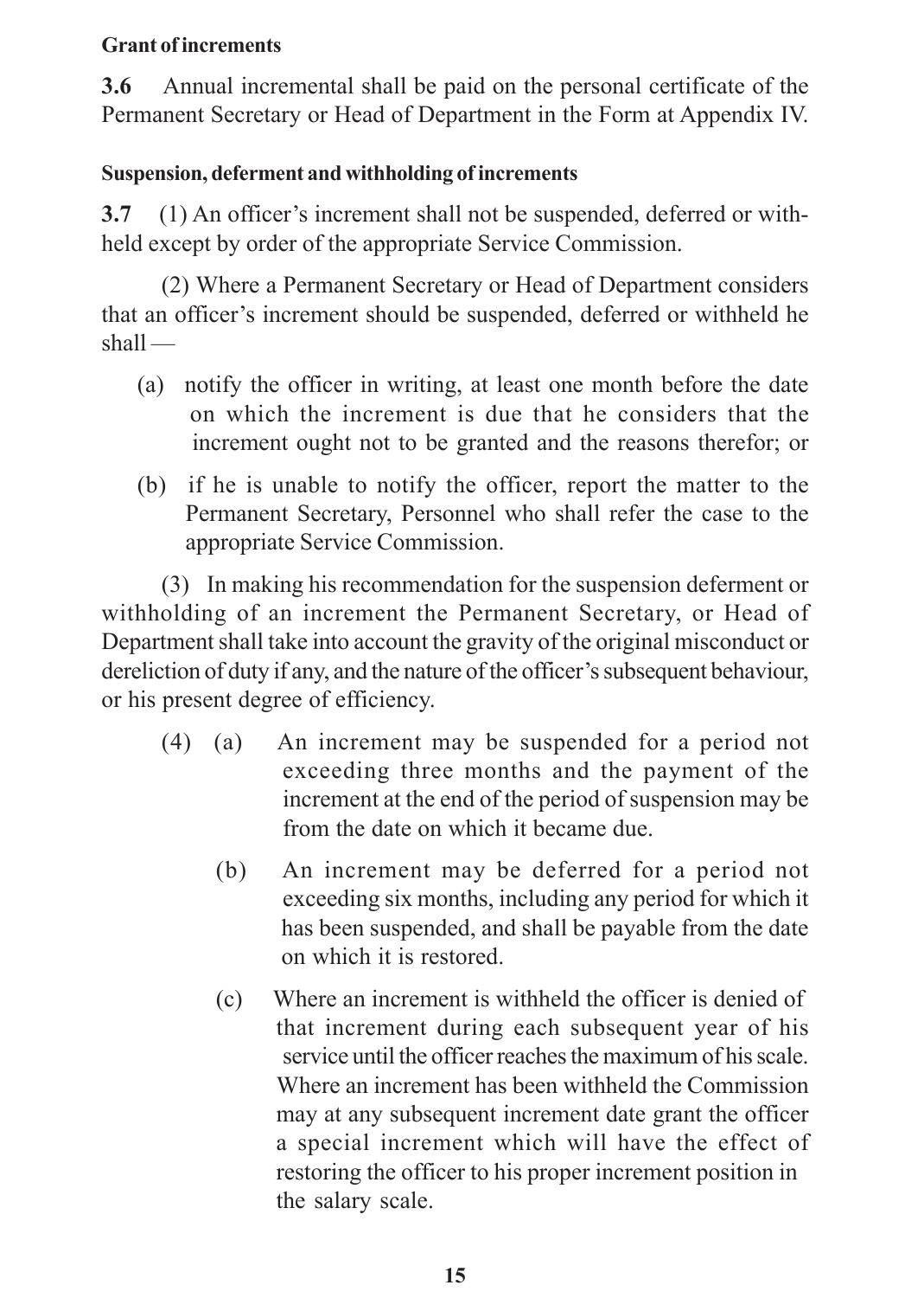**Grant of increments**

**3.6** Annual incremental shall be paid on the personal certificate of the Permanent Secretary or Head of Department in the Form at Appendix IV.

**Suspension, deferment and withholding of increments**

**3.7** (1) An officer's increment shall not be suspended, deferred or withheld except by order of the appropriate Service Commission.

(2) Where a Permanent Secretary or Head of Department considers that an officer's increment should be suspended, deferred or withheld he shall —

(a) notify the officer in writing, at least one month before the date on which the increment is due that he considers that the increment ought not to be granted and the reasons therefor; or

(b) if he is unable to notify the officer, report the matter to the Permanent Secretary, Personnel who shall refer the case to the appropriate Service Commission.

(3) In making his recommendation for the suspension deferment or withholding of an increment the Permanent Secretary, or Head of Department shall take into account the gravity of the original misconduct or dereliction of duty if any, and the nature of the officer's subsequent behaviour, or his present degree of efficiency.

(4) (a) An increment may be suspended for a period not exceeding three months and the payment of the increment at the end of the period of suspension may be from the date on which it became due.

(b) An increment may be deferred for a period not exceeding six months, including any period for which it has been suspended, and shall be payable from the date on which it is restored.

(c) Where an increment is withheld the officer is denied of that increment during each subsequent year of his service until the officer reaches the maximum of his scale. Where an increment has been withheld the Commission may at any subsequent increment date grant the officer a special increment which will have the effect of restoring the officer to his proper increment position in the salary scale.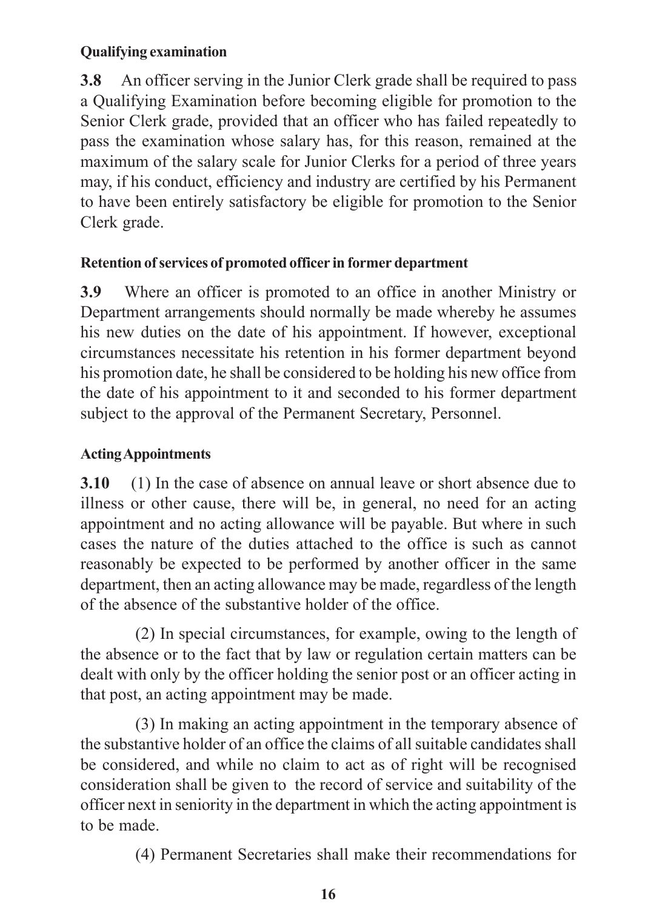**Qualifying examination**

**3.8** An officer serving in the Junior Clerk grade shall be required to pass a Qualifying Examination before becoming eligible for promotion to the Senior Clerk grade, provided that an officer who has failed repeatedly to pass the examination whose salary has, for this reason, remained at the maximum of the salary scale for Junior Clerks for a period of three years may, if his conduct, efficiency and industry are certified by his Permanent to have been entirely satisfactory be eligible for promotion to the Senior Clerk grade.

**Retention of services of promoted officer in former department**

**3.9** Where an officer is promoted to an office in another Ministry or Department arrangements should normally be made whereby he assumes his new duties on the date of his appointment. If however, exceptional circumstances necessitate his retention in his former department beyond his promotion date, he shall be considered to be holding his new office from the date of his appointment to it and seconded to his former department subject to the approval of the Permanent Secretary, Personnel.

**Acting Appointments**

**3.10** (1) In the case of absence on annual leave or short absence due to illness or other cause, there will be, in general, no need for an acting appointment and no acting allowance will be payable. But where in such cases the nature of the duties attached to the office is such as cannot reasonably be expected to be performed by another officer in the same department, then an acting allowance may be made, regardless of the length of the absence of the substantive holder of the office.

(2) In special circumstances, for example, owing to the length of the absence or to the fact that by law or regulation certain matters can be dealt with only by the officer holding the senior post or an officer acting in that post, an acting appointment may be made.

(3) In making an acting appointment in the temporary absence of the substantive holder of an office the claims of all suitable candidates shall be considered, and while no claim to act as of right will be recognised consideration shall be given to the record of service and suitability of the officer next in seniority in the department in which the acting appointment is to be made.

(4) Permanent Secretaries shall make their recommendations for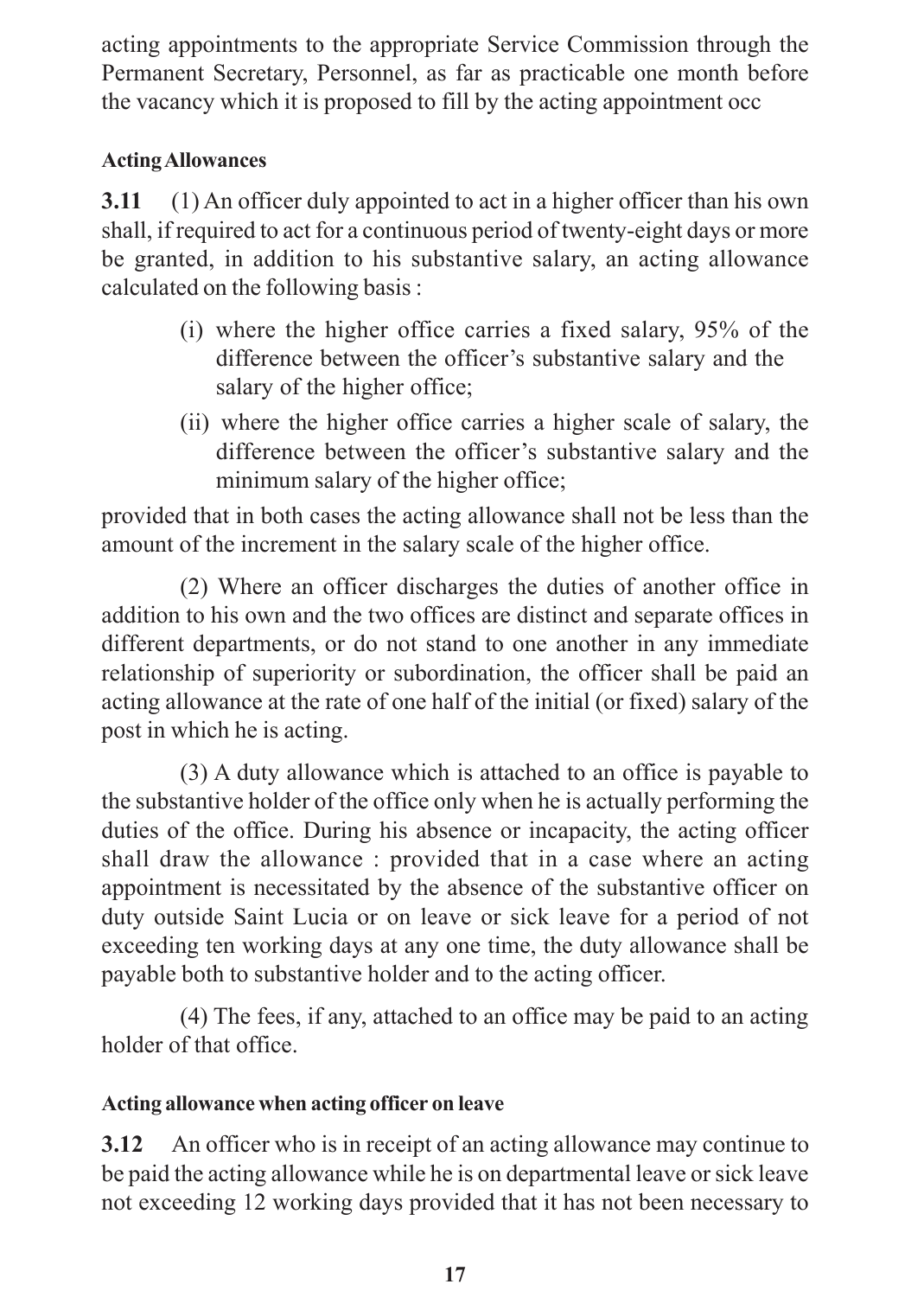acting appointments to the appropriate Service Commission through the Permanent Secretary, Personnel, as far as practicable one month before the vacancy which it is proposed to fill by the acting appointment occ

**Acting Allowances**

**3.11** (1) An officer duly appointed to act in a higher officer than his own shall, if required to act for a continuous period of twenty-eight days or more be granted, in addition to his substantive salary, an acting allowance calculated on the following basis :

- (i) where the higher office carries a fixed salary, 95% of the difference between the officer's substantive salary and the salary of the higher office;
- (ii) where the higher office carries a higher scale of salary, the difference between the officer's substantive salary and the minimum salary of the higher office;

provided that in both cases the acting allowance shall not be less than the amount of the increment in the salary scale of the higher office.

(2) Where an officer discharges the duties of another office in addition to his own and the two offices are distinct and separate offices in different departments, or do not stand to one another in any immediate relationship of superiority or subordination, the officer shall be paid an acting allowance at the rate of one half of the initial (or fixed) salary of the post in which he is acting.

(3) A duty allowance which is attached to an office is payable to the substantive holder of the office only when he is actually performing the duties of the office. During his absence or incapacity, the acting officer shall draw the allowance : provided that in a case where an acting appointment is necessitated by the absence of the substantive officer on duty outside Saint Lucia or on leave or sick leave for a period of not exceeding ten working days at any one time, the duty allowance shall be payable both to substantive holder and to the acting officer.

(4) The fees, if any, attached to an office may be paid to an acting holder of that office.

**Acting allowance when acting officer on leave**

**3.12** An officer who is in receipt of an acting allowance may continue to be paid the acting allowance while he is on departmental leave or sick leave not exceeding 12 working days provided that it has not been necessary to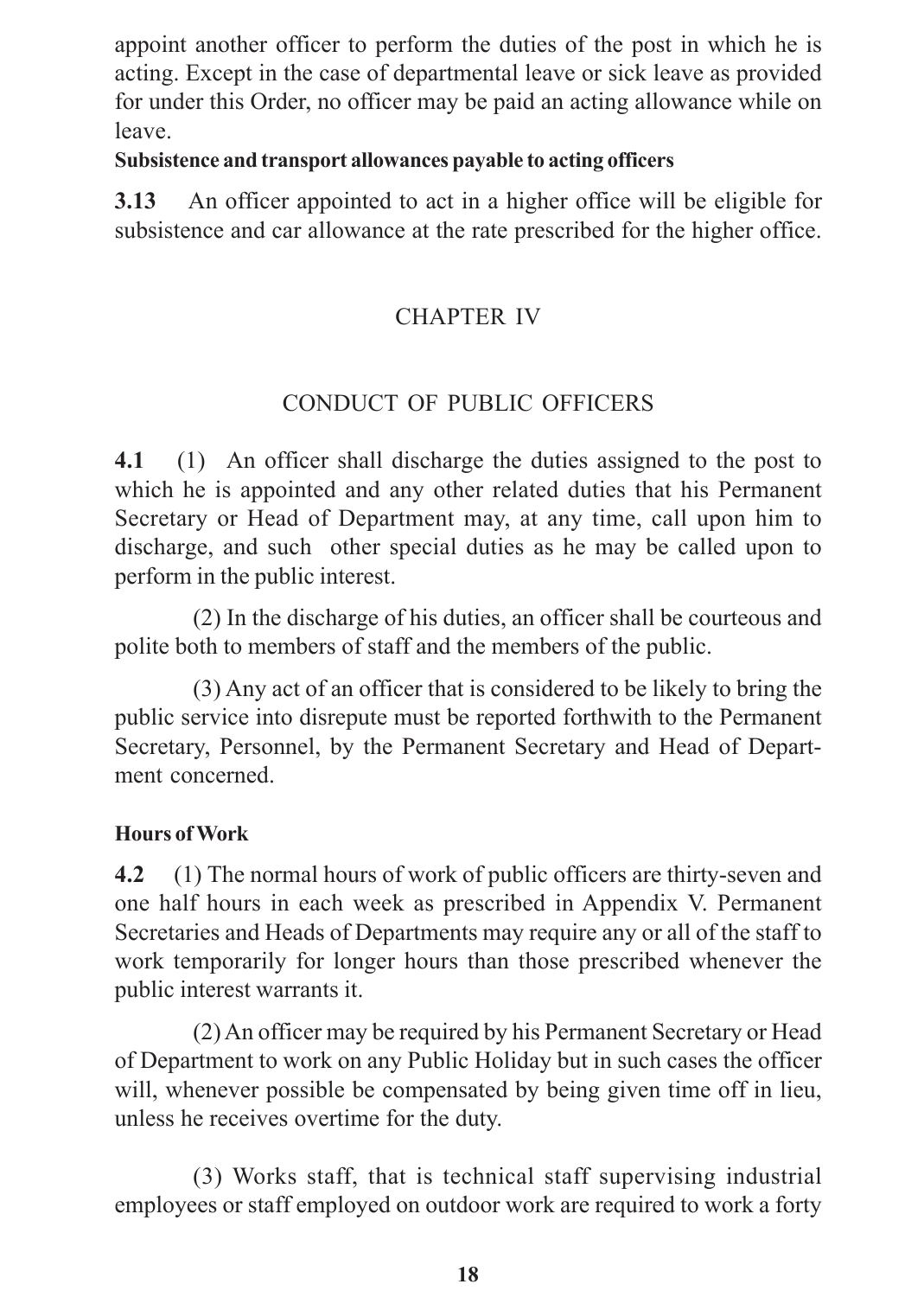appoint another officer to perform the duties of the post in which he is acting. Except in the case of departmental leave or sick leave as provided for under this Order, no officer may be paid an acting allowance while on leave.

**Subsistence and transport allowances payable to acting officers**

**3.13** An officer appointed to act in a higher office will be eligible for subsistence and car allowance at the rate prescribed for the higher office.

# CHAPTER IV

## CONDUCT OF PUBLIC OFFICERS

**4.1** (1) An officer shall discharge the duties assigned to the post to which he is appointed and any other related duties that his Permanent Secretary or Head of Department may, at any time, call upon him to discharge, and such other special duties as he may be called upon to perform in the public interest.

(2) In the discharge of his duties, an officer shall be courteous and polite both to members of staff and the members of the public.

(3) Any act of an officer that is considered to be likely to bring the public service into disrepute must be reported forthwith to the Permanent Secretary, Personnel, by the Permanent Secretary and Head of Department concerned.

**Hours of Work**

**4.2** (1) The normal hours of work of public officers are thirty-seven and one half hours in each week as prescribed in Appendix V. Permanent Secretaries and Heads of Departments may require any or all of the staff to work temporarily for longer hours than those prescribed whenever the public interest warrants it.

(2) An officer may be required by his Permanent Secretary or Head of Department to work on any Public Holiday but in such cases the officer will, whenever possible be compensated by being given time off in lieu, unless he receives overtime for the duty.

(3) Works staff, that is technical staff supervising industrial employees or staff employed on outdoor work are required to work a forty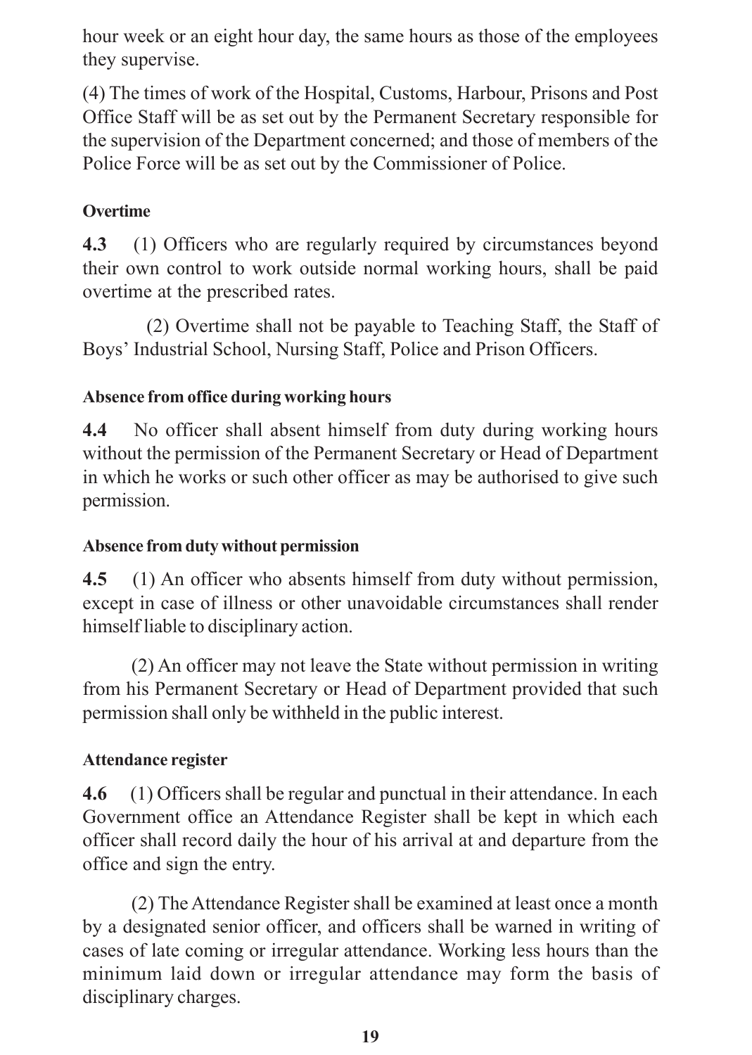hour week or an eight hour day, the same hours as those of the employees they supervise.

(4) The times of work of the Hospital, Customs, Harbour, Prisons and Post Office Staff will be as set out by the Permanent Secretary responsible for the supervision of the Department concerned; and those of members of the Police Force will be as set out by the Commissioner of Police.

**Overtime**

**4.3** (1) Officers who are regularly required by circumstances beyond their own control to work outside normal working hours, shall be paid overtime at the prescribed rates.

(2) Overtime shall not be payable to Teaching Staff, the Staff of Boys' Industrial School, Nursing Staff, Police and Prison Officers.

**Absence from office during working hours**

**4.4** No officer shall absent himself from duty during working hours without the permission of the Permanent Secretary or Head of Department in which he works or such other officer as may be authorised to give such permission.

**Absence from duty without permission**

**4.5** (1) An officer who absents himself from duty without permission, except in case of illness or other unavoidable circumstances shall render himself liable to disciplinary action.

(2) An officer may not leave the State without permission in writing from his Permanent Secretary or Head of Department provided that such permission shall only be withheld in the public interest.

**Attendance register**

**4.6** (1) Officers shall be regular and punctual in their attendance. In each Government office an Attendance Register shall be kept in which each officer shall record daily the hour of his arrival at and departure from the office and sign the entry.

(2) The Attendance Register shall be examined at least once a month by a designated senior officer, and officers shall be warned in writing of cases of late coming or irregular attendance. Working less hours than the minimum laid down or irregular attendance may form the basis of disciplinary charges.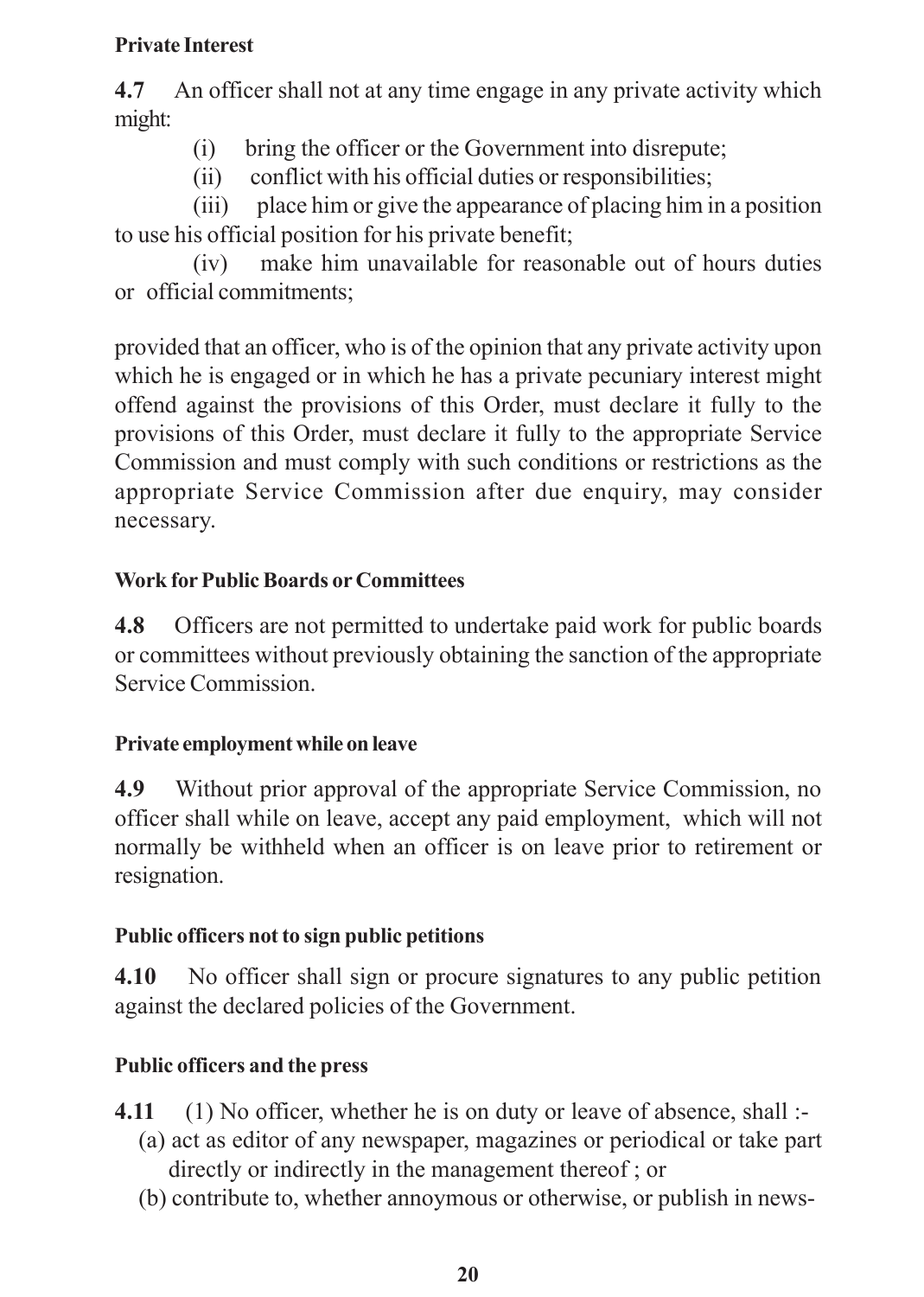**Private Interest**

**4.7** An officer shall not at any time engage in any private activity which might:

(i) bring the officer or the Government into disrepute;

(ii) conflict with his official duties or responsibilities;

(iii) place him or give the appearance of placing him in a position to use his official position for his private benefit;

(iv) make him unavailable for reasonable out of hours duties or official commitments;

provided that an officer, who is of the opinion that any private activity upon which he is engaged or in which he has a private pecuniary interest might offend against the provisions of this Order, must declare it fully to the provisions of this Order, must declare it fully to the appropriate Service Commission and must comply with such conditions or restrictions as the appropriate Service Commission after due enquiry, may consider necessary.

**Work for Public Boards or Committees**

**4.8** Officers are not permitted to undertake paid work for public boards or committees without previously obtaining the sanction of the appropriate Service Commission.

**Private employment while on leave**

**4.9** Without prior approval of the appropriate Service Commission, no officer shall while on leave, accept any paid employment, which will not normally be withheld when an officer is on leave prior to retirement or resignation.

**Public officers not to sign public petitions**

**4.10** No officer shall sign or procure signatures to any public petition against the declared policies of the Government.

**Public officers and the press**

**4.11** (1) No officer, whether he is on duty or leave of absence, shall :-

(a) act as editor of any newspaper, magazines or periodical or take part directly or indirectly in the management thereof ; or

(b) contribute to, whether annoymous or otherwise, or publish in news-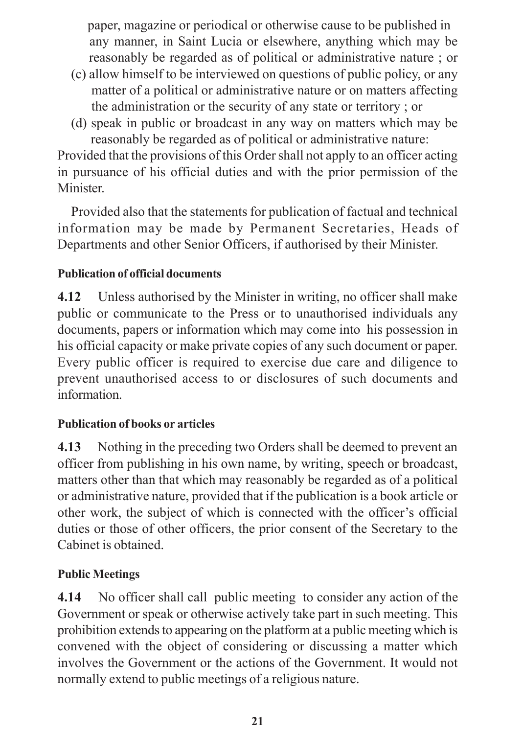paper, magazine or periodical or otherwise cause to be published in any manner, in Saint Lucia or elsewhere, anything which may be reasonably be regarded as of political or administrative nature ; or

(c) allow himself to be interviewed on questions of public policy, or any matter of a political or administrative nature or on matters affecting the administration or the security of any state or territory ; or

(d) speak in public or broadcast in any way on matters which may be reasonably be regarded as of political or administrative nature:

Provided that the provisions of this Order shall not apply to an officer acting in pursuance of his official duties and with the prior permission of the Minister.

Provided also that the statements for publication of factual and technical information may be made by Permanent Secretaries, Heads of Departments and other Senior Officers, if authorised by their Minister.

**Publication of official documents**

**4.12** Unless authorised by the Minister in writing, no officer shall make public or communicate to the Press or to unauthorised individuals any documents, papers or information which may come into his possession in his official capacity or make private copies of any such document or paper. Every public officer is required to exercise due care and diligence to prevent unauthorised access to or disclosures of such documents and information.

**Publication of books or articles**

**4.13** Nothing in the preceding two Orders shall be deemed to prevent an officer from publishing in his own name, by writing, speech or broadcast, matters other than that which may reasonably be regarded as of a political or administrative nature, provided that if the publication is a book article or other work, the subject of which is connected with the officer's official duties or those of other officers, the prior consent of the Secretary to the Cabinet is obtained.

**Public Meetings**

**4.14** No officer shall call public meeting to consider any action of the Government or speak or otherwise actively take part in such meeting. This prohibition extends to appearing on the platform at a public meeting which is convened with the object of considering or discussing a matter which involves the Government or the actions of the Government. It would not normally extend to public meetings of a religious nature.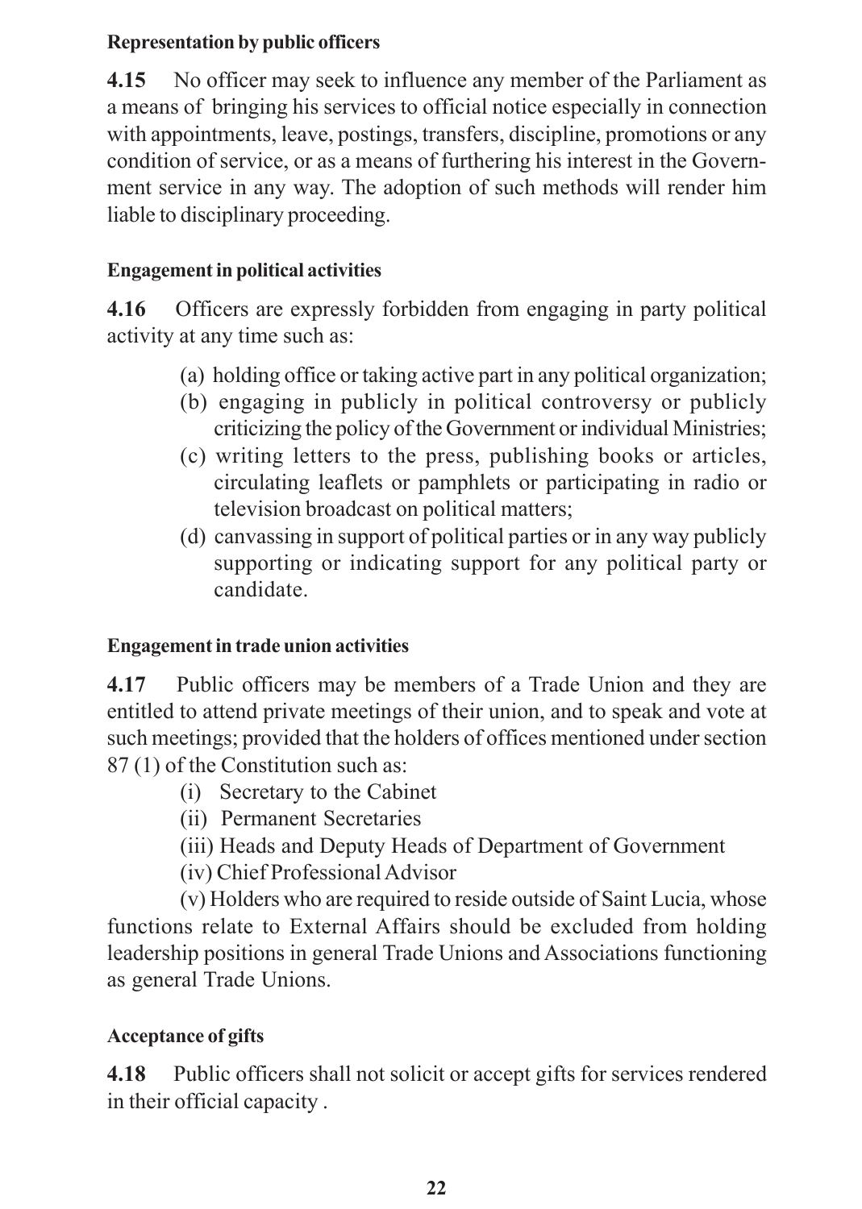**Representation by public officers**

**4.15** No officer may seek to influence any member of the Parliament as a means of bringing his services to official notice especially in connection with appointments, leave, postings, transfers, discipline, promotions or any condition of service, or as a means of furthering his interest in the Government service in any way. The adoption of such methods will render him liable to disciplinary proceeding.

**Engagement in political activities**

**4.16** Officers are expressly forbidden from engaging in party political activity at any time such as:

(a) holding office or taking active part in any political organization;
(b) engaging in publicly in political controversy or publicly criticizing the policy of the Government or individual Ministries;
(c) writing letters to the press, publishing books or articles, circulating leaflets or pamphlets or participating in radio or television broadcast on political matters;
(d) canvassing in support of political parties or in any way publicly supporting or indicating support for any political party or candidate.

**Engagement in trade union activities**

**4.17** Public officers may be members of a Trade Union and they are entitled to attend private meetings of their union, and to speak and vote at such meetings; provided that the holders of offices mentioned under section 87 (1) of the Constitution such as:

(i) Secretary to the Cabinet
(ii) Permanent Secretaries
(iii) Heads and Deputy Heads of Department of Government
(iv) Chief Professional Advisor
(v) Holders who are required to reside outside of Saint Lucia, whose functions relate to External Affairs should be excluded from holding leadership positions in general Trade Unions and Associations functioning as general Trade Unions.

**Acceptance of gifts**

**4.18** Public officers shall not solicit or accept gifts for services rendered in their official capacity .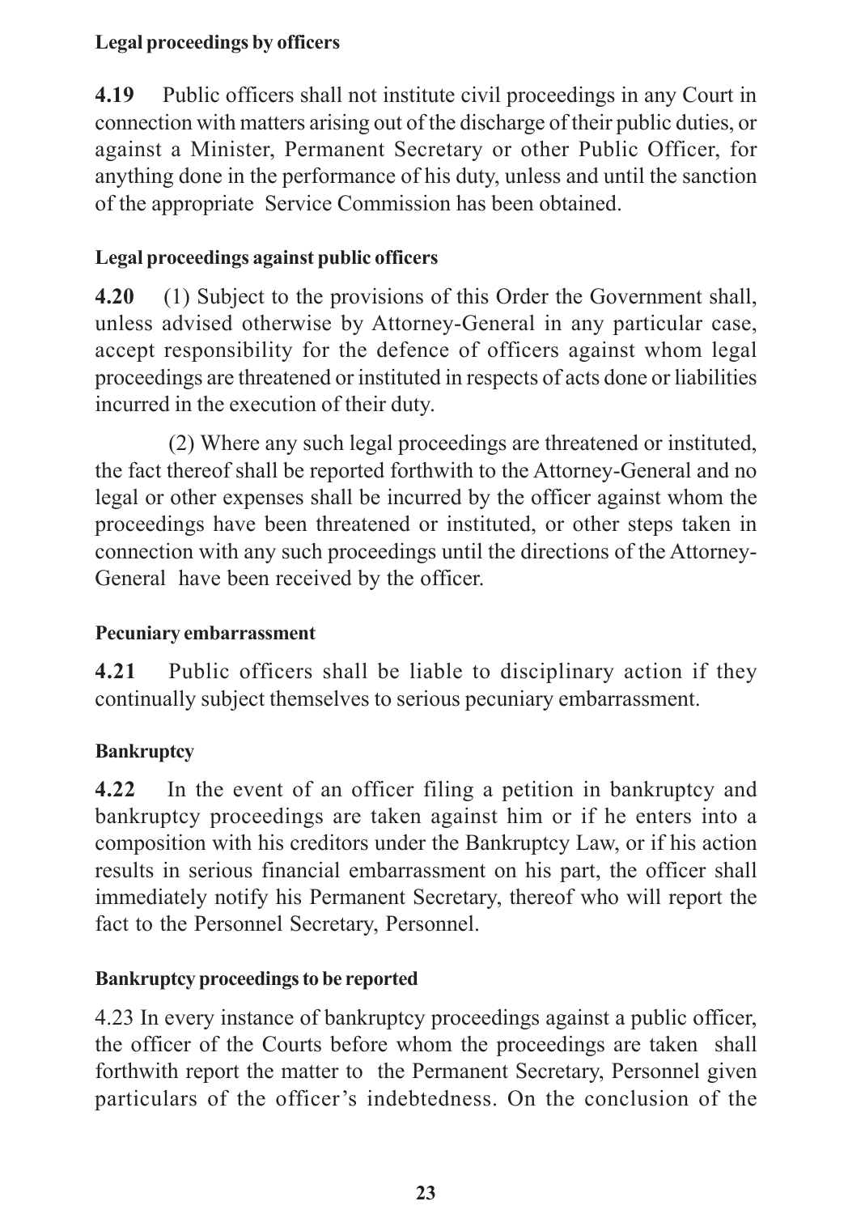**Legal proceedings by officers**

**4.19** Public officers shall not institute civil proceedings in any Court in connection with matters arising out of the discharge of their public duties, or against a Minister, Permanent Secretary or other Public Officer, for anything done in the performance of his duty, unless and until the sanction of the appropriate Service Commission has been obtained.

**Legal proceedings against public officers**

**4.20** (1) Subject to the provisions of this Order the Government shall, unless advised otherwise by Attorney-General in any particular case, accept responsibility for the defence of officers against whom legal proceedings are threatened or instituted in respects of acts done or liabilities incurred in the execution of their duty.

(2) Where any such legal proceedings are threatened or instituted, the fact thereof shall be reported forthwith to the Attorney-General and no legal or other expenses shall be incurred by the officer against whom the proceedings have been threatened or instituted, or other steps taken in connection with any such proceedings until the directions of the Attorney-General have been received by the officer.

**Pecuniary embarrassment**

**4.21** Public officers shall be liable to disciplinary action if they continually subject themselves to serious pecuniary embarrassment.

**Bankruptcy**

**4.22** In the event of an officer filing a petition in bankruptcy and bankruptcy proceedings are taken against him or if he enters into a composition with his creditors under the Bankruptcy Law, or if his action results in serious financial embarrassment on his part, the officer shall immediately notify his Permanent Secretary, thereof who will report the fact to the Personnel Secretary, Personnel.

**Bankruptcy proceedings to be reported**

4.23 In every instance of bankruptcy proceedings against a public officer, the officer of the Courts before whom the proceedings are taken shall forthwith report the matter to the Permanent Secretary, Personnel given particulars of the officer's indebtedness. On the conclusion of the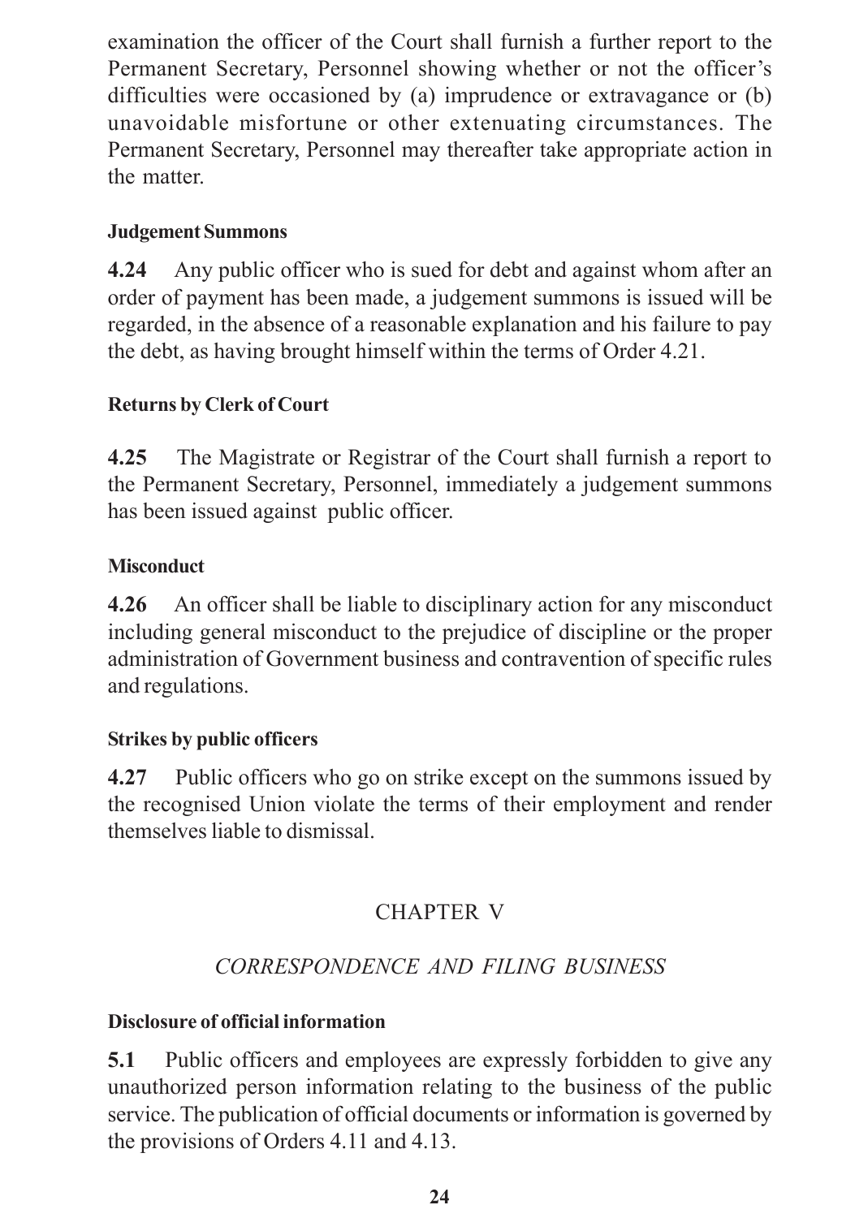examination the officer of the Court shall furnish a further report to the Permanent Secretary, Personnel showing whether or not the officer's difficulties were occasioned by (a) imprudence or extravagance or (b) unavoidable misfortune or other extenuating circumstances. The Permanent Secretary, Personnel may thereafter take appropriate action in the matter.

**Judgement Summons**

**4.24** Any public officer who is sued for debt and against whom after an order of payment has been made, a judgement summons is issued will be regarded, in the absence of a reasonable explanation and his failure to pay the debt, as having brought himself within the terms of Order 4.21.

**Returns by Clerk of Court**

**4.25** The Magistrate or Registrar of the Court shall furnish a report to the Permanent Secretary, Personnel, immediately a judgement summons has been issued against public officer.

**Misconduct**

**4.26** An officer shall be liable to disciplinary action for any misconduct including general misconduct to the prejudice of discipline or the proper administration of Government business and contravention of specific rules and regulations.

**Strikes by public officers**

**4.27** Public officers who go on strike except on the summons issued by the recognised Union violate the terms of their employment and render themselves liable to dismissal.

## CHAPTER V

## *CORRESPONDENCE AND FILING BUSINESS*

**Disclosure of official information**

**5.1** Public officers and employees are expressly forbidden to give any unauthorized person information relating to the business of the public service. The publication of official documents or information is governed by the provisions of Orders 4.11 and 4.13.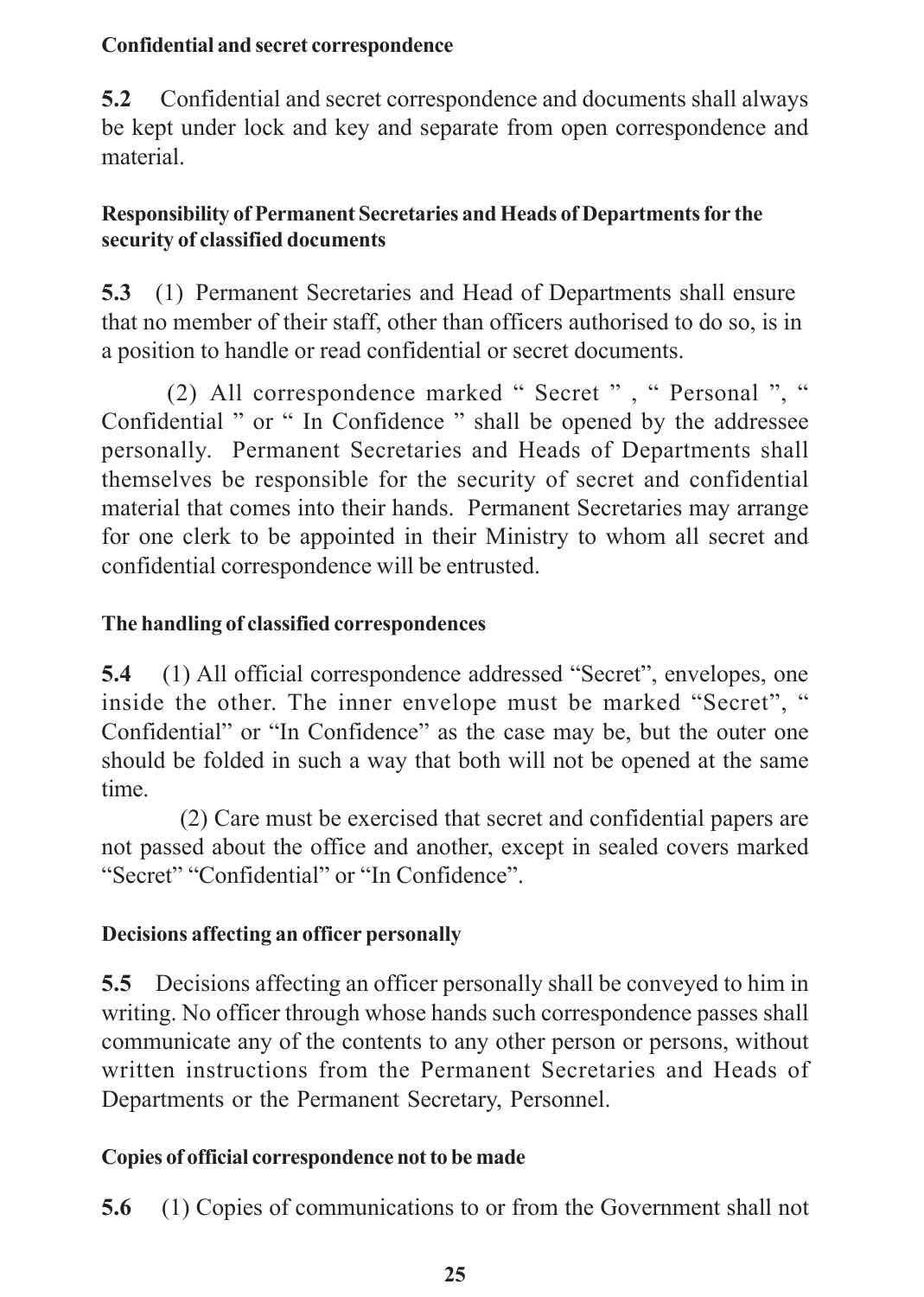**Confidential and secret correspondence**

**5.2** Confidential and secret correspondence and documents shall always be kept under lock and key and separate from open correspondence and material.

**Responsibility of Permanent Secretaries and Heads of Departments for the security of classified documents**

**5.3** (1) Permanent Secretaries and Head of Departments shall ensure that no member of their staff, other than officers authorised to do so, is in a position to handle or read confidential or secret documents.

(2) All correspondence marked " Secret " , " Personal ", " Confidential " or " In Confidence " shall be opened by the addressee personally. Permanent Secretaries and Heads of Departments shall themselves be responsible for the security of secret and confidential material that comes into their hands. Permanent Secretaries may arrange for one clerk to be appointed in their Ministry to whom all secret and confidential correspondence will be entrusted.

**The handling of classified correspondences**

**5.4** (1) All official correspondence addressed "Secret", envelopes, one inside the other. The inner envelope must be marked "Secret", " Confidential" or "In Confidence" as the case may be, but the outer one should be folded in such a way that both will not be opened at the same time.

(2) Care must be exercised that secret and confidential papers are not passed about the office and another, except in sealed covers marked "Secret" "Confidential" or "In Confidence".

**Decisions affecting an officer personally**

**5.5** Decisions affecting an officer personally shall be conveyed to him in writing. No officer through whose hands such correspondence passes shall communicate any of the contents to any other person or persons, without written instructions from the Permanent Secretaries and Heads of Departments or the Permanent Secretary, Personnel.

**Copies of official correspondence not to be made**

**5.6** (1) Copies of communications to or from the Government shall not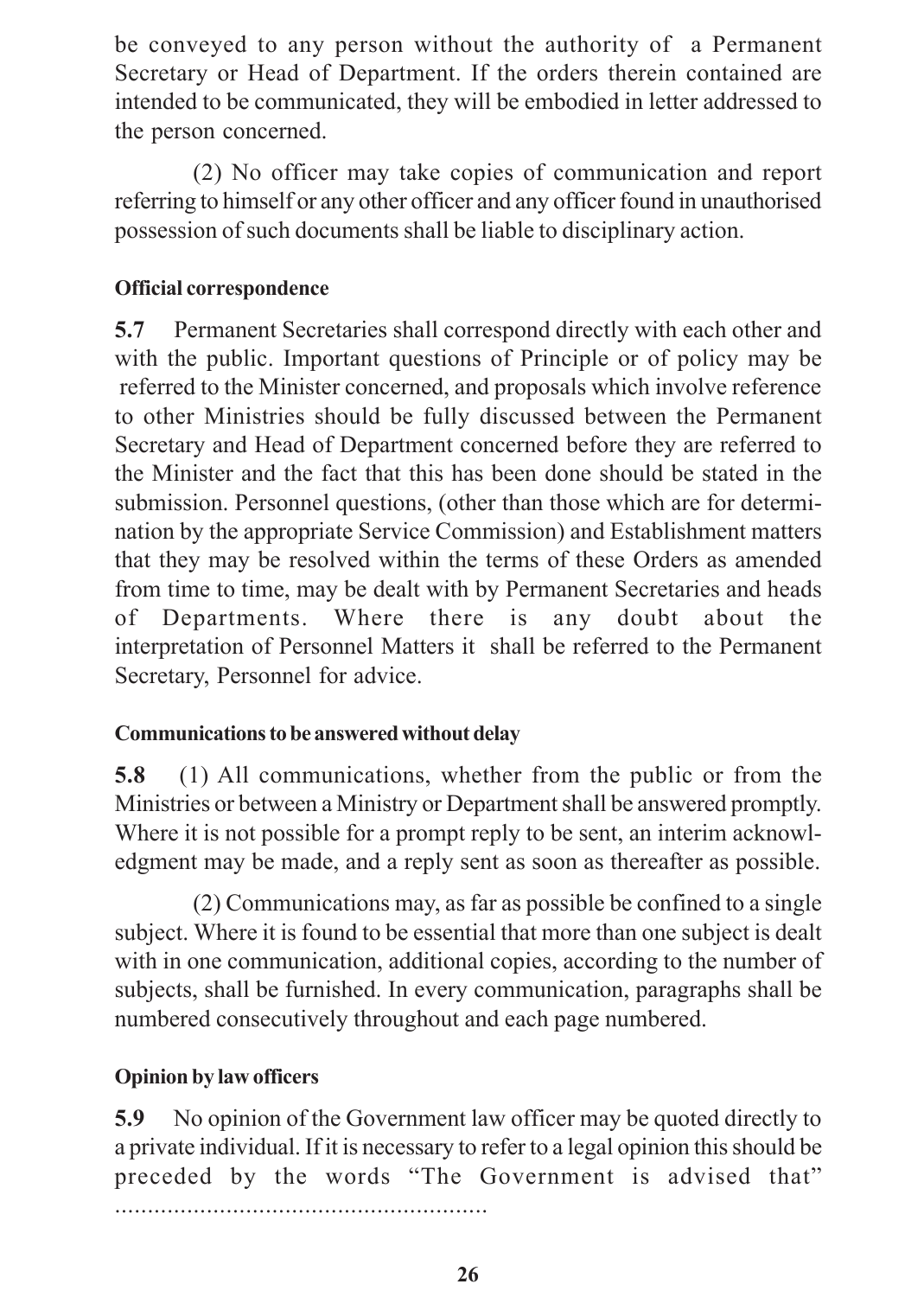be conveyed to any person without the authority of a Permanent Secretary or Head of Department. If the orders therein contained are intended to be communicated, they will be embodied in letter addressed to the person concerned.

(2) No officer may take copies of communication and report referring to himself or any other officer and any officer found in unauthorised possession of such documents shall be liable to disciplinary action.

**Official correspondence**

**5.7** Permanent Secretaries shall correspond directly with each other and with the public. Important questions of Principle or of policy may be referred to the Minister concerned, and proposals which involve reference to other Ministries should be fully discussed between the Permanent Secretary and Head of Department concerned before they are referred to the Minister and the fact that this has been done should be stated in the submission. Personnel questions, (other than those which are for determination by the appropriate Service Commission) and Establishment matters that they may be resolved within the terms of these Orders as amended from time to time, may be dealt with by Permanent Secretaries and heads of Departments. Where there is any doubt about the interpretation of Personnel Matters it shall be referred to the Permanent Secretary, Personnel for advice.

**Communications to be answered without delay**

**5.8** (1) All communications, whether from the public or from the Ministries or between a Ministry or Department shall be answered promptly. Where it is not possible for a prompt reply to be sent, an interim acknowledgment may be made, and a reply sent as soon as thereafter as possible.

(2) Communications may, as far as possible be confined to a single subject. Where it is found to be essential that more than one subject is dealt with in one communication, additional copies, according to the number of subjects, shall be furnished. In every communication, paragraphs shall be numbered consecutively throughout and each page numbered.

**Opinion by law officers**

**5.9** No opinion of the Government law officer may be quoted directly to a private individual. If it is necessary to refer to a legal opinion this should be preceded by the words "The Government is advised that" ..........................................................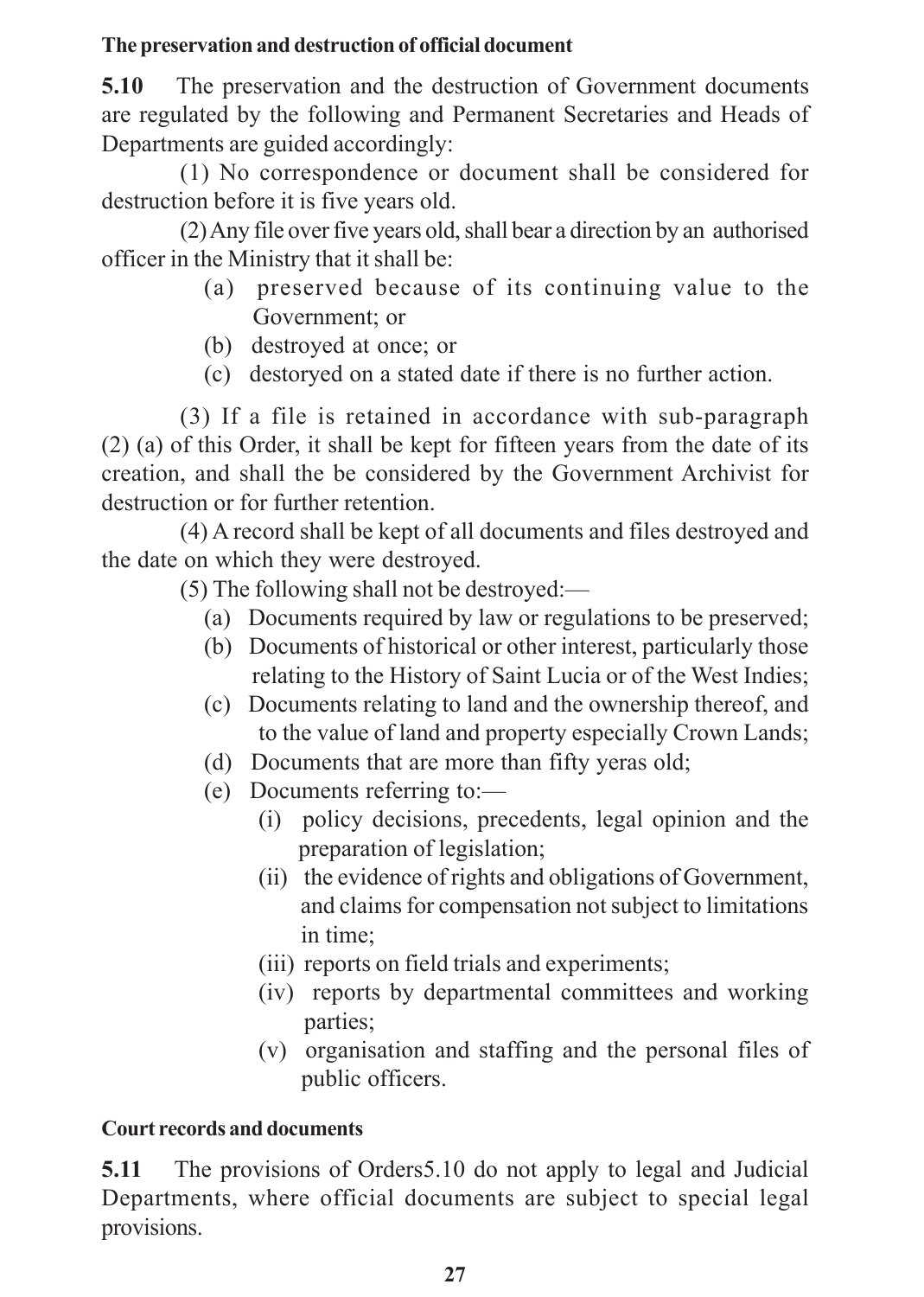**The preservation and destruction of official document**

**5.10** The preservation and the destruction of Government documents are regulated by the following and Permanent Secretaries and Heads of Departments are guided accordingly:

(1) No correspondence or document shall be considered for destruction before it is five years old.

(2) Any file over five years old, shall bear a direction by an authorised officer in the Ministry that it shall be:

- (a) preserved because of its continuing value to the Government; or
- (b) destroyed at once; or
- (c) destoryed on a stated date if there is no further action.

(3) If a file is retained in accordance with sub-paragraph (2) (a) of this Order, it shall be kept for fifteen years from the date of its creation, and shall the be considered by the Government Archivist for destruction or for further retention.

(4) A record shall be kept of all documents and files destroyed and the date on which they were destroyed.

(5) The following shall not be destroyed:—

- (a) Documents required by law or regulations to be preserved;
- (b) Documents of historical or other interest, particularly those relating to the History of Saint Lucia or of the West Indies;
- (c) Documents relating to land and the ownership thereof, and to the value of land and property especially Crown Lands;
- (d) Documents that are more than fifty yeras old;
- (e) Documents referring to:—
  - (i) policy decisions, precedents, legal opinion and the preparation of legislation;
  - (ii) the evidence of rights and obligations of Government, and claims for compensation not subject to limitations in time;
  - (iii) reports on field trials and experiments;
  - (iv) reports by departmental committees and working parties;
  - (v) organisation and staffing and the personal files of public officers.

**Court records and documents**

**5.11** The provisions of Orders5.10 do not apply to legal and Judicial Departments, where official documents are subject to special legal provisions.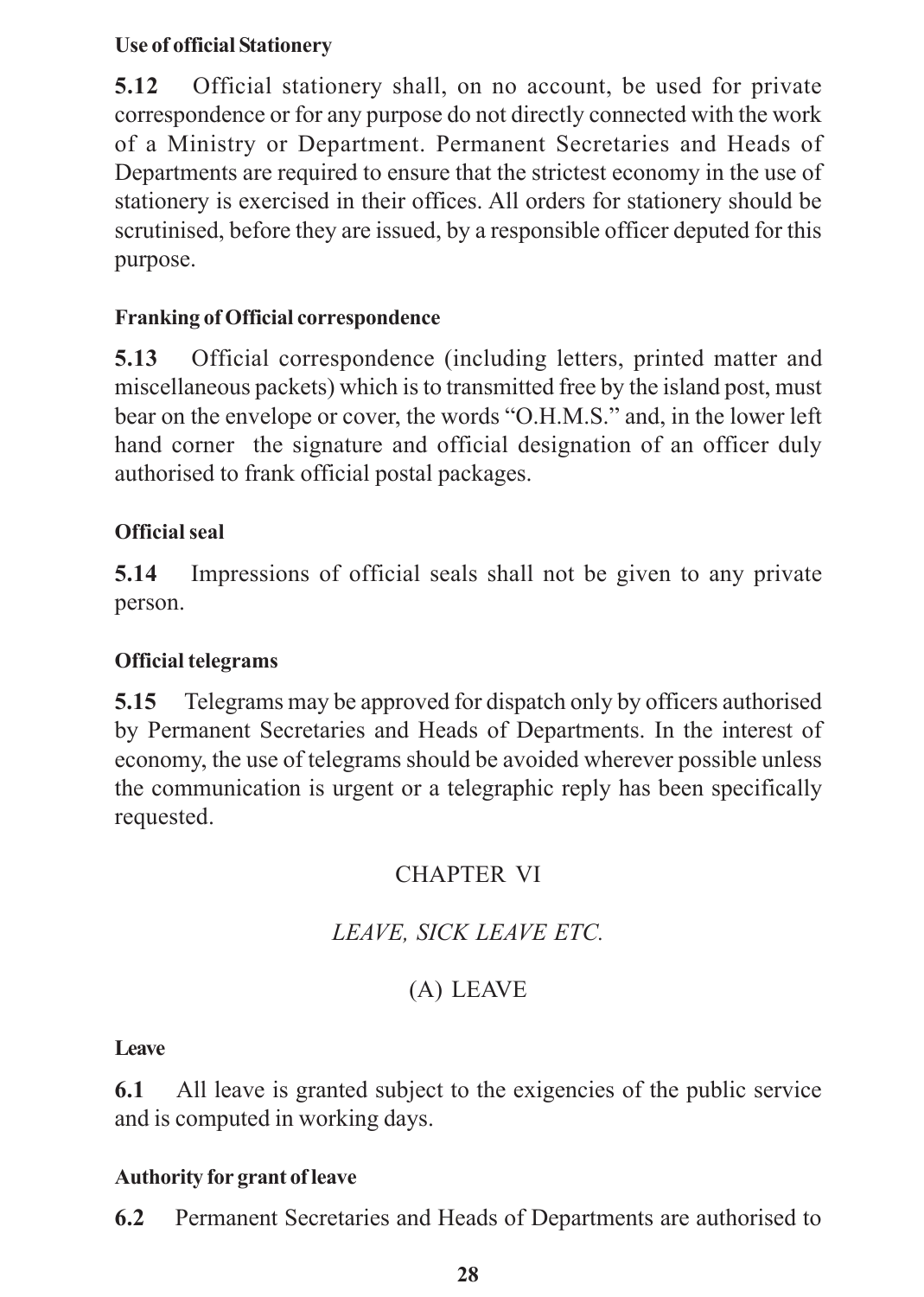**Use of official Stationery**

**5.12** Official stationery shall, on no account, be used for private correspondence or for any purpose do not directly connected with the work of a Ministry or Department. Permanent Secretaries and Heads of Departments are required to ensure that the strictest economy in the use of stationery is exercised in their offices. All orders for stationery should be scrutinised, before they are issued, by a responsible officer deputed for this purpose.

**Franking of Official correspondence**

**5.13** Official correspondence (including letters, printed matter and miscellaneous packets) which is to transmitted free by the island post, must bear on the envelope or cover, the words "O.H.M.S." and, in the lower left hand corner the signature and official designation of an officer duly authorised to frank official postal packages.

**Official seal**

**5.14** Impressions of official seals shall not be given to any private person.

**Official telegrams**

**5.15** Telegrams may be approved for dispatch only by officers authorised by Permanent Secretaries and Heads of Departments. In the interest of economy, the use of telegrams should be avoided wherever possible unless the communication is urgent or a telegraphic reply has been specifically requested.

# CHAPTER VI

## *LEAVE, SICK LEAVE ETC.*

## (A) LEAVE

**Leave**

**6.1** All leave is granted subject to the exigencies of the public service and is computed in working days.

**Authority for grant of leave**

**6.2** Permanent Secretaries and Heads of Departments are authorised to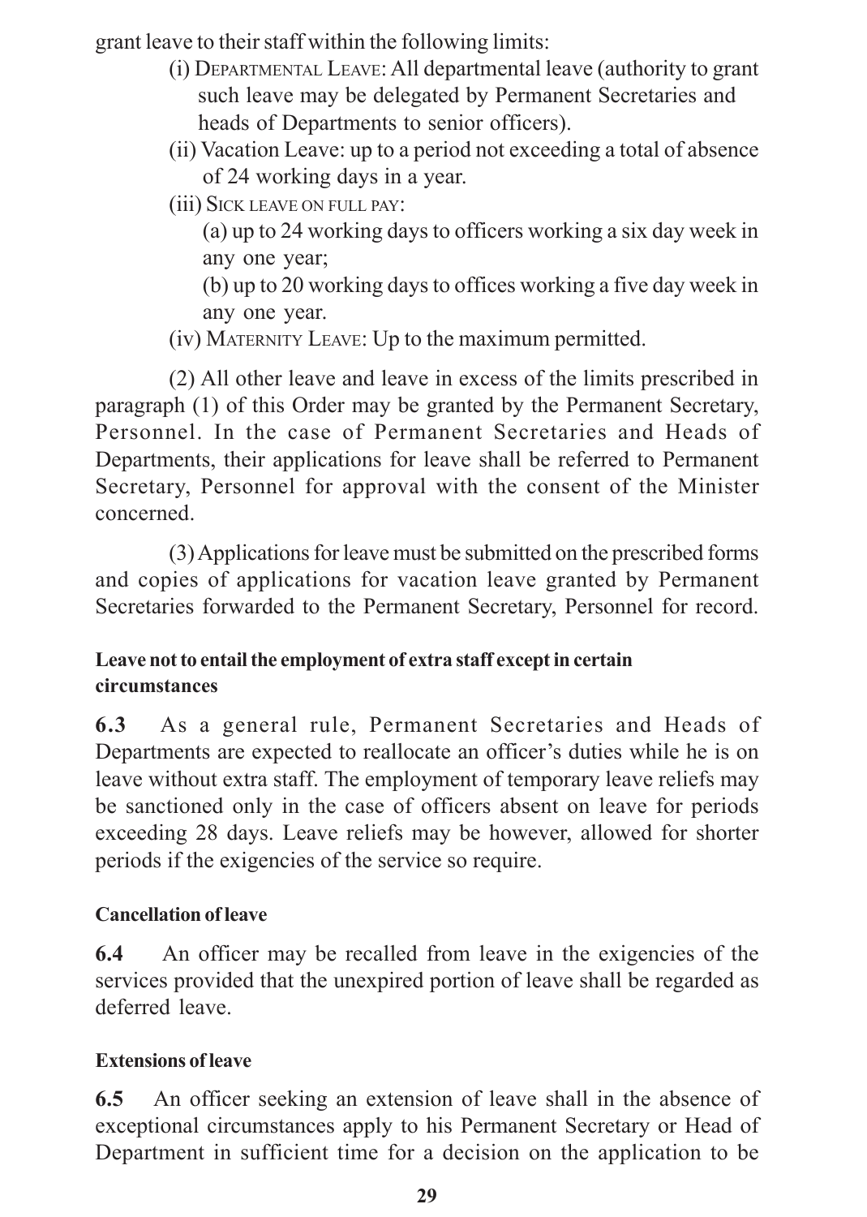grant leave to their staff within the following limits:

(i) DEPARTMENTAL LEAVE: All departmental leave (authority to grant such leave may be delegated by Permanent Secretaries and heads of Departments to senior officers).

(ii) Vacation Leave: up to a period not exceeding a total of absence of 24 working days in a year.

(iii) SICK LEAVE ON FULL PAY:

(a) up to 24 working days to officers working a six day week in any one year;

(b) up to 20 working days to offices working a five day week in any one year.

(iv) MATERNITY LEAVE: Up to the maximum permitted.

(2) All other leave and leave in excess of the limits prescribed in paragraph (1) of this Order may be granted by the Permanent Secretary, Personnel. In the case of Permanent Secretaries and Heads of Departments, their applications for leave shall be referred to Permanent Secretary, Personnel for approval with the consent of the Minister concerned.

(3) Applications for leave must be submitted on the prescribed forms and copies of applications for vacation leave granted by Permanent Secretaries forwarded to the Permanent Secretary, Personnel for record.

**Leave not to entail the employment of extra staff except in certain circumstances**

**6.3** As a general rule, Permanent Secretaries and Heads of Departments are expected to reallocate an officer's duties while he is on leave without extra staff. The employment of temporary leave reliefs may be sanctioned only in the case of officers absent on leave for periods exceeding 28 days. Leave reliefs may be however, allowed for shorter periods if the exigencies of the service so require.

**Cancellation of leave**

**6.4** An officer may be recalled from leave in the exigencies of the services provided that the unexpired portion of leave shall be regarded as deferred leave.

**Extensions of leave**

**6.5** An officer seeking an extension of leave shall in the absence of exceptional circumstances apply to his Permanent Secretary or Head of Department in sufficient time for a decision on the application to be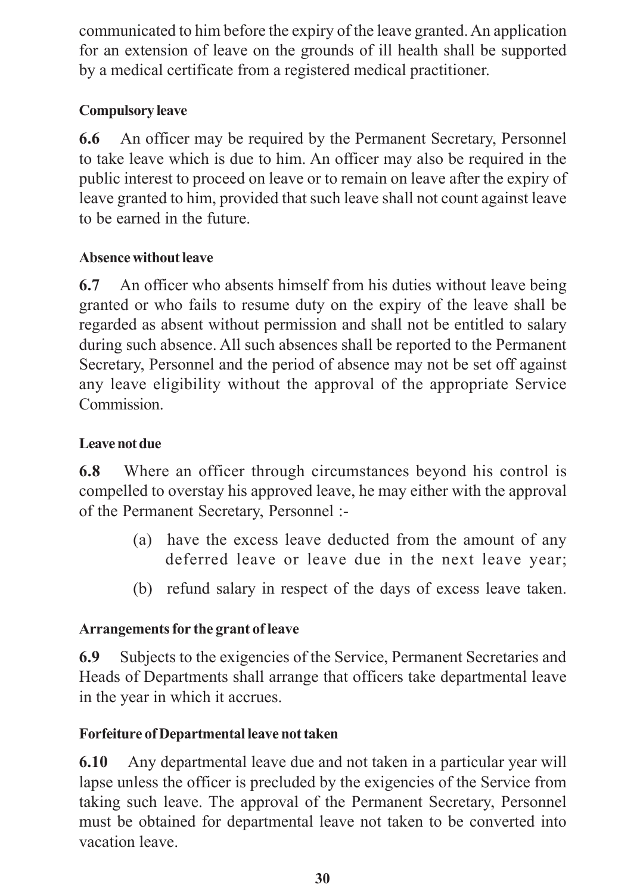communicated to him before the expiry of the leave granted. An application for an extension of leave on the grounds of ill health shall be supported by a medical certificate from a registered medical practitioner.

**Compulsory leave**

**6.6** An officer may be required by the Permanent Secretary, Personnel to take leave which is due to him. An officer may also be required in the public interest to proceed on leave or to remain on leave after the expiry of leave granted to him, provided that such leave shall not count against leave to be earned in the future.

**Absence without leave**

**6.7** An officer who absents himself from his duties without leave being granted or who fails to resume duty on the expiry of the leave shall be regarded as absent without permission and shall not be entitled to salary during such absence. All such absences shall be reported to the Permanent Secretary, Personnel and the period of absence may not be set off against any leave eligibility without the approval of the appropriate Service Commission.

**Leave not due**

**6.8** Where an officer through circumstances beyond his control is compelled to overstay his approved leave, he may either with the approval of the Permanent Secretary, Personnel :-

(a) have the excess leave deducted from the amount of any deferred leave or leave due in the next leave year;

(b) refund salary in respect of the days of excess leave taken.

**Arrangements for the grant of leave**

**6.9** Subjects to the exigencies of the Service, Permanent Secretaries and Heads of Departments shall arrange that officers take departmental leave in the year in which it accrues.

**Forfeiture of Departmental leave not taken**

**6.10** Any departmental leave due and not taken in a particular year will lapse unless the officer is precluded by the exigencies of the Service from taking such leave. The approval of the Permanent Secretary, Personnel must be obtained for departmental leave not taken to be converted into vacation leave.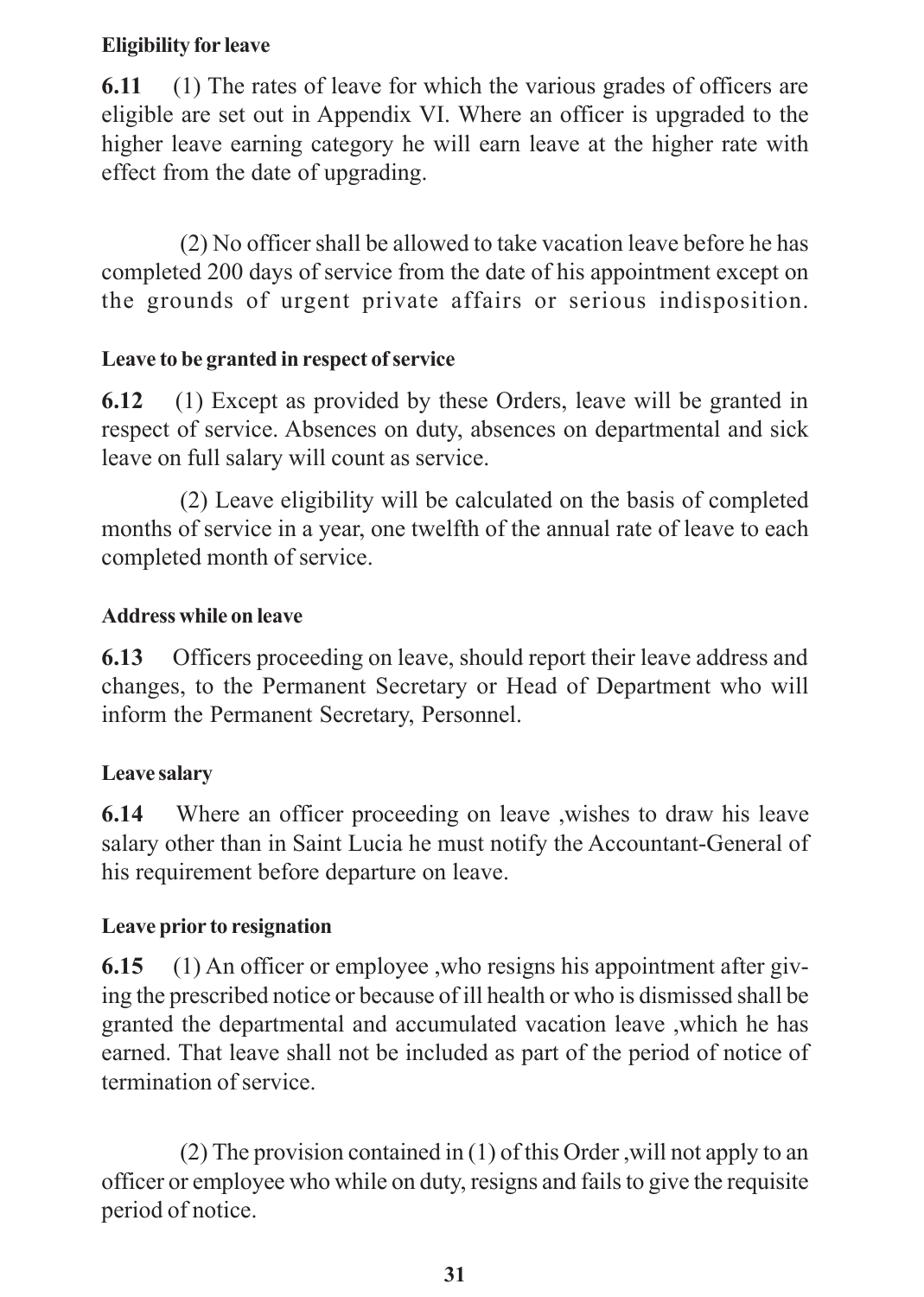**Eligibility for leave**

**6.11** (1) The rates of leave for which the various grades of officers are eligible are set out in Appendix VI. Where an officer is upgraded to the higher leave earning category he will earn leave at the higher rate with effect from the date of upgrading.

(2) No officer shall be allowed to take vacation leave before he has completed 200 days of service from the date of his appointment except on the grounds of urgent private affairs or serious indisposition.

**Leave to be granted in respect of service**

**6.12** (1) Except as provided by these Orders, leave will be granted in respect of service. Absences on duty, absences on departmental and sick leave on full salary will count as service.

(2) Leave eligibility will be calculated on the basis of completed months of service in a year, one twelfth of the annual rate of leave to each completed month of service.

**Address while on leave**

**6.13** Officers proceeding on leave, should report their leave address and changes, to the Permanent Secretary or Head of Department who will inform the Permanent Secretary, Personnel.

**Leave salary**

**6.14** Where an officer proceeding on leave ,wishes to draw his leave salary other than in Saint Lucia he must notify the Accountant-General of his requirement before departure on leave.

**Leave prior to resignation**

**6.15** (1) An officer or employee ,who resigns his appointment after giving the prescribed notice or because of ill health or who is dismissed shall be granted the departmental and accumulated vacation leave ,which he has earned. That leave shall not be included as part of the period of notice of termination of service.

(2) The provision contained in (1) of this Order ,will not apply to an officer or employee who while on duty, resigns and fails to give the requisite period of notice.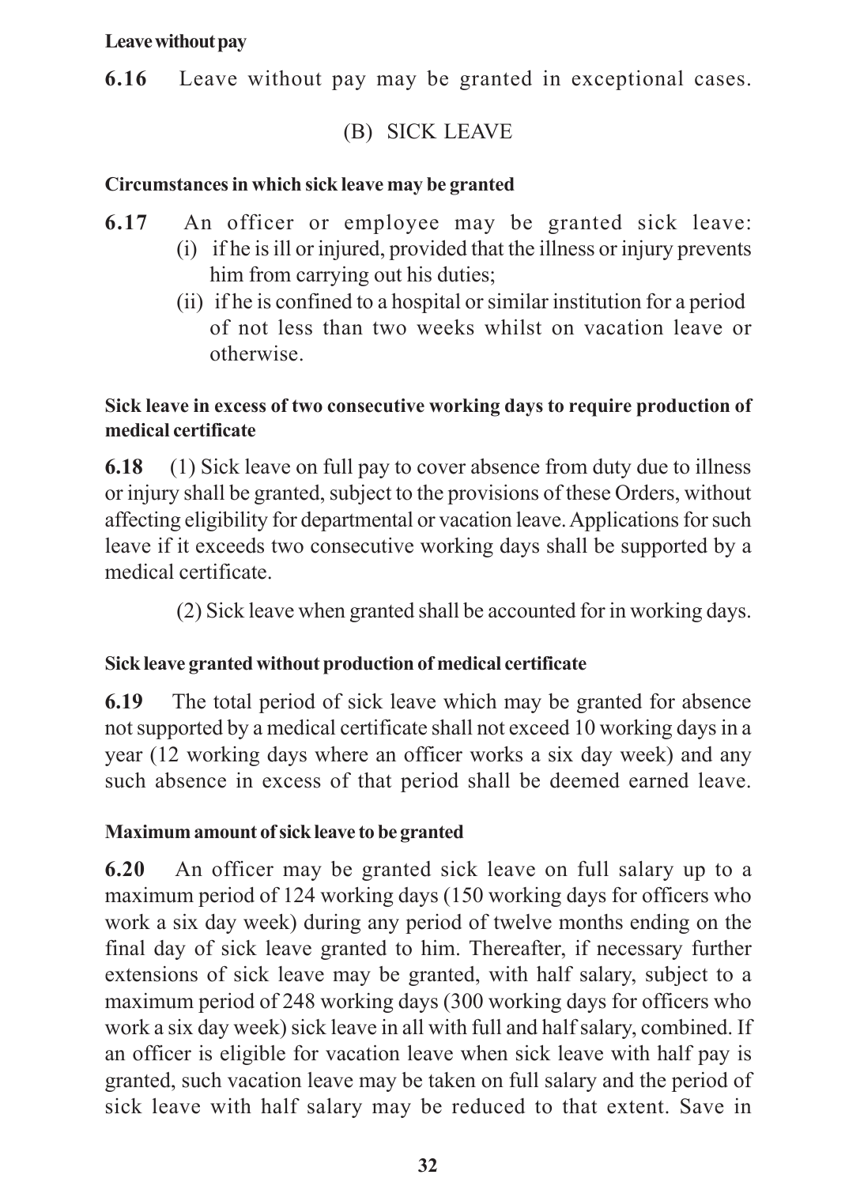**Leave without pay**

**6.16** Leave without pay may be granted in exceptional cases.

## (B) SICK LEAVE

**Circumstances in which sick leave may be granted**

**6.17** An officer or employee may be granted sick leave:

(i) if he is ill or injured, provided that the illness or injury prevents him from carrying out his duties;

(ii) if he is confined to a hospital or similar institution for a period of not less than two weeks whilst on vacation leave or otherwise.

**Sick leave in excess of two consecutive working days to require production of medical certificate**

**6.18** (1) Sick leave on full pay to cover absence from duty due to illness or injury shall be granted, subject to the provisions of these Orders, without affecting eligibility for departmental or vacation leave. Applications for such leave if it exceeds two consecutive working days shall be supported by a medical certificate.

(2) Sick leave when granted shall be accounted for in working days.

**Sick leave granted without production of medical certificate**

**6.19** The total period of sick leave which may be granted for absence not supported by a medical certificate shall not exceed 10 working days in a year (12 working days where an officer works a six day week) and any such absence in excess of that period shall be deemed earned leave.

**Maximum amount of sick leave to be granted**

**6.20** An officer may be granted sick leave on full salary up to a maximum period of 124 working days (150 working days for officers who work a six day week) during any period of twelve months ending on the final day of sick leave granted to him. Thereafter, if necessary further extensions of sick leave may be granted, with half salary, subject to a maximum period of 248 working days (300 working days for officers who work a six day week) sick leave in all with full and half salary, combined. If an officer is eligible for vacation leave when sick leave with half pay is granted, such vacation leave may be taken on full salary and the period of sick leave with half salary may be reduced to that extent. Save in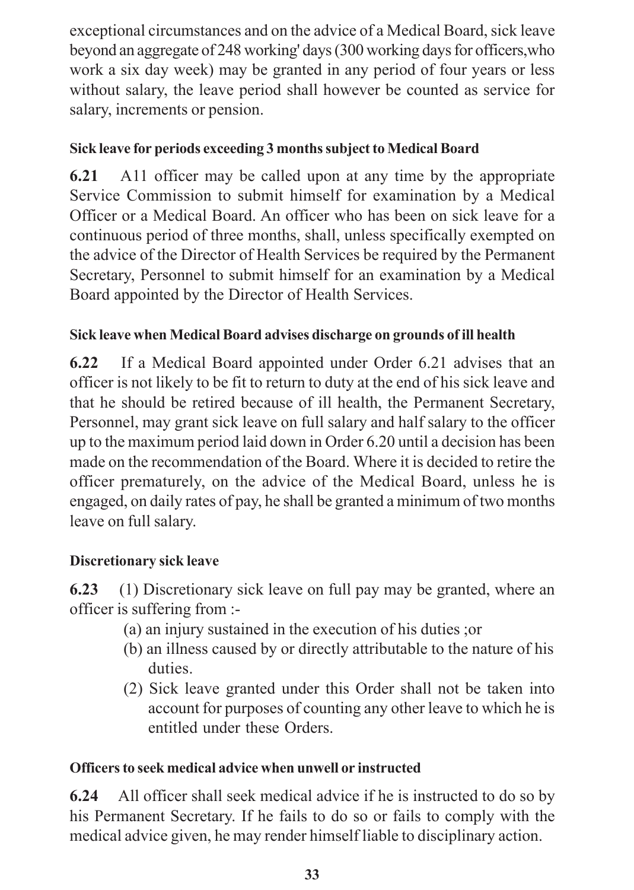exceptional circumstances and on the advice of a Medical Board, sick leave beyond an aggregate of 248 working' days (300 working days for officers,who work a six day week) may be granted in any period of four years or less without salary, the leave period shall however be counted as service for salary, increments or pension.

**Sick leave for periods exceeding 3 months subject to Medical Board**

**6.21** A11 officer may be called upon at any time by the appropriate Service Commission to submit himself for examination by a Medical Officer or a Medical Board. An officer who has been on sick leave for a continuous period of three months, shall, unless specifically exempted on the advice of the Director of Health Services be required by the Permanent Secretary, Personnel to submit himself for an examination by a Medical Board appointed by the Director of Health Services.

**Sick leave when Medical Board advises discharge on grounds of ill health**

**6.22** If a Medical Board appointed under Order 6.21 advises that an officer is not likely to be fit to return to duty at the end of his sick leave and that he should be retired because of ill health, the Permanent Secretary, Personnel, may grant sick leave on full salary and half salary to the officer up to the maximum period laid down in Order 6.20 until a decision has been made on the recommendation of the Board. Where it is decided to retire the officer prematurely, on the advice of the Medical Board, unless he is engaged, on daily rates of pay, he shall be granted a minimum of two months leave on full salary.

**Discretionary sick leave**

**6.23** (1) Discretionary sick leave on full pay may be granted, where an officer is suffering from :-

(a) an injury sustained in the execution of his duties ;or

(b) an illness caused by or directly attributable to the nature of his duties.

(2) Sick leave granted under this Order shall not be taken into account for purposes of counting any other leave to which he is entitled under these Orders.

**Officers to seek medical advice when unwell or instructed**

**6.24** All officer shall seek medical advice if he is instructed to do so by his Permanent Secretary. If he fails to do so or fails to comply with the medical advice given, he may render himself liable to disciplinary action.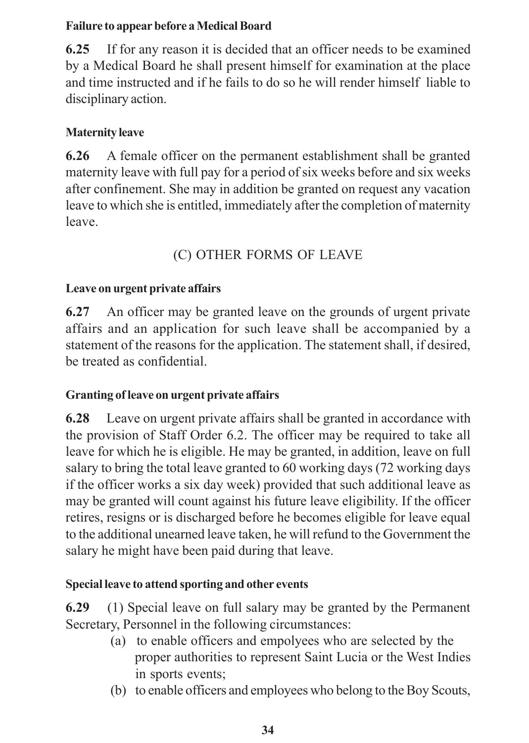**Failure to appear before a Medical Board**

**6.25** If for any reason it is decided that an officer needs to be examined by a Medical Board he shall present himself for examination at the place and time instructed and if he fails to do so he will render himself liable to disciplinary action.

**Maternity leave**

**6.26** A female officer on the permanent establishment shall be granted maternity leave with full pay for a period of six weeks before and six weeks after confinement. She may in addition be granted on request any vacation leave to which she is entitled, immediately after the completion of maternity leave.

## (C) OTHER FORMS OF LEAVE

**Leave on urgent private affairs**

**6.27** An officer may be granted leave on the grounds of urgent private affairs and an application for such leave shall be accompanied by a statement of the reasons for the application. The statement shall, if desired, be treated as confidential.

**Granting of leave on urgent private affairs**

**6.28** Leave on urgent private affairs shall be granted in accordance with the provision of Staff Order 6.2. The officer may be required to take all leave for which he is eligible. He may be granted, in addition, leave on full salary to bring the total leave granted to 60 working days (72 working days if the officer works a six day week) provided that such additional leave as may be granted will count against his future leave eligibility. If the officer retires, resigns or is discharged before he becomes eligible for leave equal to the additional unearned leave taken, he will refund to the Government the salary he might have been paid during that leave.

**Special leave to attend sporting and other events**

**6.29** (1) Special leave on full salary may be granted by the Permanent Secretary, Personnel in the following circumstances:

(a) to enable officers and empolyees who are selected by the proper authorities to represent Saint Lucia or the West Indies in sports events;

(b) to enable officers and employees who belong to the Boy Scouts,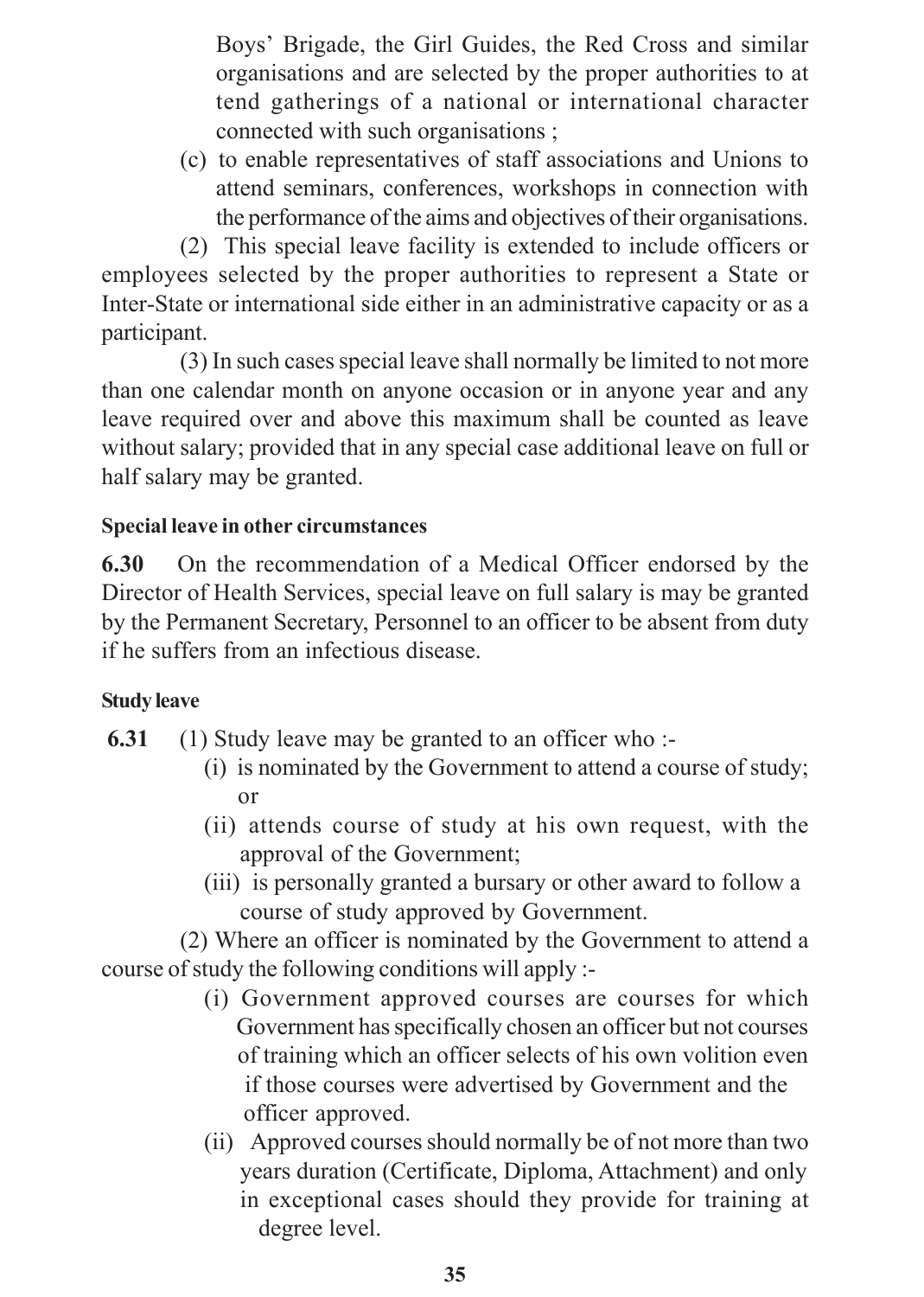Boys' Brigade, the Girl Guides, the Red Cross and similar organisations and are selected by the proper authorities to at tend gatherings of a national or international character connected with such organisations ;

(c) to enable representatives of staff associations and Unions to attend seminars, conferences, workshops in connection with the performance of the aims and objectives of their organisations.

(2) This special leave facility is extended to include officers or employees selected by the proper authorities to represent a State or Inter-State or international side either in an administrative capacity or as a participant.

(3) In such cases special leave shall normally be limited to not more than one calendar month on anyone occasion or in anyone year and any leave required over and above this maximum shall be counted as leave without salary; provided that in any special case additional leave on full or half salary may be granted.

**Special leave in other circumstances**

**6.30** On the recommendation of a Medical Officer endorsed by the Director of Health Services, special leave on full salary is may be granted by the Permanent Secretary, Personnel to an officer to be absent from duty if he suffers from an infectious disease.

**Study leave**

**6.31** (1) Study leave may be granted to an officer who :-

(i) is nominated by the Government to attend a course of study; or

(ii) attends course of study at his own request, with the approval of the Government;

(iii) is personally granted a bursary or other award to follow a course of study approved by Government.

(2) Where an officer is nominated by the Government to attend a course of study the following conditions will apply :-

(i) Government approved courses are courses for which Government has specifically chosen an officer but not courses of training which an officer selects of his own volition even if those courses were advertised by Government and the officer approved.

(ii) Approved courses should normally be of not more than two years duration (Certificate, Diploma, Attachment) and only in exceptional cases should they provide for training at degree level.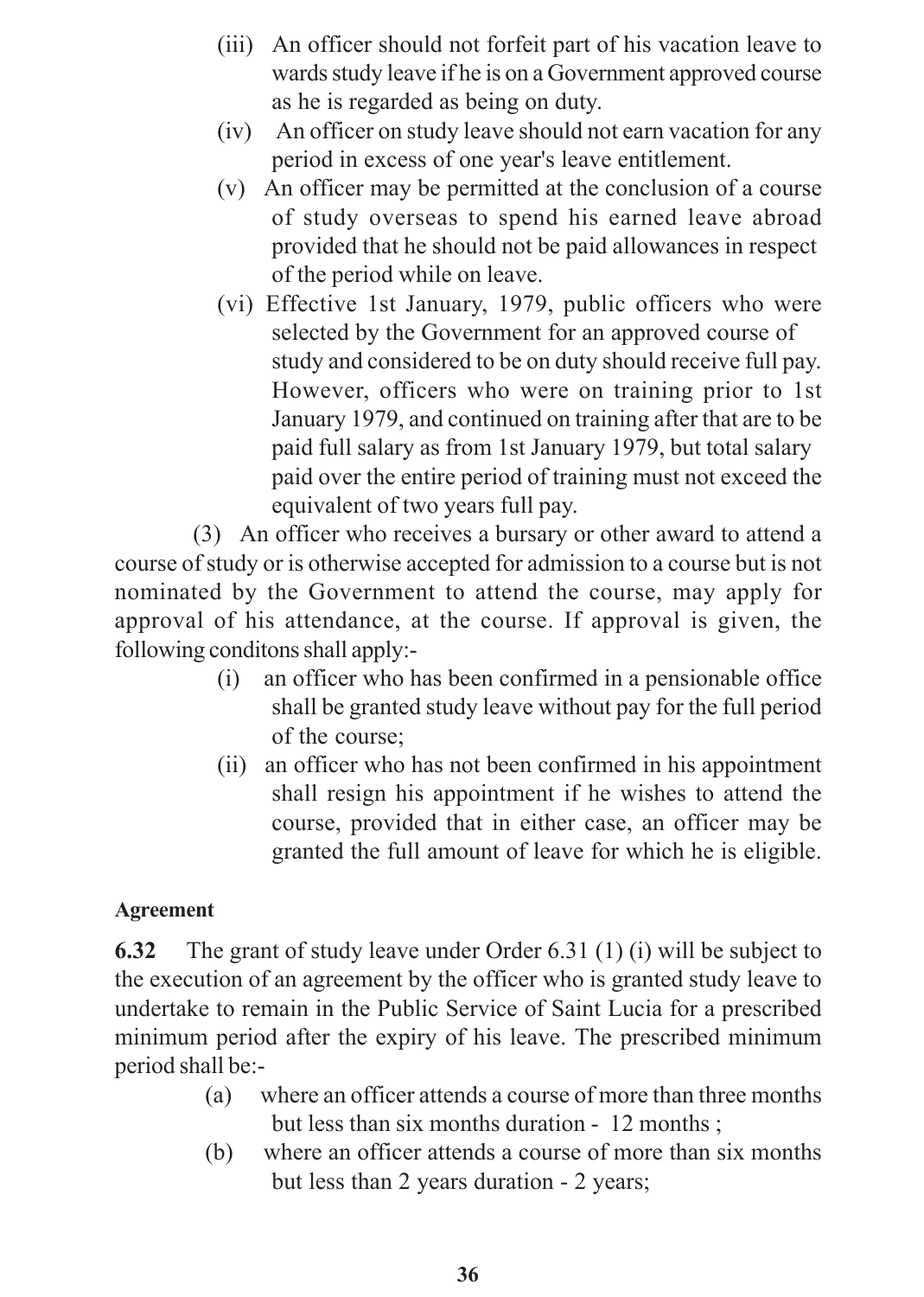(iii) An officer should not forfeit part of his vacation leave to wards study leave if he is on a Government approved course as he is regarded as being on duty.

(iv) An officer on study leave should not earn vacation for any period in excess of one year's leave entitlement.

(v) An officer may be permitted at the conclusion of a course of study overseas to spend his earned leave abroad provided that he should not be paid allowances in respect of the period while on leave.

(vi) Effective 1st January, 1979, public officers who were selected by the Government for an approved course of study and considered to be on duty should receive full pay. However, officers who were on training prior to 1st January 1979, and continued on training after that are to be paid full salary as from 1st January 1979, but total salary paid over the entire period of training must not exceed the equivalent of two years full pay.

(3) An officer who receives a bursary or other award to attend a course of study or is otherwise accepted for admission to a course but is not nominated by the Government to attend the course, may apply for approval of his attendance, at the course. If approval is given, the following conditons shall apply:-

(i) an officer who has been confirmed in a pensionable office shall be granted study leave without pay for the full period of the course;

(ii) an officer who has not been confirmed in his appointment shall resign his appointment if he wishes to attend the course, provided that in either case, an officer may be granted the full amount of leave for which he is eligible.

**Agreement**

**6.32** The grant of study leave under Order 6.31 (1) (i) will be subject to the execution of an agreement by the officer who is granted study leave to undertake to remain in the Public Service of Saint Lucia for a prescribed minimum period after the expiry of his leave. The prescribed minimum period shall be:-

(a) where an officer attends a course of more than three months but less than six months duration - 12 months ;

(b) where an officer attends a course of more than six months but less than 2 years duration - 2 years;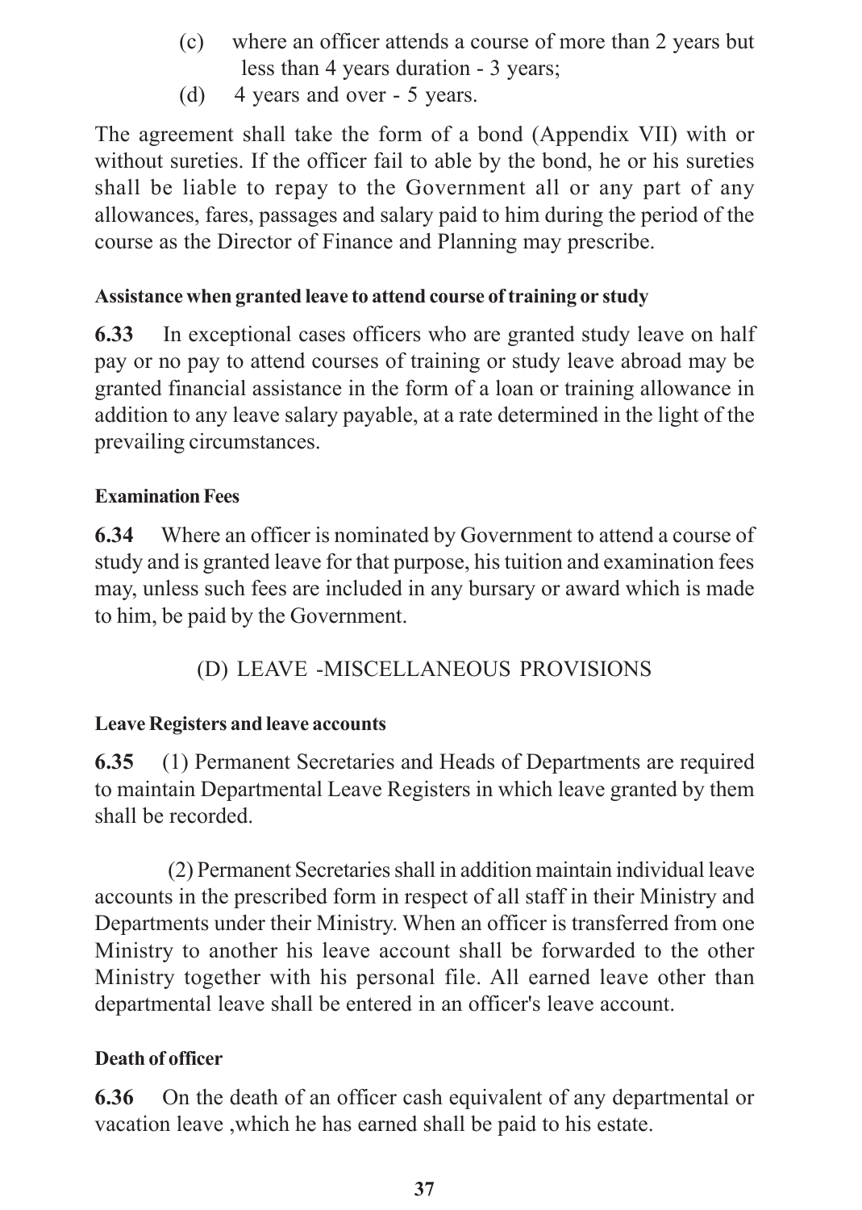(c) where an officer attends a course of more than 2 years but less than 4 years duration - 3 years;

(d) 4 years and over - 5 years.

The agreement shall take the form of a bond (Appendix VII) with or without sureties. If the officer fail to able by the bond, he or his sureties shall be liable to repay to the Government all or any part of any allowances, fares, passages and salary paid to him during the period of the course as the Director of Finance and Planning may prescribe.

**Assistance when granted leave to attend course of training or study**

**6.33** In exceptional cases officers who are granted study leave on half pay or no pay to attend courses of training or study leave abroad may be granted financial assistance in the form of a loan or training allowance in addition to any leave salary payable, at a rate determined in the light of the prevailing circumstances.

**Examination Fees**

**6.34** Where an officer is nominated by Government to attend a course of study and is granted leave for that purpose, his tuition and examination fees may, unless such fees are included in any bursary or award which is made to him, be paid by the Government.

## (D) LEAVE -MISCELLANEOUS PROVISIONS

**Leave Registers and leave accounts**

**6.35** (1) Permanent Secretaries and Heads of Departments are required to maintain Departmental Leave Registers in which leave granted by them shall be recorded.

(2) Permanent Secretaries shall in addition maintain individual leave accounts in the prescribed form in respect of all staff in their Ministry and Departments under their Ministry. When an officer is transferred from one Ministry to another his leave account shall be forwarded to the other Ministry together with his personal file. All earned leave other than departmental leave shall be entered in an officer's leave account.

**Death of officer**

**6.36** On the death of an officer cash equivalent of any departmental or vacation leave ,which he has earned shall be paid to his estate.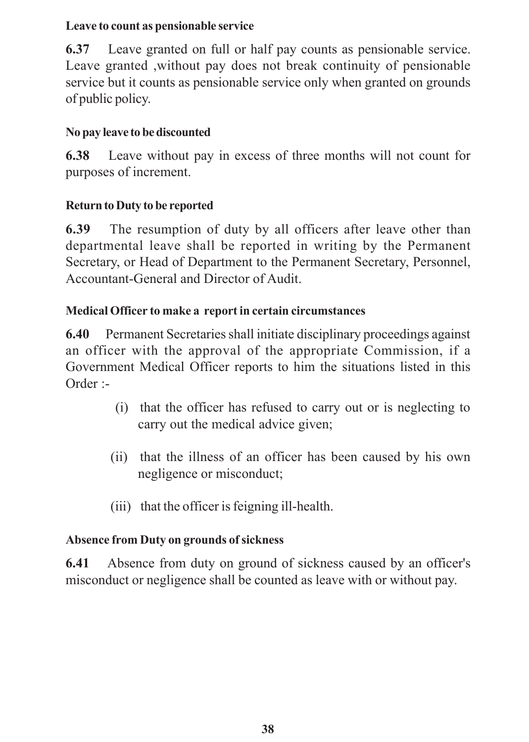**Leave to count as pensionable service**

**6.37** Leave granted on full or half pay counts as pensionable service. Leave granted ,without pay does not break continuity of pensionable service but it counts as pensionable service only when granted on grounds of public policy.

**No pay leave to be discounted**

**6.38** Leave without pay in excess of three months will not count for purposes of increment.

**Return to Duty to be reported**

**6.39** The resumption of duty by all officers after leave other than departmental leave shall be reported in writing by the Permanent Secretary, or Head of Department to the Permanent Secretary, Personnel, Accountant-General and Director of Audit.

**Medical Officer to make a report in certain circumstances**

**6.40** Permanent Secretaries shall initiate disciplinary proceedings against an officer with the approval of the appropriate Commission, if a Government Medical Officer reports to him the situations listed in this Order :-

(i) that the officer has refused to carry out or is neglecting to carry out the medical advice given;

(ii) that the illness of an officer has been caused by his own negligence or misconduct;

(iii) that the officer is feigning ill-health.

**Absence from Duty on grounds of sickness**

**6.41** Absence from duty on ground of sickness caused by an officer's misconduct or negligence shall be counted as leave with or without pay.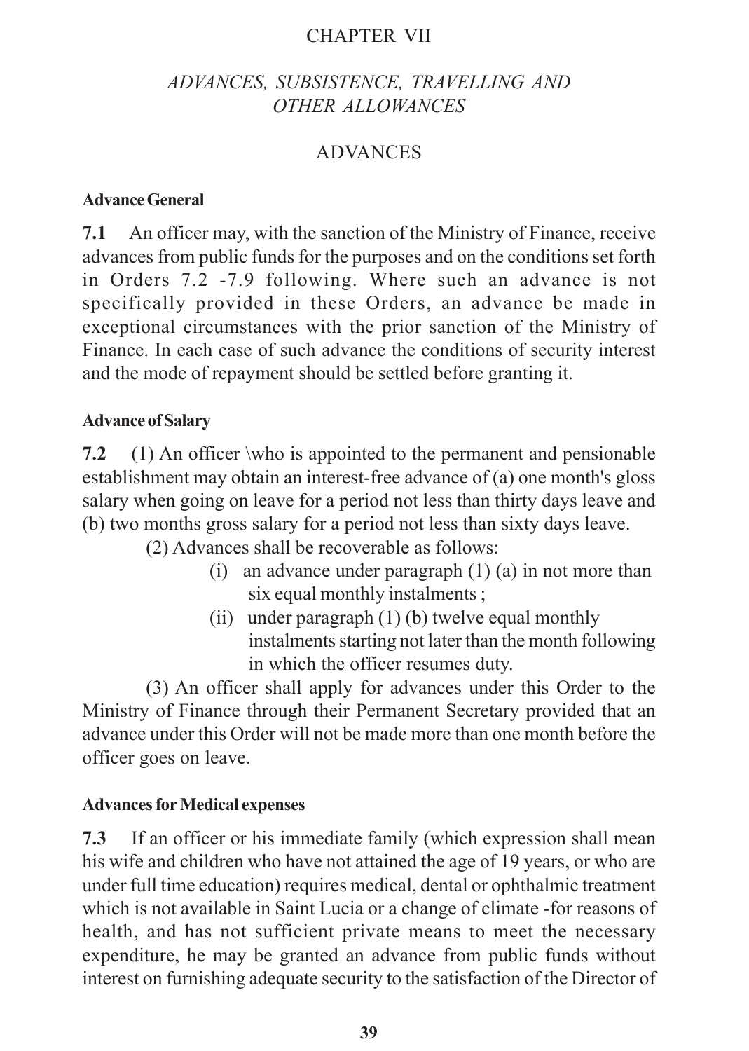# CHAPTER VII

## *ADVANCES, SUBSISTENCE, TRAVELLING AND OTHER ALLOWANCES*

## ADVANCES

### Advance General

**7.1** An officer may, with the sanction of the Ministry of Finance, receive advances from public funds for the purposes and on the conditions set forth in Orders 7.2 -7.9 following. Where such an advance is not specifically provided in these Orders, an advance be made in exceptional circumstances with the prior sanction of the Ministry of Finance. In each case of such advance the conditions of security interest and the mode of repayment should be settled before granting it.

### Advance of Salary

**7.2** (1) An officer \who is appointed to the permanent and pensionable establishment may obtain an interest-free advance of (a) one month's gloss salary when going on leave for a period not less than thirty days leave and (b) two months gross salary for a period not less than sixty days leave.

(2) Advances shall be recoverable as follows:

- (i) an advance under paragraph (1) (a) in not more than six equal monthly instalments ;
- (ii) under paragraph (1) (b) twelve equal monthly instalments starting not later than the month following in which the officer resumes duty.

(3) An officer shall apply for advances under this Order to the Ministry of Finance through their Permanent Secretary provided that an advance under this Order will not be made more than one month before the officer goes on leave.

### Advances for Medical expenses

**7.3** If an officer or his immediate family (which expression shall mean his wife and children who have not attained the age of 19 years, or who are under full time education) requires medical, dental or ophthalmic treatment which is not available in Saint Lucia or a change of climate -for reasons of health, and has not sufficient private means to meet the necessary expenditure, he may be granted an advance from public funds without interest on furnishing adequate security to the satisfaction of the Director of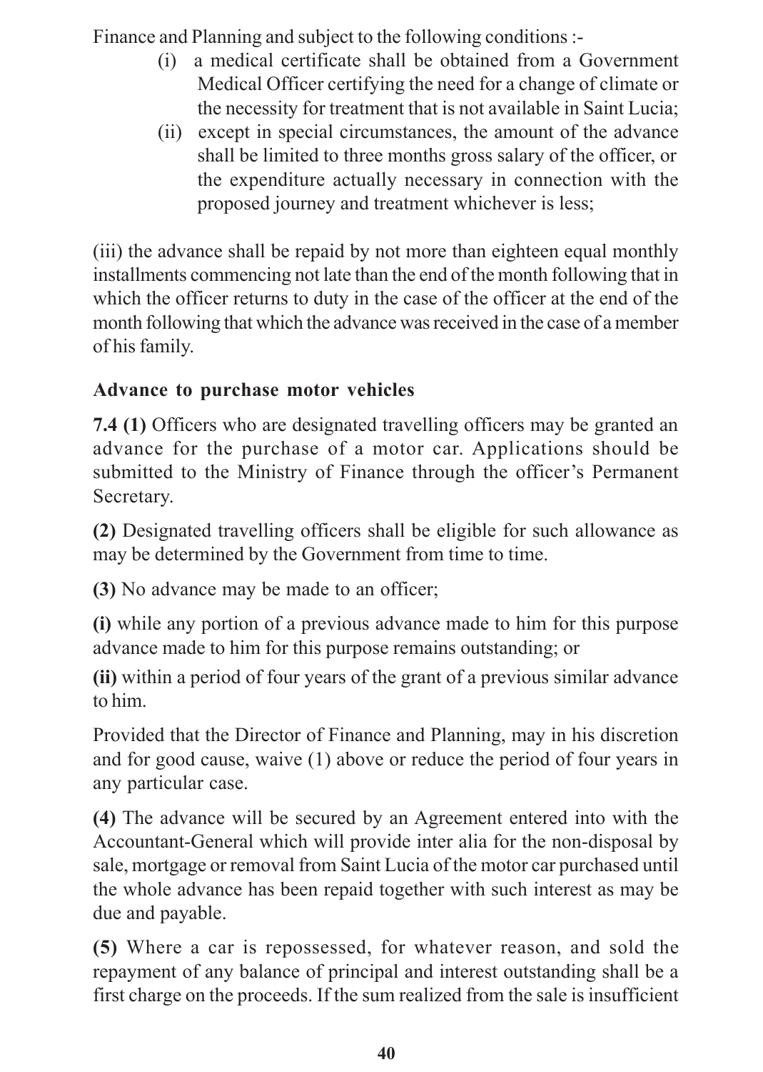Finance and Planning and subject to the following conditions :-

(i) a medical certificate shall be obtained from a Government Medical Officer certifying the need for a change of climate or the necessity for treatment that is not available in Saint Lucia;

(ii) except in special circumstances, the amount of the advance shall be limited to three months gross salary of the officer, or the expenditure actually necessary in connection with the proposed journey and treatment whichever is less;

(iii) the advance shall be repaid by not more than eighteen equal monthly installments commencing not late than the end of the month following that in which the officer returns to duty in the case of the officer at the end of the month following that which the advance was received in the case of a member of his family.

**Advance to purchase motor vehicles**

**7.4 (1)** Officers who are designated travelling officers may be granted an advance for the purchase of a motor car. Applications should be submitted to the Ministry of Finance through the officer's Permanent Secretary.

**(2)** Designated travelling officers shall be eligible for such allowance as may be determined by the Government from time to time.

**(3)** No advance may be made to an officer;

**(i)** while any portion of a previous advance made to him for this purpose advance made to him for this purpose remains outstanding; or

**(ii)** within a period of four years of the grant of a previous similar advance to him.

Provided that the Director of Finance and Planning, may in his discretion and for good cause, waive (1) above or reduce the period of four years in any particular case.

**(4)** The advance will be secured by an Agreement entered into with the Accountant-General which will provide inter alia for the non-disposal by sale, mortgage or removal from Saint Lucia of the motor car purchased until the whole advance has been repaid together with such interest as may be due and payable.

**(5)** Where a car is repossessed, for whatever reason, and sold the repayment of any balance of principal and interest outstanding shall be a first charge on the proceeds. If the sum realized from the sale is insufficient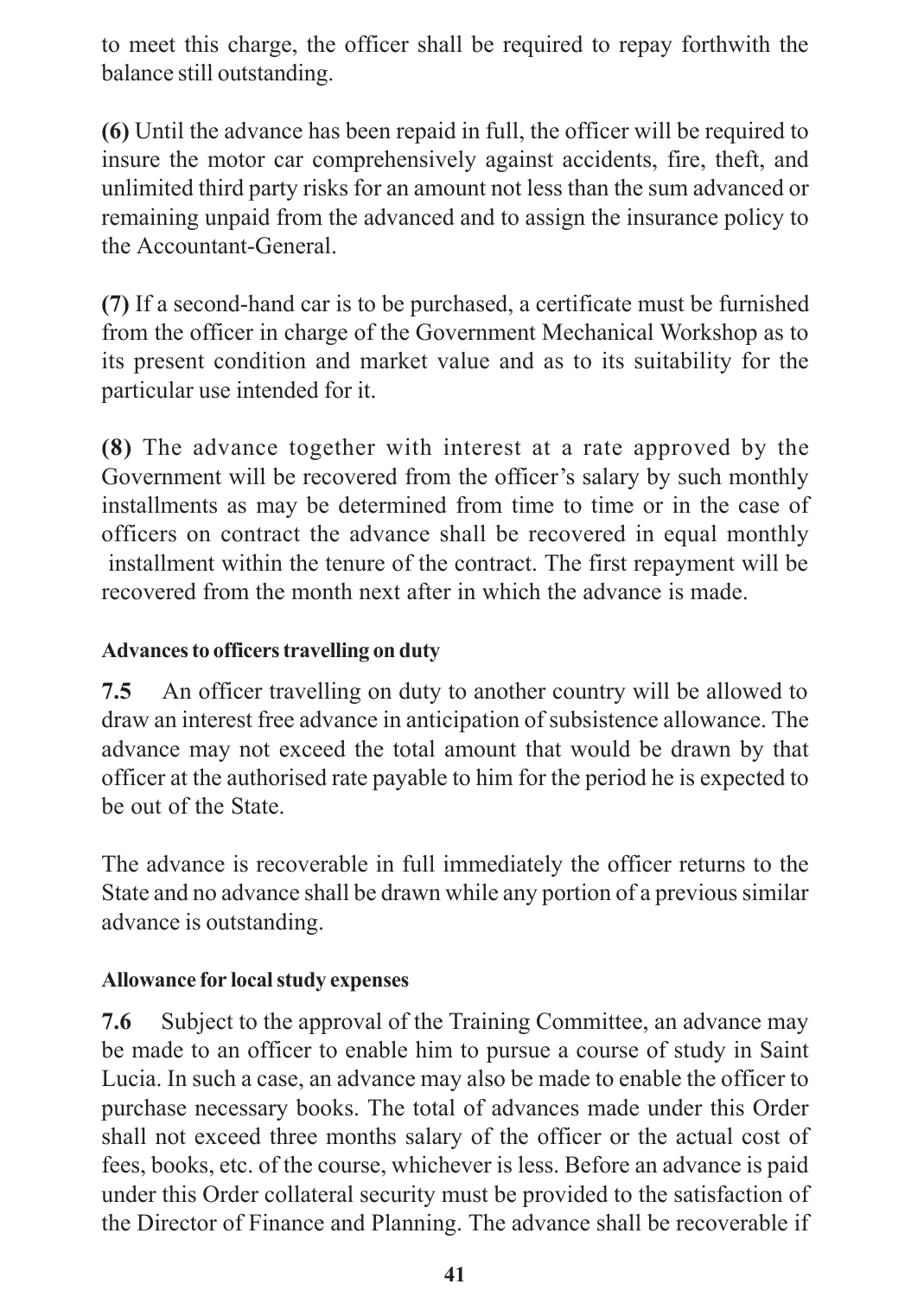to meet this charge, the officer shall be required to repay forthwith the balance still outstanding.

**(6)** Until the advance has been repaid in full, the officer will be required to insure the motor car comprehensively against accidents, fire, theft, and unlimited third party risks for an amount not less than the sum advanced or remaining unpaid from the advanced and to assign the insurance policy to the Accountant-General.

**(7)** If a second-hand car is to be purchased, a certificate must be furnished from the officer in charge of the Government Mechanical Workshop as to its present condition and market value and as to its suitability for the particular use intended for it.

**(8)** The advance together with interest at a rate approved by the Government will be recovered from the officer's salary by such monthly installments as may be determined from time to time or in the case of officers on contract the advance shall be recovered in equal monthly installment within the tenure of the contract. The first repayment will be recovered from the month next after in which the advance is made.

#### Advances to officers travelling on duty

**7.5** An officer travelling on duty to another country will be allowed to draw an interest free advance in anticipation of subsistence allowance. The advance may not exceed the total amount that would be drawn by that officer at the authorised rate payable to him for the period he is expected to be out of the State.

The advance is recoverable in full immediately the officer returns to the State and no advance shall be drawn while any portion of a previous similar advance is outstanding.

#### Allowance for local study expenses

**7.6** Subject to the approval of the Training Committee, an advance may be made to an officer to enable him to pursue a course of study in Saint Lucia. In such a case, an advance may also be made to enable the officer to purchase necessary books. The total of advances made under this Order shall not exceed three months salary of the officer or the actual cost of fees, books, etc. of the course, whichever is less. Before an advance is paid under this Order collateral security must be provided to the satisfaction of the Director of Finance and Planning. The advance shall be recoverable if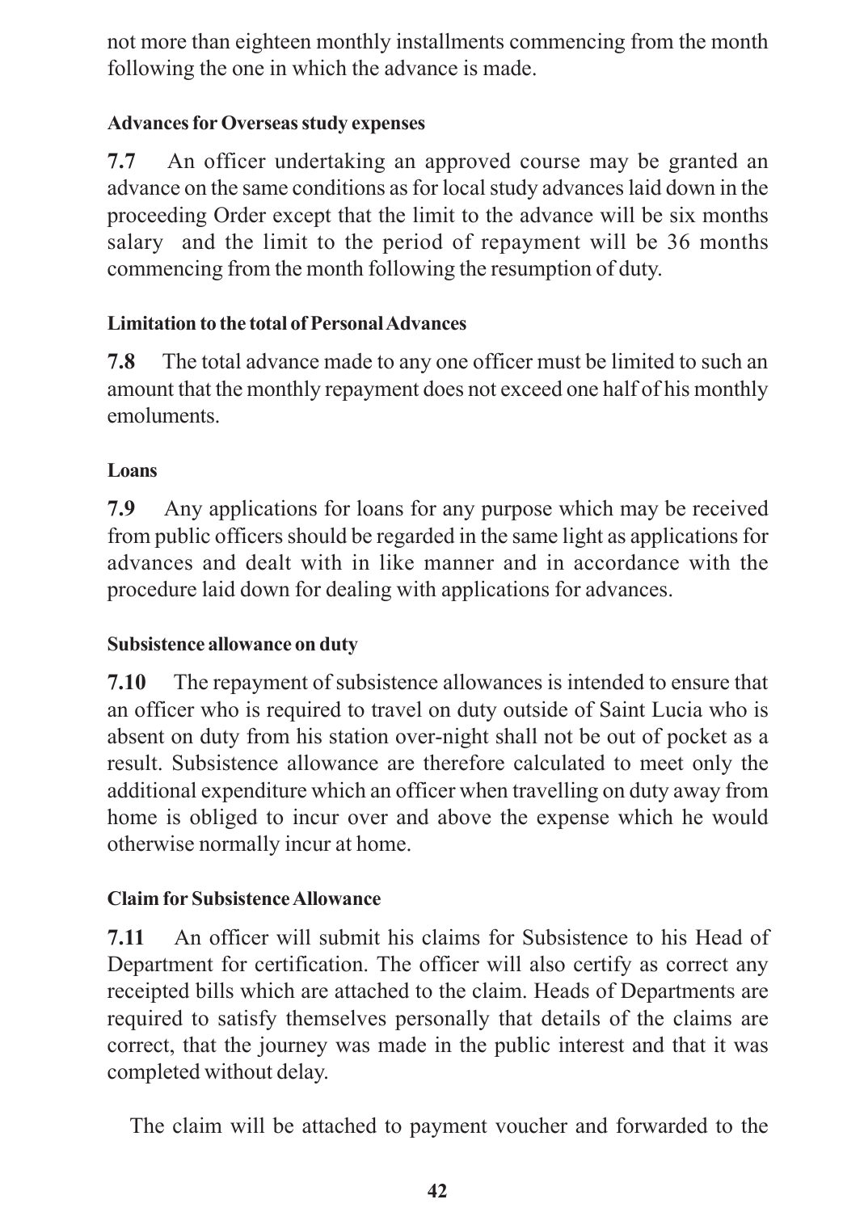not more than eighteen monthly installments commencing from the month following the one in which the advance is made.

**Advances for Overseas study expenses**

**7.7** An officer undertaking an approved course may be granted an advance on the same conditions as for local study advances laid down in the proceeding Order except that the limit to the advance will be six months salary and the limit to the period of repayment will be 36 months commencing from the month following the resumption of duty.

**Limitation to the total of Personal Advances**

**7.8** The total advance made to any one officer must be limited to such an amount that the monthly repayment does not exceed one half of his monthly emoluments.

**Loans**

**7.9** Any applications for loans for any purpose which may be received from public officers should be regarded in the same light as applications for advances and dealt with in like manner and in accordance with the procedure laid down for dealing with applications for advances.

**Subsistence allowance on duty**

**7.10** The repayment of subsistence allowances is intended to ensure that an officer who is required to travel on duty outside of Saint Lucia who is absent on duty from his station over-night shall not be out of pocket as a result. Subsistence allowance are therefore calculated to meet only the additional expenditure which an officer when travelling on duty away from home is obliged to incur over and above the expense which he would otherwise normally incur at home.

**Claim for Subsistence Allowance**

**7.11** An officer will submit his claims for Subsistence to his Head of Department for certification. The officer will also certify as correct any receipted bills which are attached to the claim. Heads of Departments are required to satisfy themselves personally that details of the claims are correct, that the journey was made in the public interest and that it was completed without delay.

The claim will be attached to payment voucher and forwarded to the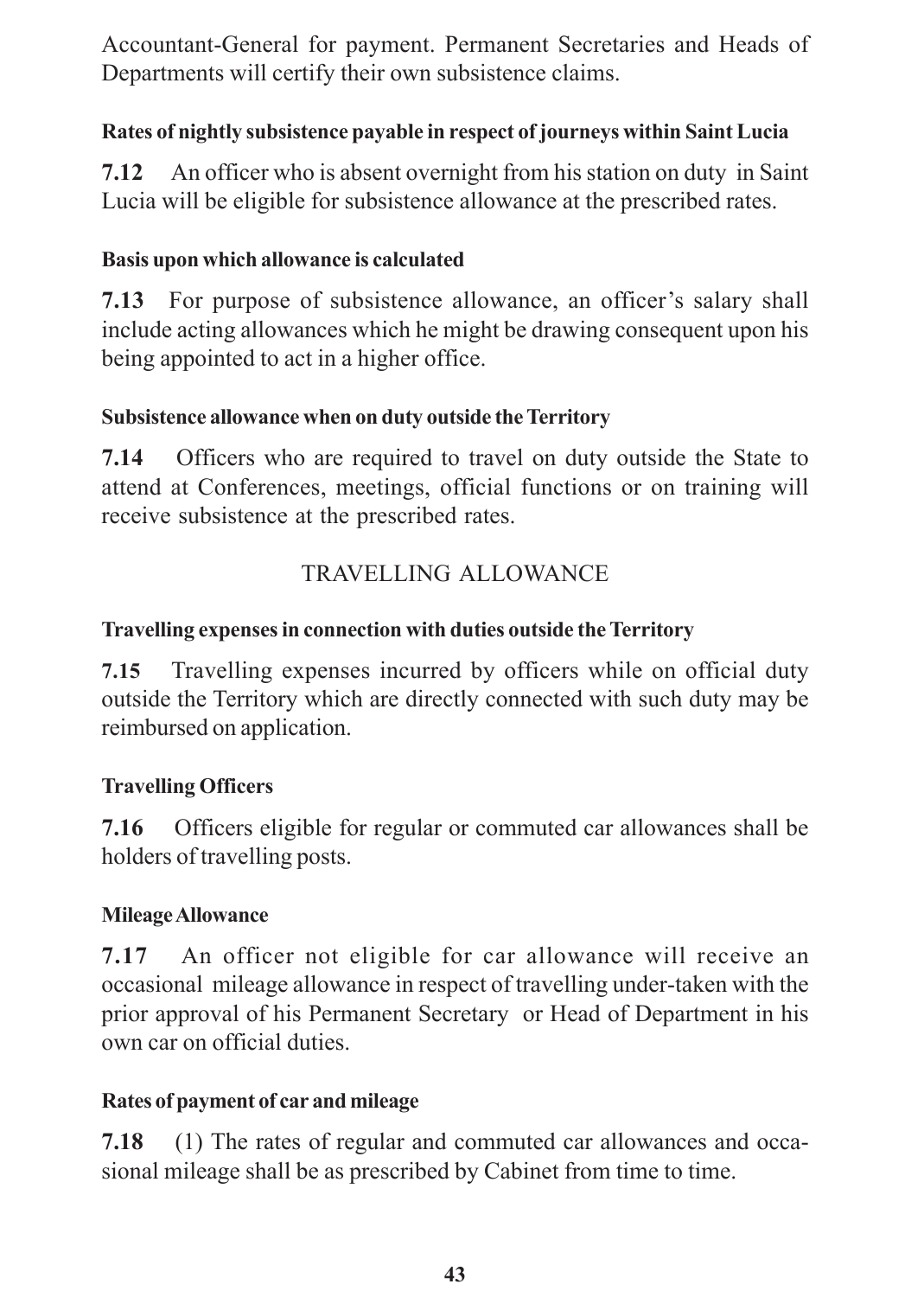Accountant-General for payment. Permanent Secretaries and Heads of Departments will certify their own subsistence claims.

**Rates of nightly subsistence payable in respect of journeys within Saint Lucia**

**7.12** An officer who is absent overnight from his station on duty in Saint Lucia will be eligible for subsistence allowance at the prescribed rates.

**Basis upon which allowance is calculated**

**7.13** For purpose of subsistence allowance, an officer's salary shall include acting allowances which he might be drawing consequent upon his being appointed to act in a higher office.

**Subsistence allowance when on duty outside the Territory**

**7.14** Officers who are required to travel on duty outside the State to attend at Conferences, meetings, official functions or on training will receive subsistence at the prescribed rates.

## TRAVELLING ALLOWANCE

**Travelling expenses in connection with duties outside the Territory**

**7.15** Travelling expenses incurred by officers while on official duty outside the Territory which are directly connected with such duty may be reimbursed on application.

**Travelling Officers**

**7.16** Officers eligible for regular or commuted car allowances shall be holders of travelling posts.

**Mileage Allowance**

**7.17** An officer not eligible for car allowance will receive an occasional mileage allowance in respect of travelling under-taken with the prior approval of his Permanent Secretary or Head of Department in his own car on official duties.

**Rates of payment of car and mileage**

**7.18** (1) The rates of regular and commuted car allowances and occasional mileage shall be as prescribed by Cabinet from time to time.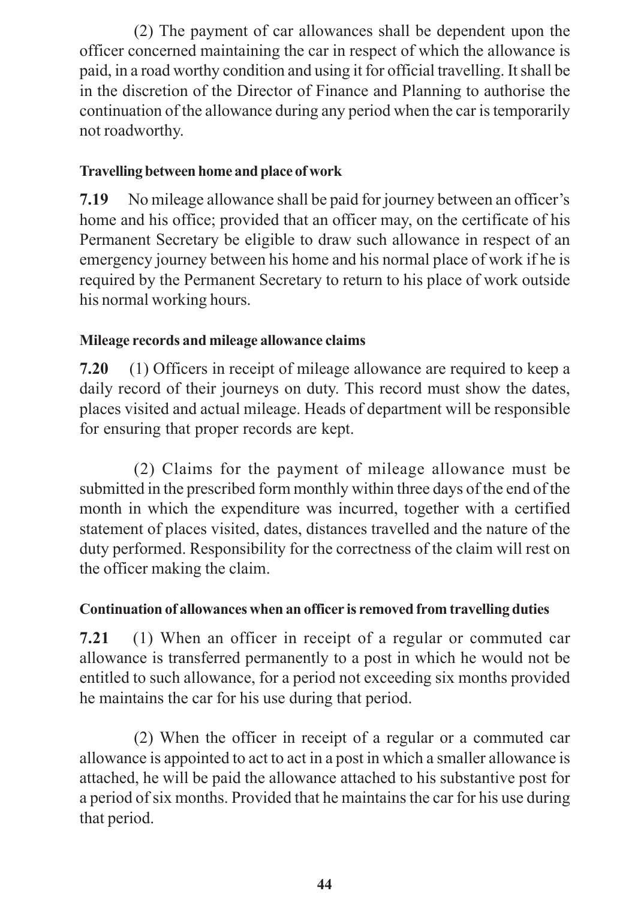(2) The payment of car allowances shall be dependent upon the officer concerned maintaining the car in respect of which the allowance is paid, in a road worthy condition and using it for official travelling. It shall be in the discretion of the Director of Finance and Planning to authorise the continuation of the allowance during any period when the car is temporarily not roadworthy.

#### Travelling between home and place of work

**7.19** No mileage allowance shall be paid for journey between an officer's home and his office; provided that an officer may, on the certificate of his Permanent Secretary be eligible to draw such allowance in respect of an emergency journey between his home and his normal place of work if he is required by the Permanent Secretary to return to his place of work outside his normal working hours.

#### Mileage records and mileage allowance claims

**7.20** (1) Officers in receipt of mileage allowance are required to keep a daily record of their journeys on duty. This record must show the dates, places visited and actual mileage. Heads of department will be responsible for ensuring that proper records are kept.

(2) Claims for the payment of mileage allowance must be submitted in the prescribed form monthly within three days of the end of the month in which the expenditure was incurred, together with a certified statement of places visited, dates, distances travelled and the nature of the duty performed. Responsibility for the correctness of the claim will rest on the officer making the claim.

#### Continuation of allowances when an officer is removed from travelling duties

**7.21** (1) When an officer in receipt of a regular or commuted car allowance is transferred permanently to a post in which he would not be entitled to such allowance, for a period not exceeding six months provided he maintains the car for his use during that period.

(2) When the officer in receipt of a regular or a commuted car allowance is appointed to act to act in a post in which a smaller allowance is attached, he will be paid the allowance attached to his substantive post for a period of six months. Provided that he maintains the car for his use during that period.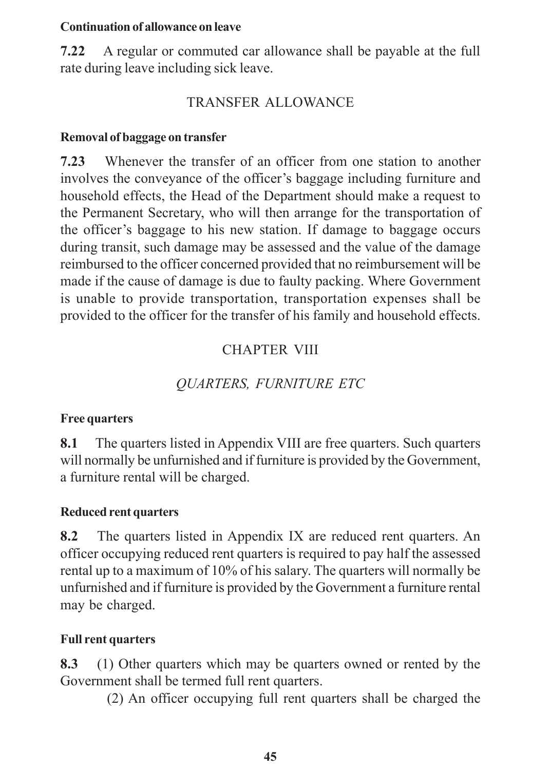**Continuation of allowance on leave**

**7.22** A regular or commuted car allowance shall be payable at the full rate during leave including sick leave.

## TRANSFER ALLOWANCE

**Removal of baggage on transfer**

**7.23** Whenever the transfer of an officer from one station to another involves the conveyance of the officer's baggage including furniture and household effects, the Head of the Department should make a request to the Permanent Secretary, who will then arrange for the transportation of the officer's baggage to his new station. If damage to baggage occurs during transit, such damage may be assessed and the value of the damage reimbursed to the officer concerned provided that no reimbursement will be made if the cause of damage is due to faulty packing. Where Government is unable to provide transportation, transportation expenses shall be provided to the officer for the transfer of his family and household effects.

# CHAPTER VIII

## *QUARTERS, FURNITURE ETC*

**Free quarters**

**8.1** The quarters listed in Appendix VIII are free quarters. Such quarters will normally be unfurnished and if furniture is provided by the Government, a furniture rental will be charged.

**Reduced rent quarters**

**8.2** The quarters listed in Appendix IX are reduced rent quarters. An officer occupying reduced rent quarters is required to pay half the assessed rental up to a maximum of 10% of his salary. The quarters will normally be unfurnished and if furniture is provided by the Government a furniture rental may be charged.

**Full rent quarters**

**8.3** (1) Other quarters which may be quarters owned or rented by the Government shall be termed full rent quarters.

(2) An officer occupying full rent quarters shall be charged the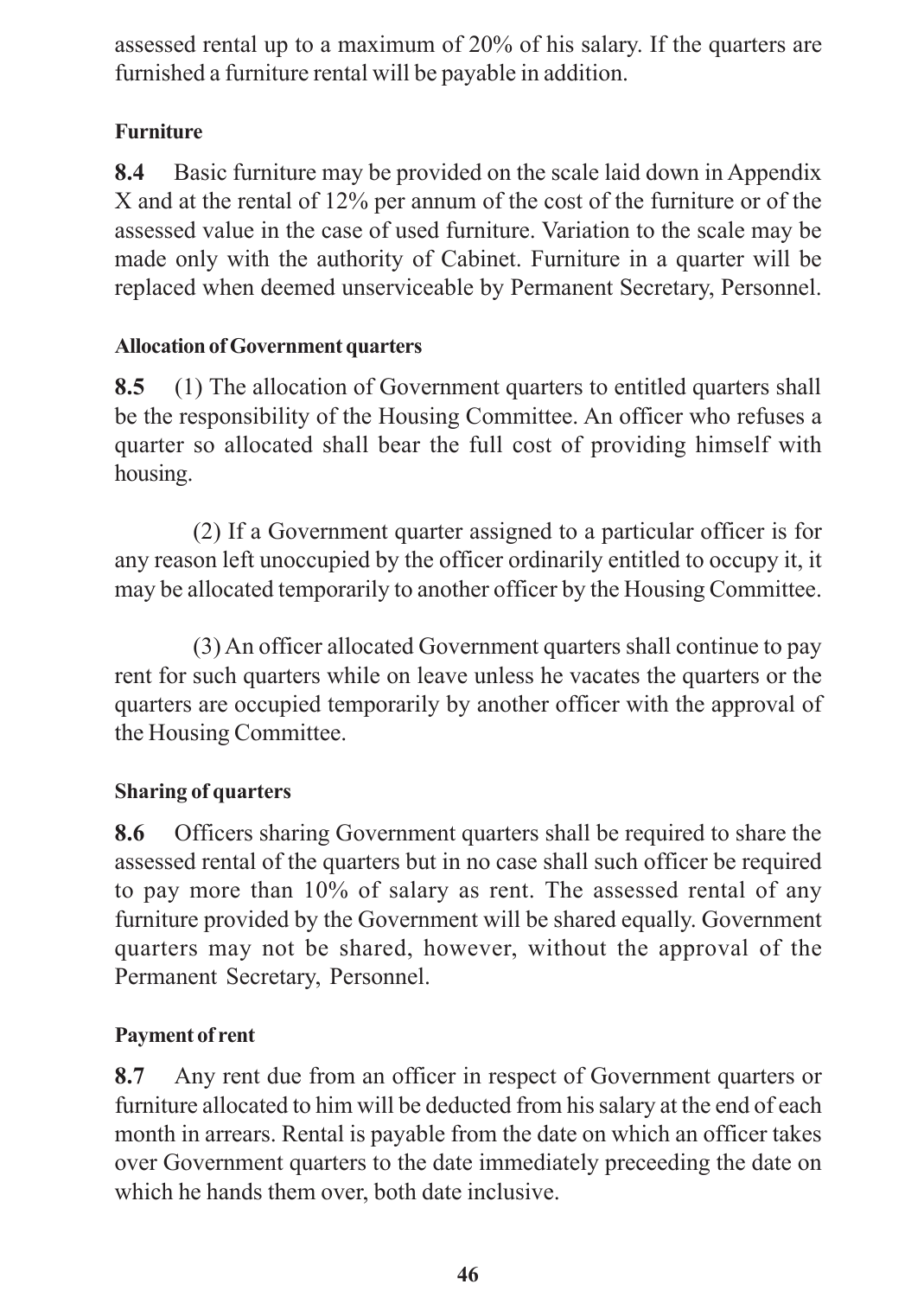assessed rental up to a maximum of 20% of his salary. If the quarters are furnished a furniture rental will be payable in addition.

**Furniture**

**8.4** Basic furniture may be provided on the scale laid down in Appendix X and at the rental of 12% per annum of the cost of the furniture or of the assessed value in the case of used furniture. Variation to the scale may be made only with the authority of Cabinet. Furniture in a quarter will be replaced when deemed unserviceable by Permanent Secretary, Personnel.

**Allocation of Government quarters**

**8.5** (1) The allocation of Government quarters to entitled quarters shall be the responsibility of the Housing Committee. An officer who refuses a quarter so allocated shall bear the full cost of providing himself with housing.

(2) If a Government quarter assigned to a particular officer is for any reason left unoccupied by the officer ordinarily entitled to occupy it, it may be allocated temporarily to another officer by the Housing Committee.

(3) An officer allocated Government quarters shall continue to pay rent for such quarters while on leave unless he vacates the quarters or the quarters are occupied temporarily by another officer with the approval of the Housing Committee.

**Sharing of quarters**

**8.6** Officers sharing Government quarters shall be required to share the assessed rental of the quarters but in no case shall such officer be required to pay more than 10% of salary as rent. The assessed rental of any furniture provided by the Government will be shared equally. Government quarters may not be shared, however, without the approval of the Permanent Secretary, Personnel.

**Payment of rent**

**8.7** Any rent due from an officer in respect of Government quarters or furniture allocated to him will be deducted from his salary at the end of each month in arrears. Rental is payable from the date on which an officer takes over Government quarters to the date immediately preceeding the date on which he hands them over, both date inclusive.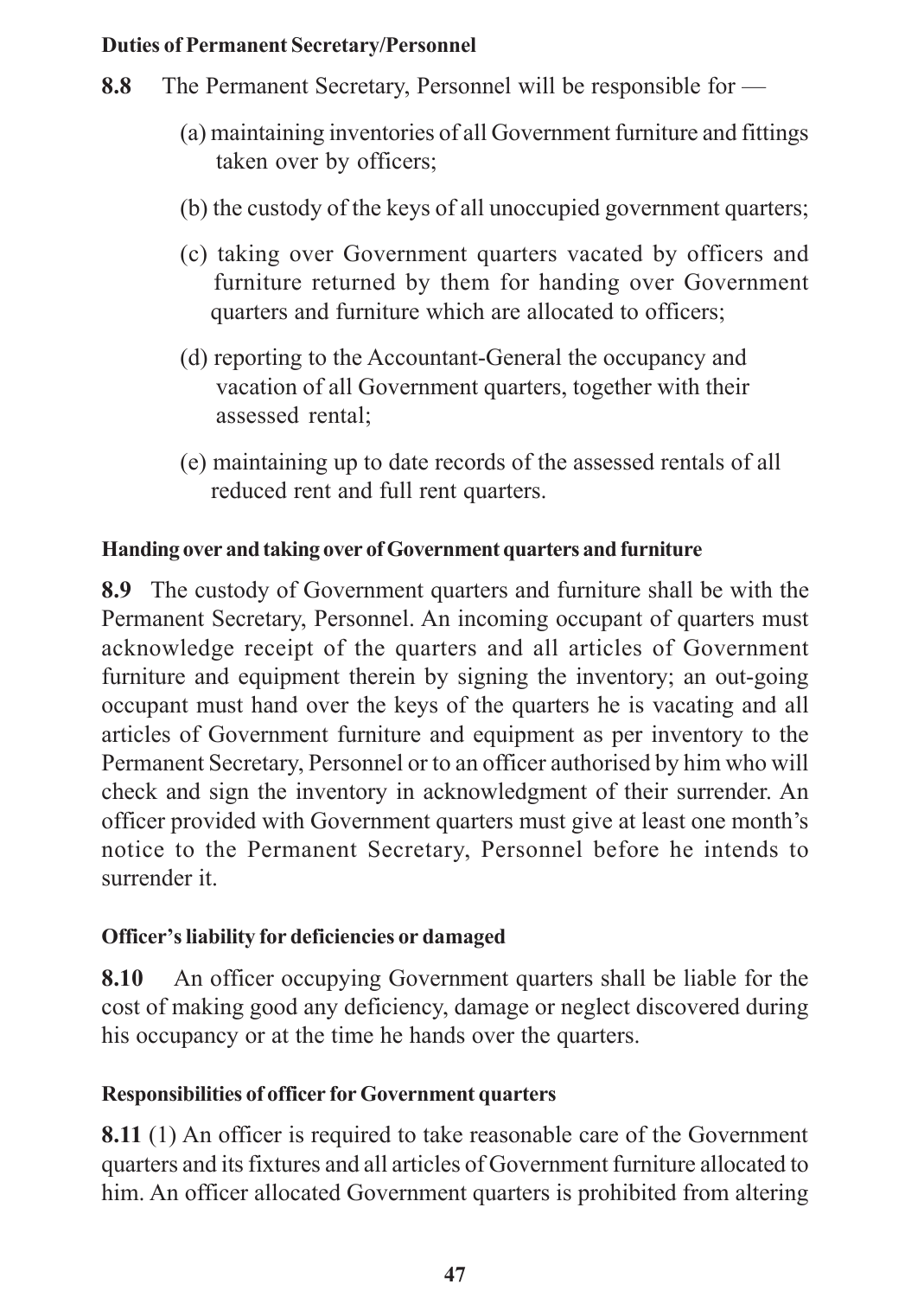**Duties of Permanent Secretary/Personnel**

**8.8** The Permanent Secretary, Personnel will be responsible for —

(a) maintaining inventories of all Government furniture and fittings taken over by officers;

(b) the custody of the keys of all unoccupied government quarters;

(c) taking over Government quarters vacated by officers and furniture returned by them for handing over Government quarters and furniture which are allocated to officers;

(d) reporting to the Accountant-General the occupancy and vacation of all Government quarters, together with their assessed rental;

(e) maintaining up to date records of the assessed rentals of all reduced rent and full rent quarters.

**Handing over and taking over of Government quarters and furniture**

**8.9** The custody of Government quarters and furniture shall be with the Permanent Secretary, Personnel. An incoming occupant of quarters must acknowledge receipt of the quarters and all articles of Government furniture and equipment therein by signing the inventory; an out-going occupant must hand over the keys of the quarters he is vacating and all articles of Government furniture and equipment as per inventory to the Permanent Secretary, Personnel or to an officer authorised by him who will check and sign the inventory in acknowledgment of their surrender. An officer provided with Government quarters must give at least one month's notice to the Permanent Secretary, Personnel before he intends to surrender it.

**Officer's liability for deficiencies or damaged**

**8.10** An officer occupying Government quarters shall be liable for the cost of making good any deficiency, damage or neglect discovered during his occupancy or at the time he hands over the quarters.

**Responsibilities of officer for Government quarters**

**8.11** (1) An officer is required to take reasonable care of the Government quarters and its fixtures and all articles of Government furniture allocated to him. An officer allocated Government quarters is prohibited from altering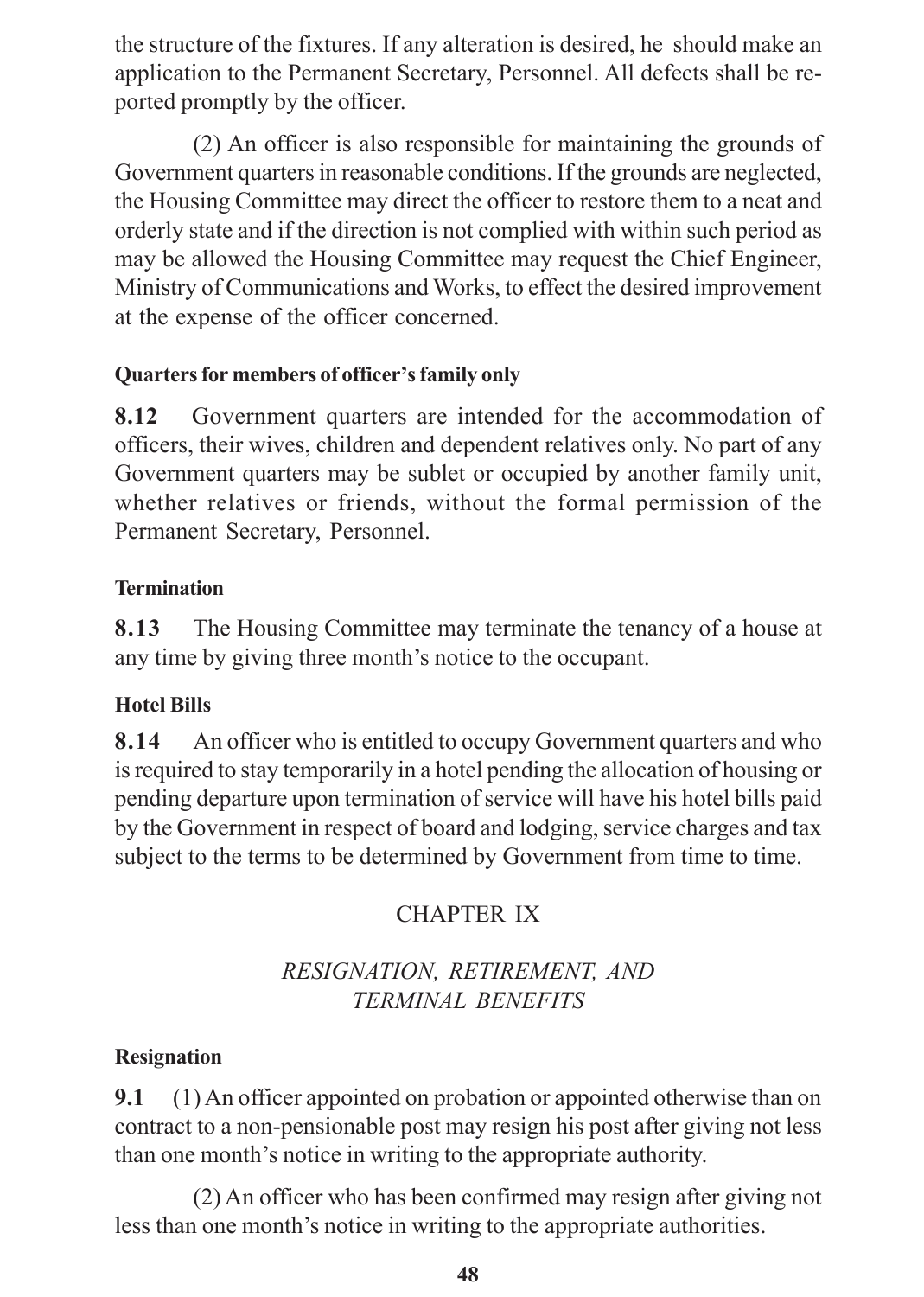the structure of the fixtures. If any alteration is desired, he should make an application to the Permanent Secretary, Personnel. All defects shall be reported promptly by the officer.

(2) An officer is also responsible for maintaining the grounds of Government quarters in reasonable conditions. If the grounds are neglected, the Housing Committee may direct the officer to restore them to a neat and orderly state and if the direction is not complied with within such period as may be allowed the Housing Committee may request the Chief Engineer, Ministry of Communications and Works, to effect the desired improvement at the expense of the officer concerned.

**Quarters for members of officer's family only**

**8.12** Government quarters are intended for the accommodation of officers, their wives, children and dependent relatives only. No part of any Government quarters may be sublet or occupied by another family unit, whether relatives or friends, without the formal permission of the Permanent Secretary, Personnel.

**Termination**

**8.13** The Housing Committee may terminate the tenancy of a house at any time by giving three month's notice to the occupant.

**Hotel Bills**

**8.14** An officer who is entitled to occupy Government quarters and who is required to stay temporarily in a hotel pending the allocation of housing or pending departure upon termination of service will have his hotel bills paid by the Government in respect of board and lodging, service charges and tax subject to the terms to be determined by Government from time to time.

## CHAPTER IX

## *RESIGNATION, RETIREMENT, AND TERMINAL BENEFITS*

**Resignation**

**9.1** (1) An officer appointed on probation or appointed otherwise than on contract to a non-pensionable post may resign his post after giving not less than one month's notice in writing to the appropriate authority.

(2) An officer who has been confirmed may resign after giving not less than one month's notice in writing to the appropriate authorities.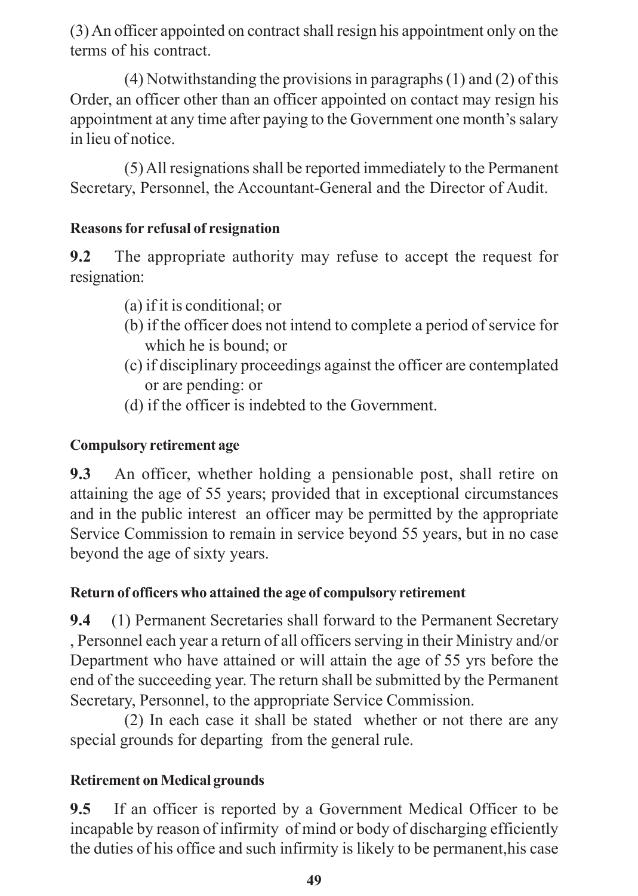(3) An officer appointed on contract shall resign his appointment only on the terms of his contract.

(4) Notwithstanding the provisions in paragraphs (1) and (2) of this Order, an officer other than an officer appointed on contact may resign his appointment at any time after paying to the Government one month's salary in lieu of notice.

(5) All resignations shall be reported immediately to the Permanent Secretary, Personnel, the Accountant-General and the Director of Audit.

**Reasons for refusal of resignation**

**9.2** The appropriate authority may refuse to accept the request for resignation:

(a) if it is conditional; or
(b) if the officer does not intend to complete a period of service for which he is bound; or
(c) if disciplinary proceedings against the officer are contemplated or are pending: or
(d) if the officer is indebted to the Government.

**Compulsory retirement age**

**9.3** An officer, whether holding a pensionable post, shall retire on attaining the age of 55 years; provided that in exceptional circumstances and in the public interest an officer may be permitted by the appropriate Service Commission to remain in service beyond 55 years, but in no case beyond the age of sixty years.

**Return of officers who attained the age of compulsory retirement**

**9.4** (1) Permanent Secretaries shall forward to the Permanent Secretary , Personnel each year a return of all officers serving in their Ministry and/or Department who have attained or will attain the age of 55 yrs before the end of the succeeding year. The return shall be submitted by the Permanent Secretary, Personnel, to the appropriate Service Commission.

(2) In each case it shall be stated whether or not there are any special grounds for departing from the general rule.

**Retirement on Medical grounds**

**9.5** If an officer is reported by a Government Medical Officer to be incapable by reason of infirmity of mind or body of discharging efficiently the duties of his office and such infirmity is likely to be permanent,his case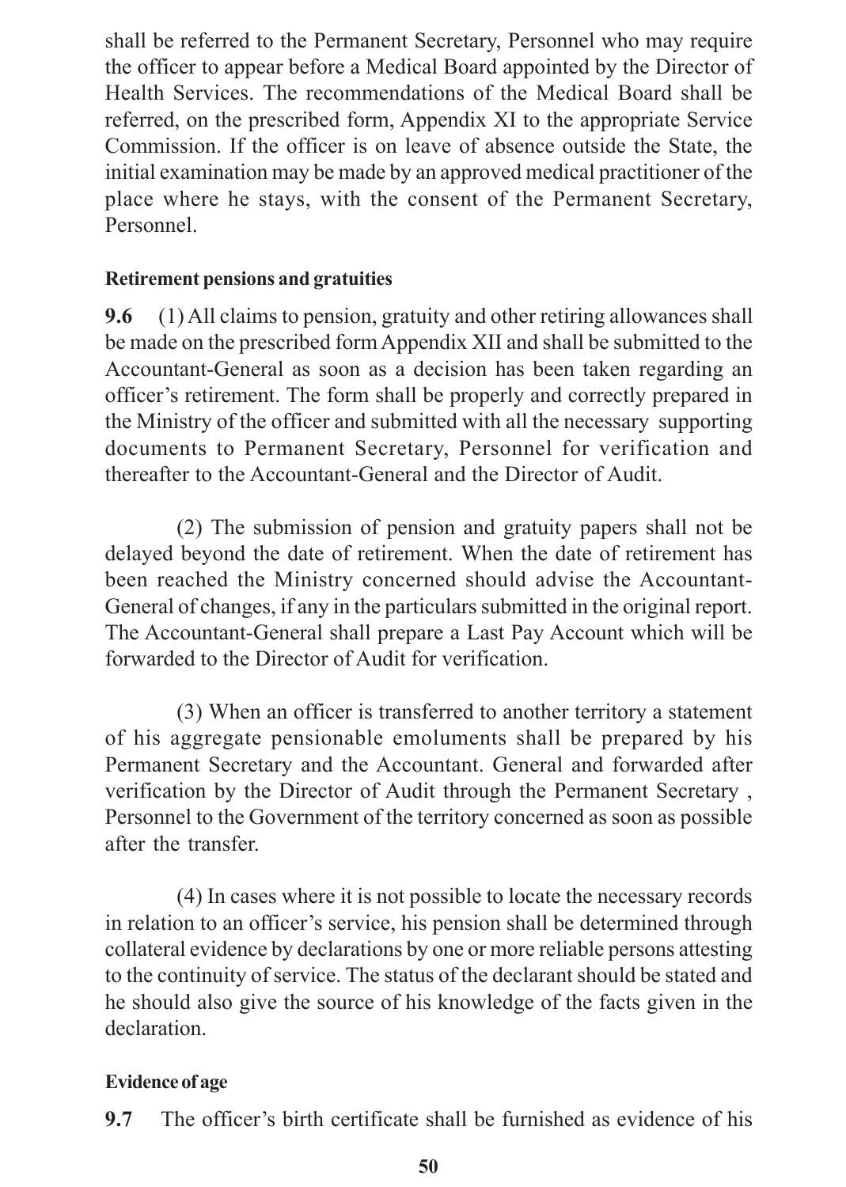shall be referred to the Permanent Secretary, Personnel who may require the officer to appear before a Medical Board appointed by the Director of Health Services. The recommendations of the Medical Board shall be referred, on the prescribed form, Appendix XI to the appropriate Service Commission. If the officer is on leave of absence outside the State, the initial examination may be made by an approved medical practitioner of the place where he stays, with the consent of the Permanent Secretary, Personnel.

**Retirement pensions and gratuities**

**9.6** (1) All claims to pension, gratuity and other retiring allowances shall be made on the prescribed form Appendix XII and shall be submitted to the Accountant-General as soon as a decision has been taken regarding an officer's retirement. The form shall be properly and correctly prepared in the Ministry of the officer and submitted with all the necessary supporting documents to Permanent Secretary, Personnel for verification and thereafter to the Accountant-General and the Director of Audit.

(2) The submission of pension and gratuity papers shall not be delayed beyond the date of retirement. When the date of retirement has been reached the Ministry concerned should advise the Accountant-General of changes, if any in the particulars submitted in the original report. The Accountant-General shall prepare a Last Pay Account which will be forwarded to the Director of Audit for verification.

(3) When an officer is transferred to another territory a statement of his aggregate pensionable emoluments shall be prepared by his Permanent Secretary and the Accountant. General and forwarded after verification by the Director of Audit through the Permanent Secretary , Personnel to the Government of the territory concerned as soon as possible after the transfer.

(4) In cases where it is not possible to locate the necessary records in relation to an officer's service, his pension shall be determined through collateral evidence by declarations by one or more reliable persons attesting to the continuity of service. The status of the declarant should be stated and he should also give the source of his knowledge of the facts given in the declaration.

**Evidence of age**

**9.7** The officer's birth certificate shall be furnished as evidence of his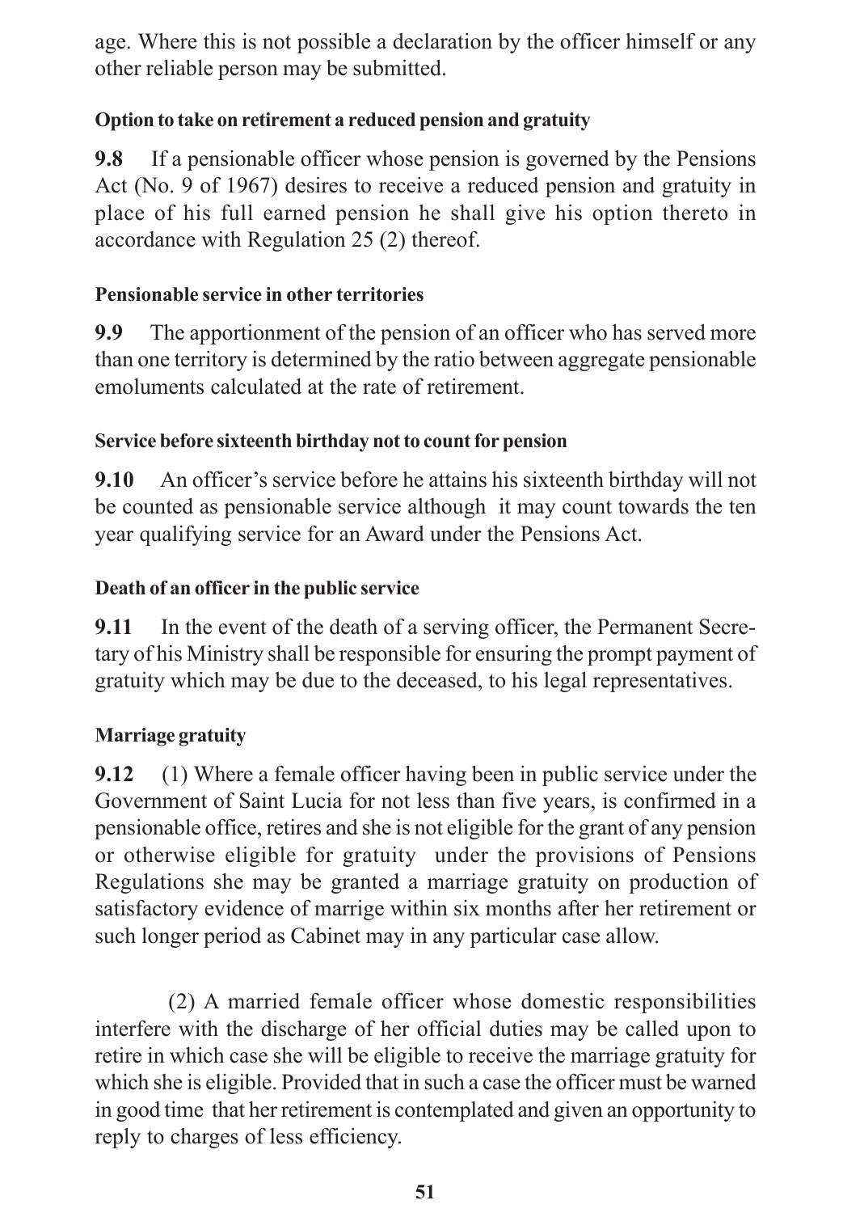age. Where this is not possible a declaration by the officer himself or any other reliable person may be submitted.

**Option to take on retirement a reduced pension and gratuity**

**9.8** If a pensionable officer whose pension is governed by the Pensions Act (No. 9 of 1967) desires to receive a reduced pension and gratuity in place of his full earned pension he shall give his option thereto in accordance with Regulation 25 (2) thereof.

**Pensionable service in other territories**

**9.9** The apportionment of the pension of an officer who has served more than one territory is determined by the ratio between aggregate pensionable emoluments calculated at the rate of retirement.

**Service before sixteenth birthday not to count for pension**

**9.10** An officer's service before he attains his sixteenth birthday will not be counted as pensionable service although it may count towards the ten year qualifying service for an Award under the Pensions Act.

**Death of an officer in the public service**

**9.11** In the event of the death of a serving officer, the Permanent Secretary of his Ministry shall be responsible for ensuring the prompt payment of gratuity which may be due to the deceased, to his legal representatives.

**Marriage gratuity**

**9.12** (1) Where a female officer having been in public service under the Government of Saint Lucia for not less than five years, is confirmed in a pensionable office, retires and she is not eligible for the grant of any pension or otherwise eligible for gratuity under the provisions of Pensions Regulations she may be granted a marriage gratuity on production of satisfactory evidence of marrige within six months after her retirement or such longer period as Cabinet may in any particular case allow.

(2) A married female officer whose domestic responsibilities interfere with the discharge of her official duties may be called upon to retire in which case she will be eligible to receive the marriage gratuity for which she is eligible. Provided that in such a case the officer must be warned in good time that her retirement is contemplated and given an opportunity to reply to charges of less efficiency.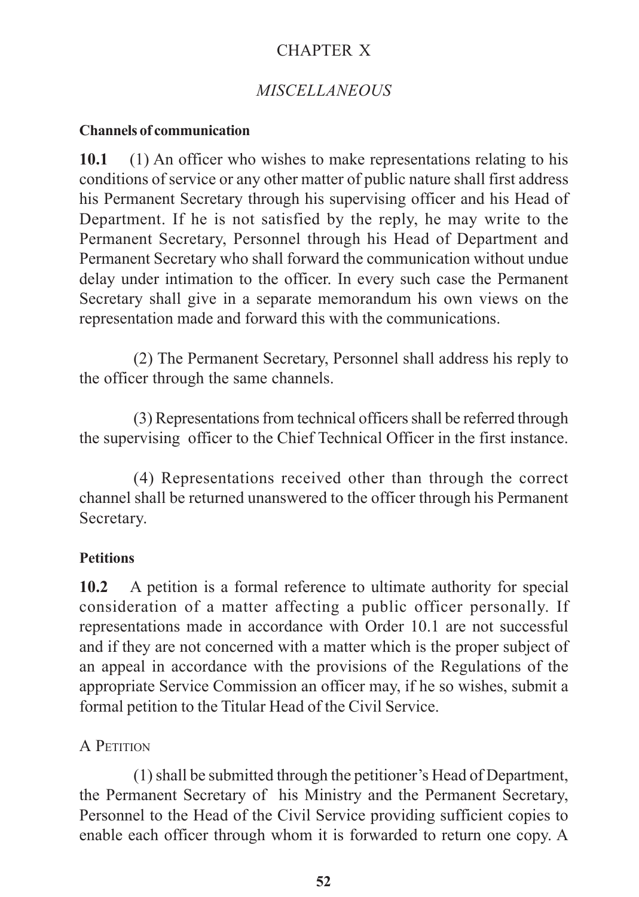# CHAPTER X

## *MISCELLANEOUS*

### Channels of communication

**10.1** (1) An officer who wishes to make representations relating to his conditions of service or any other matter of public nature shall first address his Permanent Secretary through his supervising officer and his Head of Department. If he is not satisfied by the reply, he may write to the Permanent Secretary, Personnel through his Head of Department and Permanent Secretary who shall forward the communication without undue delay under intimation to the officer. In every such case the Permanent Secretary shall give in a separate memorandum his own views on the representation made and forward this with the communications.

(2) The Permanent Secretary, Personnel shall address his reply to the officer through the same channels.

(3) Representations from technical officers shall be referred through the supervising officer to the Chief Technical Officer in the first instance.

(4) Representations received other than through the correct channel shall be returned unanswered to the officer through his Permanent Secretary.

### Petitions

**10.2** A petition is a formal reference to ultimate authority for special consideration of a matter affecting a public officer personally. If representations made in accordance with Order 10.1 are not successful and if they are not concerned with a matter which is the proper subject of an appeal in accordance with the provisions of the Regulations of the appropriate Service Commission an officer may, if he so wishes, submit a formal petition to the Titular Head of the Civil Service.

A PETITION

(1) shall be submitted through the petitioner's Head of Department, the Permanent Secretary of his Ministry and the Permanent Secretary, Personnel to the Head of the Civil Service providing sufficient copies to enable each officer through whom it is forwarded to return one copy. A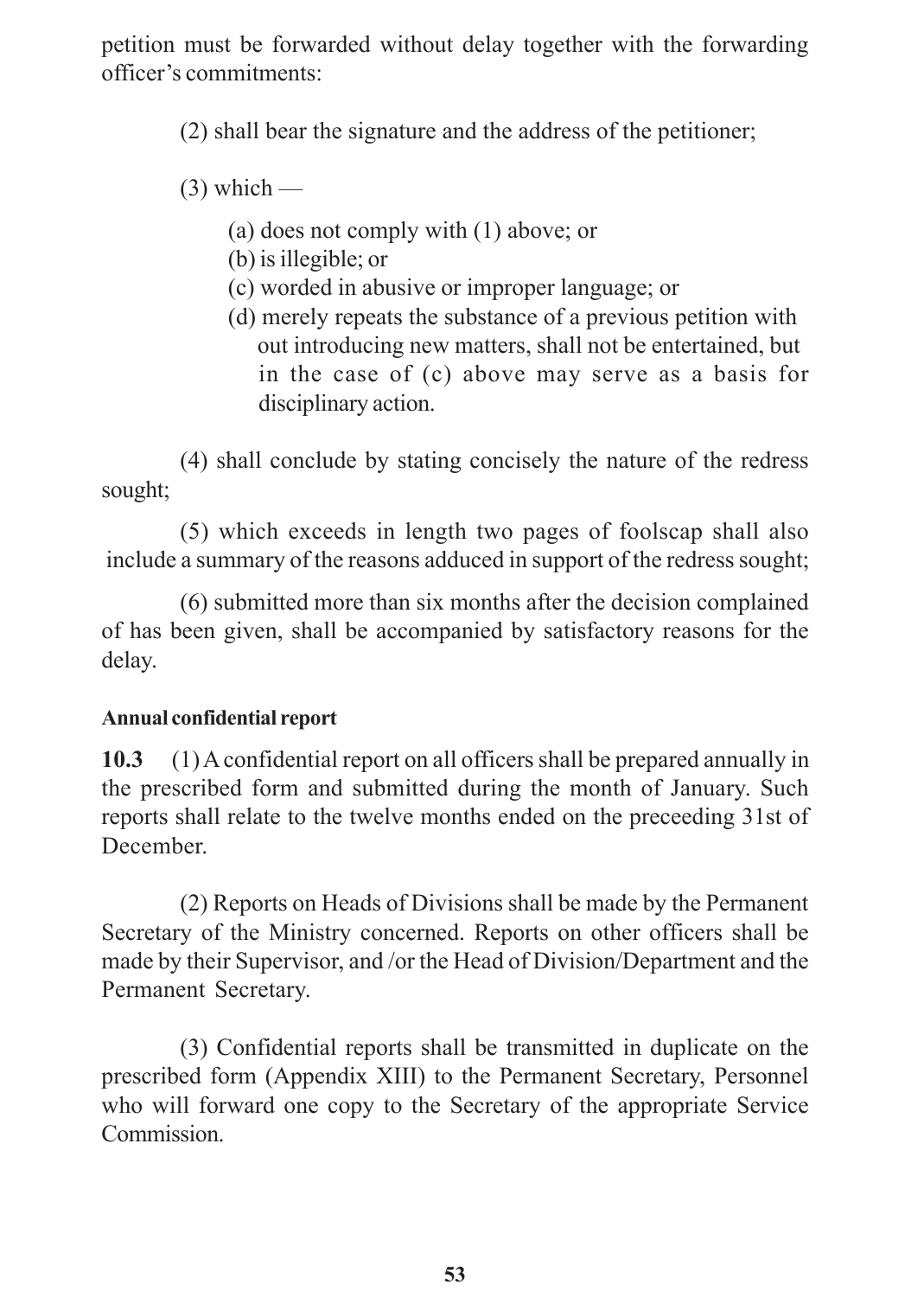petition must be forwarded without delay together with the forwarding officer's commitments:

(2) shall bear the signature and the address of the petitioner;

(3) which —

(a) does not comply with (1) above; or
(b) is illegible; or
(c) worded in abusive or improper language; or
(d) merely repeats the substance of a previous petition with out introducing new matters, shall not be entertained, but in the case of (c) above may serve as a basis for disciplinary action.

(4) shall conclude by stating concisely the nature of the redress sought;

(5) which exceeds in length two pages of foolscap shall also include a summary of the reasons adduced in support of the redress sought;

(6) submitted more than six months after the decision complained of has been given, shall be accompanied by satisfactory reasons for the delay.

**Annual confidential report**

**10.3** (1) A confidential report on all officers shall be prepared annually in the prescribed form and submitted during the month of January. Such reports shall relate to the twelve months ended on the preceeding 31st of December.

(2) Reports on Heads of Divisions shall be made by the Permanent Secretary of the Ministry concerned. Reports on other officers shall be made by their Supervisor, and /or the Head of Division/Department and the Permanent Secretary.

(3) Confidential reports shall be transmitted in duplicate on the prescribed form (Appendix XIII) to the Permanent Secretary, Personnel who will forward one copy to the Secretary of the appropriate Service Commission.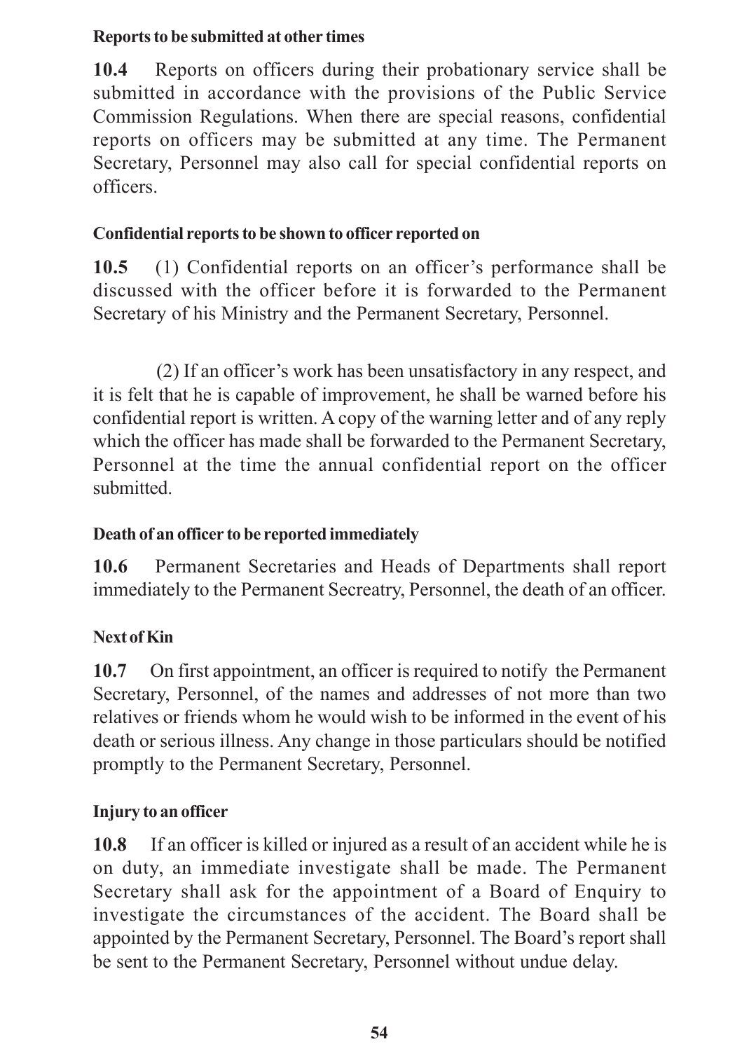**Reports to be submitted at other times**

**10.4** Reports on officers during their probationary service shall be submitted in accordance with the provisions of the Public Service Commission Regulations. When there are special reasons, confidential reports on officers may be submitted at any time. The Permanent Secretary, Personnel may also call for special confidential reports on officers.

**Confidential reports to be shown to officer reported on**

**10.5** (1) Confidential reports on an officer's performance shall be discussed with the officer before it is forwarded to the Permanent Secretary of his Ministry and the Permanent Secretary, Personnel.

(2) If an officer's work has been unsatisfactory in any respect, and it is felt that he is capable of improvement, he shall be warned before his confidential report is written. A copy of the warning letter and of any reply which the officer has made shall be forwarded to the Permanent Secretary, Personnel at the time the annual confidential report on the officer submitted.

**Death of an officer to be reported immediately**

**10.6** Permanent Secretaries and Heads of Departments shall report immediately to the Permanent Secreatry, Personnel, the death of an officer.

**Next of Kin**

**10.7** On first appointment, an officer is required to notify the Permanent Secretary, Personnel, of the names and addresses of not more than two relatives or friends whom he would wish to be informed in the event of his death or serious illness. Any change in those particulars should be notified promptly to the Permanent Secretary, Personnel.

**Injury to an officer**

**10.8** If an officer is killed or injured as a result of an accident while he is on duty, an immediate investigate shall be made. The Permanent Secretary shall ask for the appointment of a Board of Enquiry to investigate the circumstances of the accident. The Board shall be appointed by the Permanent Secretary, Personnel. The Board's report shall be sent to the Permanent Secretary, Personnel without undue delay.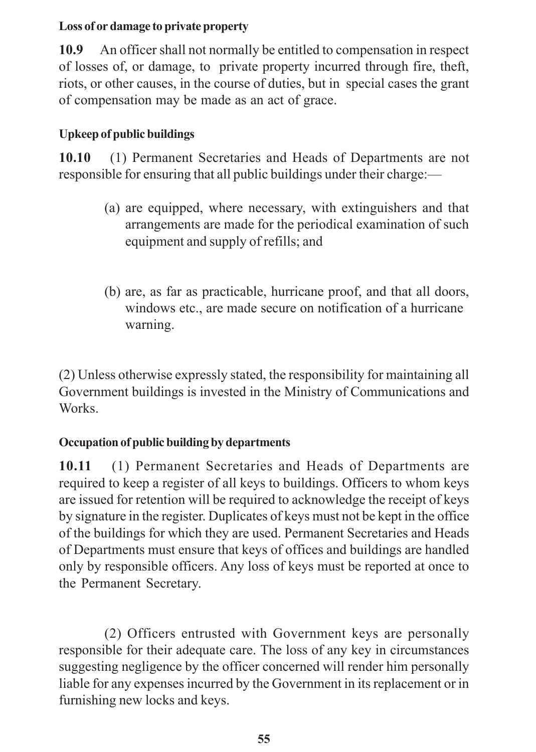**Loss of or damage to private property**

**10.9** An officer shall not normally be entitled to compensation in respect of losses of, or damage, to private property incurred through fire, theft, riots, or other causes, in the course of duties, but in special cases the grant of compensation may be made as an act of grace.

**Upkeep of public buildings**

**10.10** (1) Permanent Secretaries and Heads of Departments are not responsible for ensuring that all public buildings under their charge:—

(a) are equipped, where necessary, with extinguishers and that arrangements are made for the periodical examination of such equipment and supply of refills; and

(b) are, as far as practicable, hurricane proof, and that all doors, windows etc., are made secure on notification of a hurricane warning.

(2) Unless otherwise expressly stated, the responsibility for maintaining all Government buildings is invested in the Ministry of Communications and Works.

**Occupation of public building by departments**

**10.11** (1) Permanent Secretaries and Heads of Departments are required to keep a register of all keys to buildings. Officers to whom keys are issued for retention will be required to acknowledge the receipt of keys by signature in the register. Duplicates of keys must not be kept in the office of the buildings for which they are used. Permanent Secretaries and Heads of Departments must ensure that keys of offices and buildings are handled only by responsible officers. Any loss of keys must be reported at once to the Permanent Secretary.

(2) Officers entrusted with Government keys are personally responsible for their adequate care. The loss of any key in circumstances suggesting negligence by the officer concerned will render him personally liable for any expenses incurred by the Government in its replacement or in furnishing new locks and keys.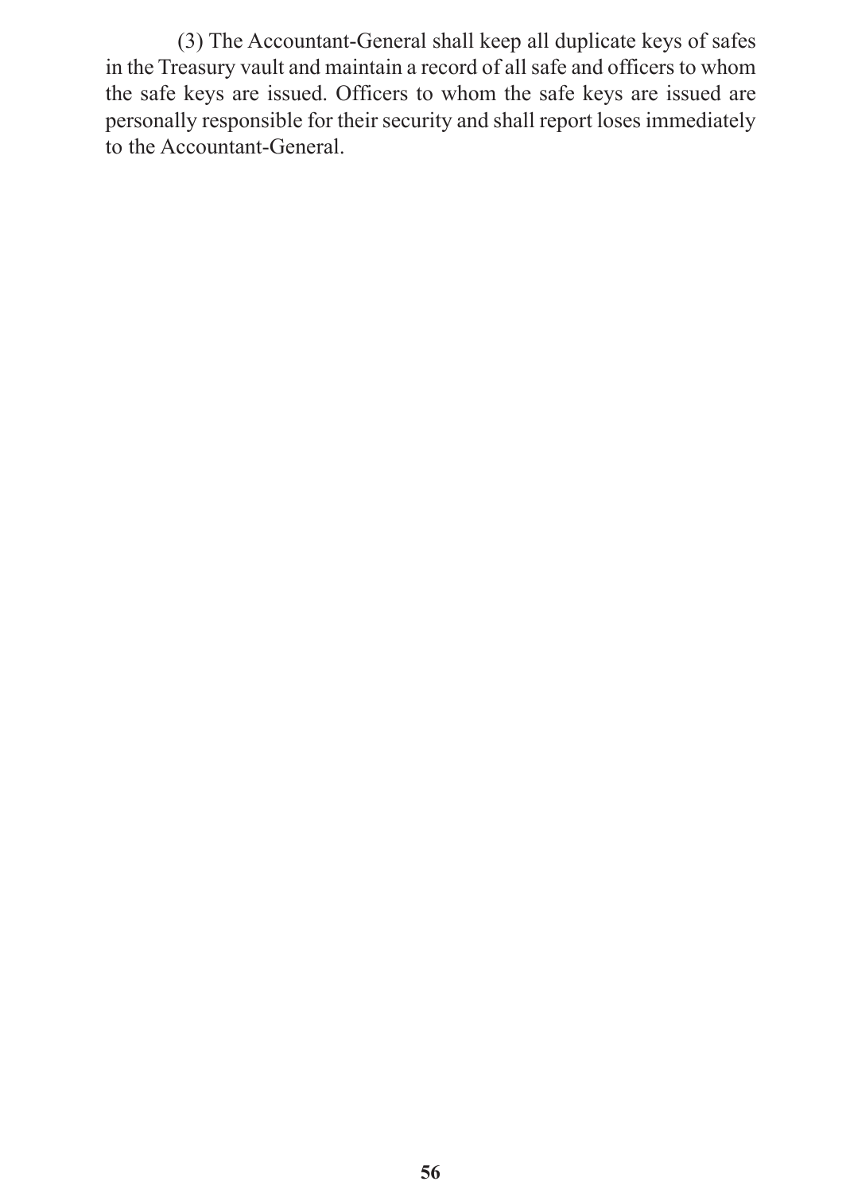(3) The Accountant-General shall keep all duplicate keys of safes in the Treasury vault and maintain a record of all safe and officers to whom the safe keys are issued. Officers to whom the safe keys are issued are personally responsible for their security and shall report loses immediately to the Accountant-General.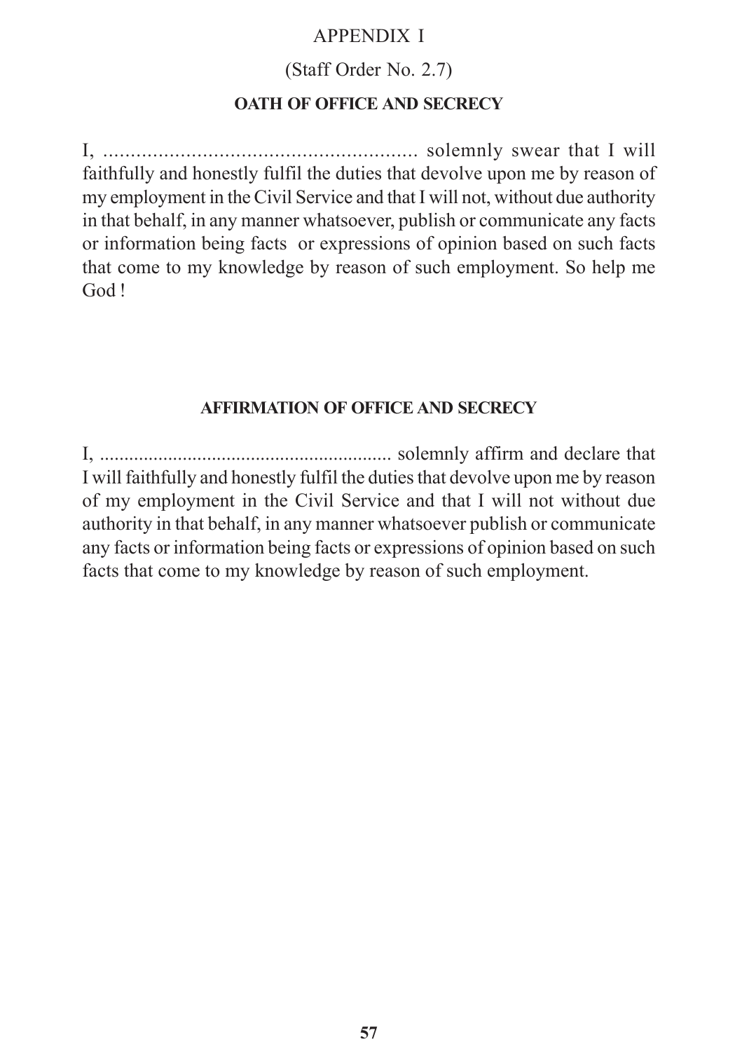# APPENDIX I

(Staff Order No. 2.7)

## OATH OF OFFICE AND SECRECY

I, ........................................................ solemnly swear that I will faithfully and honestly fulfil the duties that devolve upon me by reason of my employment in the Civil Service and that I will not, without due authority in that behalf, in any manner whatsoever, publish or communicate any facts or information being facts or expressions of opinion based on such facts that come to my knowledge by reason of such employment. So help me God !

## AFFIRMATION OF OFFICE AND SECRECY

I, ........................................................ solemnly affirm and declare that I will faithfully and honestly fulfil the duties that devolve upon me by reason of my employment in the Civil Service and that I will not without due authority in that behalf, in any manner whatsoever publish or communicate any facts or information being facts or expressions of opinion based on such facts that come to my knowledge by reason of such employment.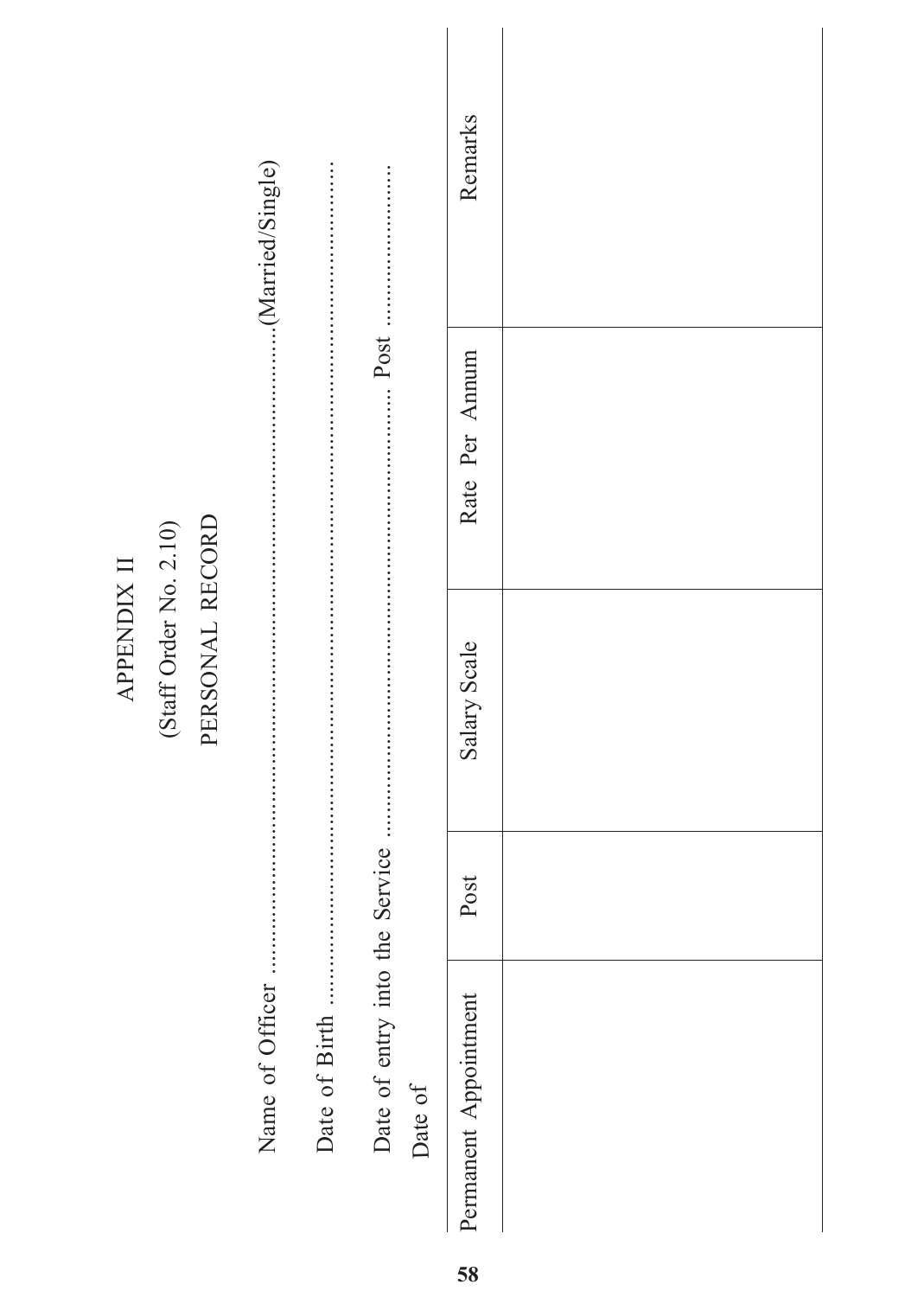# APPENDIX II

(Staff Order No. 2.10)

## PERSONAL RECORD

Name of Officer ..............................................................................................(Married/Single)

Date of Birth ..............................................................................................................................

Date of entry into the Service ......................................... Post ..............................

Date of

| Permanent Appointment | Post | Salary Scale | Rate Per Annum | Remarks |
|---|---|---|---|---|
| | | | | |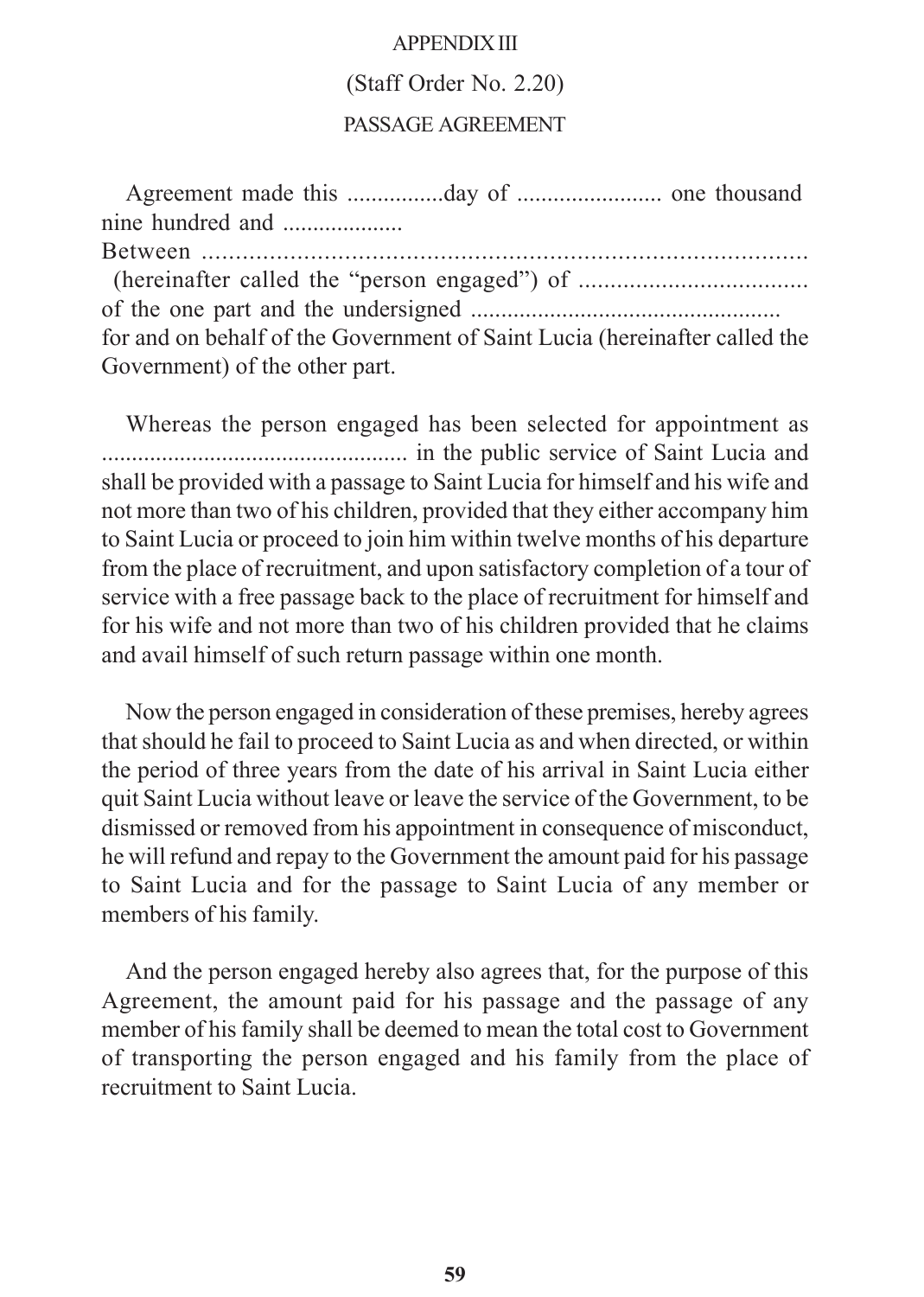# APPENDIX III

## (Staff Order No. 2.20)

## PASSAGE AGREEMENT

Agreement made this ................day of ........................ one thousand nine hundred and ....................
Between ..........................................................................................
(hereinafter called the "person engaged") of ....................................
of the one part and the undersigned ..................................................
for and on behalf of the Government of Saint Lucia (hereinafter called the Government) of the other part.

Whereas the person engaged has been selected for appointment as .................................................. in the public service of Saint Lucia and shall be provided with a passage to Saint Lucia for himself and his wife and not more than two of his children, provided that they either accompany him to Saint Lucia or proceed to join him within twelve months of his departure from the place of recruitment, and upon satisfactory completion of a tour of service with a free passage back to the place of recruitment for himself and for his wife and not more than two of his children provided that he claims and avail himself of such return passage within one month.

Now the person engaged in consideration of these premises, hereby agrees that should he fail to proceed to Saint Lucia as and when directed, or within the period of three years from the date of his arrival in Saint Lucia either quit Saint Lucia without leave or leave the service of the Government, to be dismissed or removed from his appointment in consequence of misconduct, he will refund and repay to the Government the amount paid for his passage to Saint Lucia and for the passage to Saint Lucia of any member or members of his family.

And the person engaged hereby also agrees that, for the purpose of this Agreement, the amount paid for his passage and the passage of any member of his family shall be deemed to mean the total cost to Government of transporting the person engaged and his family from the place of recruitment to Saint Lucia.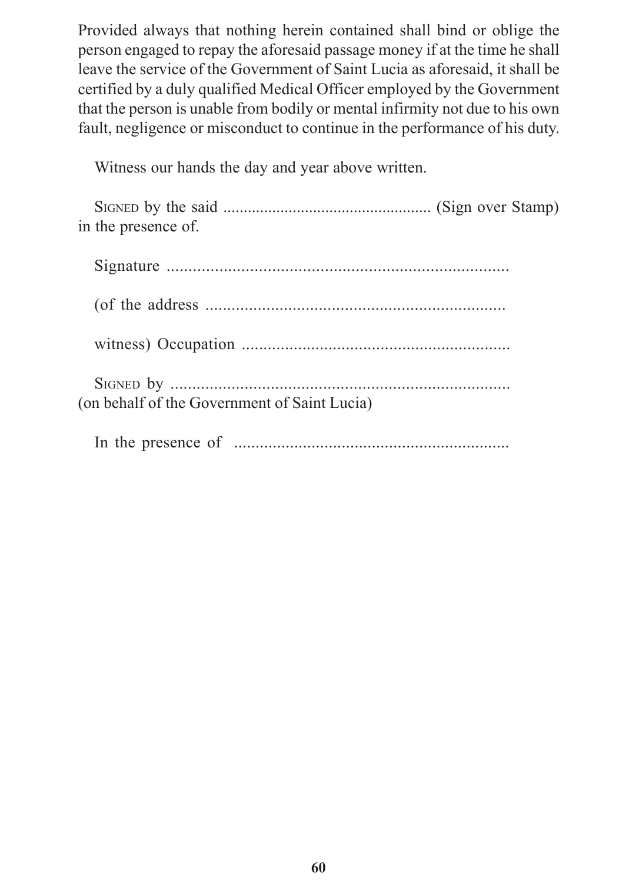Provided always that nothing herein contained shall bind or oblige the person engaged to repay the aforesaid passage money if at the time he shall leave the service of the Government of Saint Lucia as aforesaid, it shall be certified by a duly qualified Medical Officer employed by the Government that the person is unable from bodily or mental infirmity not due to his own fault, negligence or misconduct to continue in the performance of his duty.

Witness our hands the day and year above written.

SIGNED by the said ................................................. (Sign over Stamp) in the presence of.

Signature ..............................................................................

(of the address ....................................................................

witness) Occupation ..............................................................

SIGNED by ..............................................................................
(on behalf of the Government of Saint Lucia)

In the presence of ...............................................................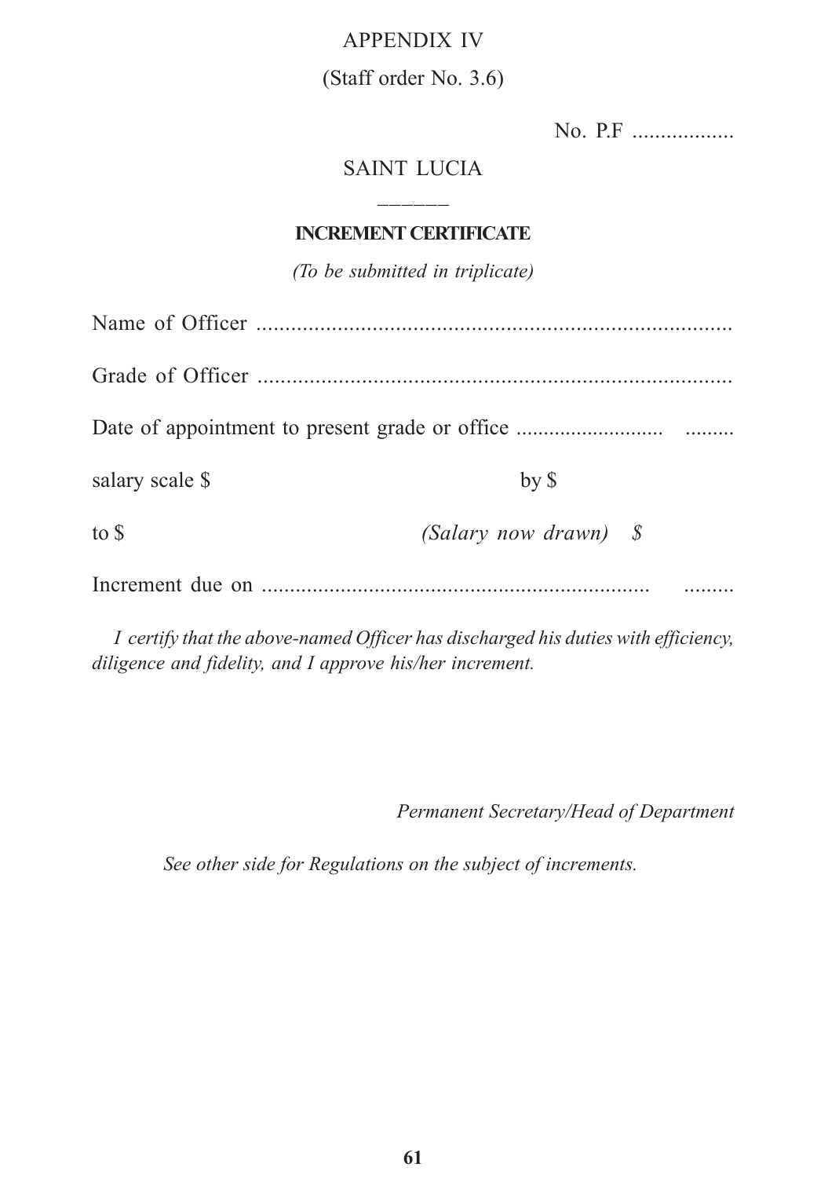APPENDIX IV

(Staff order No. 3.6)

No. P.F ..................

SAINT LUCIA

——————

**INCREMENT CERTIFICATE**

*(To be submitted in triplicate)*

Name of Officer ..................................................................................

Grade of Officer ..................................................................................

Date of appointment to present grade or office .......................... .........

salary scale $ by $

to $ *(Salary now drawn) $*

Increment due on .................................................................... .........

*I certify that the above-named Officer has discharged his duties with efficiency, diligence and fidelity, and I approve his/her increment.*

*Permanent Secretary/Head of Department*

*See other side for Regulations on the subject of increments.*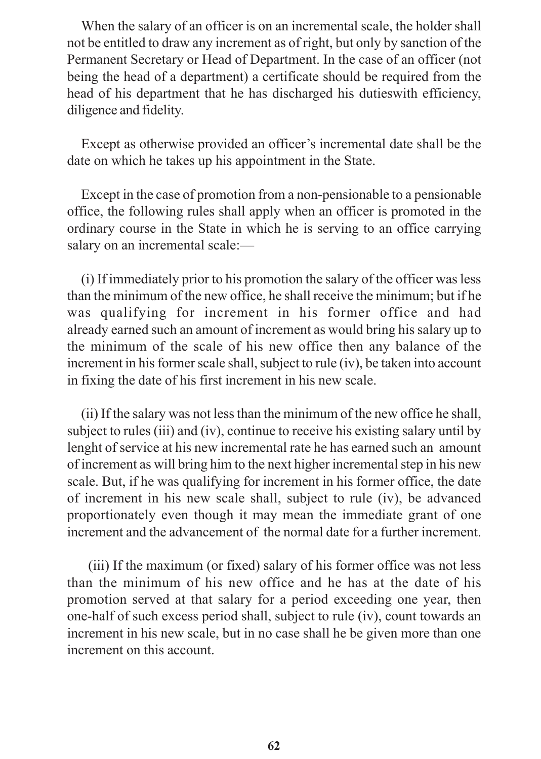When the salary of an officer is on an incremental scale, the holder shall not be entitled to draw any increment as of right, but only by sanction of the Permanent Secretary or Head of Department. In the case of an officer (not being the head of a department) a certificate should be required from the head of his department that he has discharged his dutieswith efficiency, diligence and fidelity.

Except as otherwise provided an officer's incremental date shall be the date on which he takes up his appointment in the State.

Except in the case of promotion from a non-pensionable to a pensionable office, the following rules shall apply when an officer is promoted in the ordinary course in the State in which he is serving to an office carrying salary on an incremental scale:—

(i) If immediately prior to his promotion the salary of the officer was less than the minimum of the new office, he shall receive the minimum; but if he was qualifying for increment in his former office and had already earned such an amount of increment as would bring his salary up to the minimum of the scale of his new office then any balance of the increment in his former scale shall, subject to rule (iv), be taken into account in fixing the date of his first increment in his new scale.

(ii) If the salary was not less than the minimum of the new office he shall, subject to rules (iii) and (iv), continue to receive his existing salary until by lenght of service at his new incremental rate he has earned such an amount of increment as will bring him to the next higher incremental step in his new scale. But, if he was qualifying for increment in his former office, the date of increment in his new scale shall, subject to rule (iv), be advanced proportionately even though it may mean the immediate grant of one increment and the advancement of the normal date for a further increment.

(iii) If the maximum (or fixed) salary of his former office was not less than the minimum of his new office and he has at the date of his promotion served at that salary for a period exceeding one year, then one-half of such excess period shall, subject to rule (iv), count towards an increment in his new scale, but in no case shall he be given more than one increment on this account.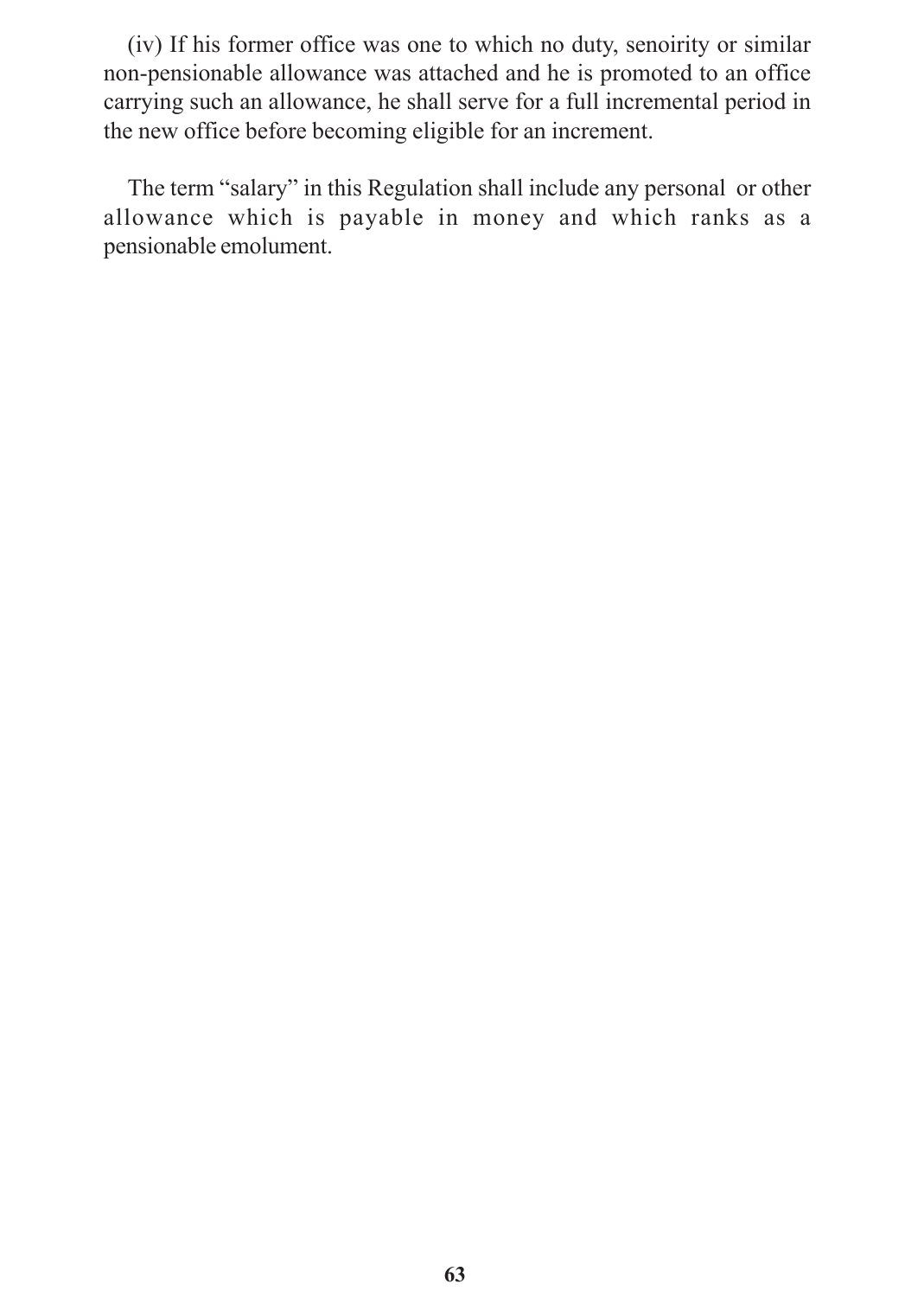(iv) If his former office was one to which no duty, senoirity or similar non-pensionable allowance was attached and he is promoted to an office carrying such an allowance, he shall serve for a full incremental period in the new office before becoming eligible for an increment.

The term "salary" in this Regulation shall include any personal or other allowance which is payable in money and which ranks as a pensionable emolument.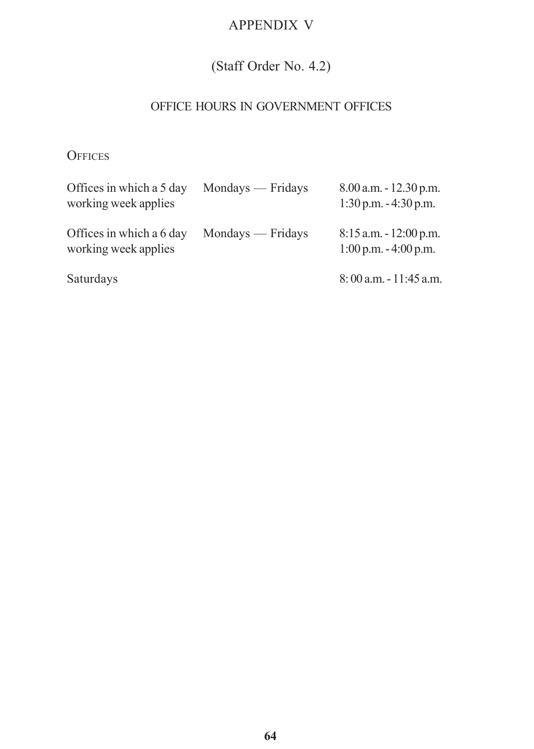# APPENDIX V

## (Staff Order No. 4.2)

### OFFICE HOURS IN GOVERNMENT OFFICES

OFFICES

| | | |
|---|---|---|
| Offices in which a 5 day working week applies | Mondays — Fridays | 8.00 a.m. - 12.30 p.m.<br>1:30 p.m. - 4:30 p.m. |
| Offices in which a 6 day working week applies | Mondays — Fridays | 8:15 a.m. - 12:00 p.m.<br>1:00 p.m. - 4:00 p.m. |
| Saturdays | | 8: 00 a.m. - 11:45 a.m. |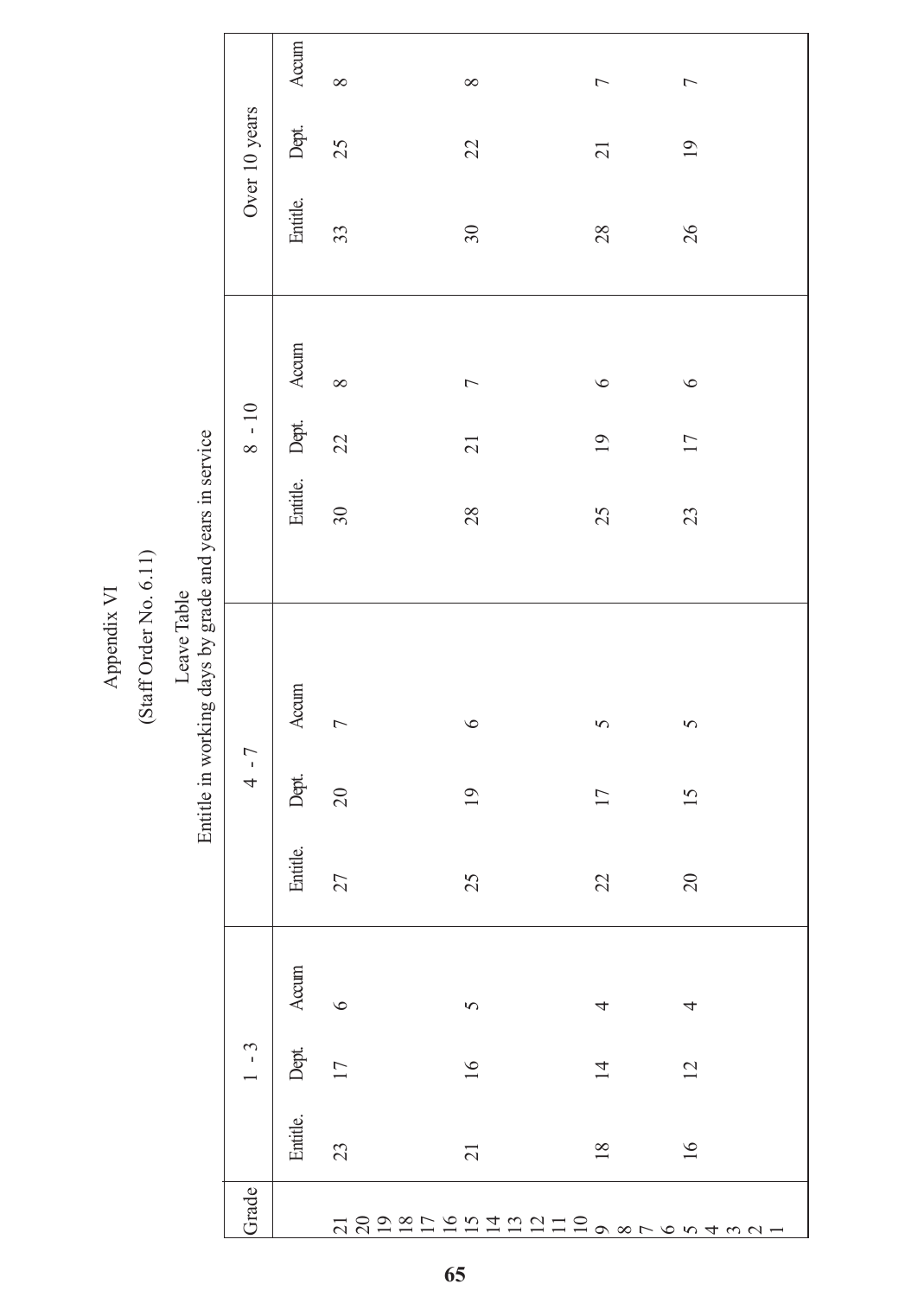# Appendix VI

## (Staff Order No. 6.11)

### Leave Table

Entitle in working days by grade and years in service

| Grade | 1 - 3 | | | 4 - 7 | | | 8 - 10 | | | Over 10 years | | |
|---|---|---|---|---|---|---|---|---|---|---|---|---|
| | Entitle. | Dept. | Accum | Entitle. | Dept. | Accum | Entitle. | Dept. | Accum | Entitle. | Dept. | Accum |
| 21 | 23 | 17 | 6 | 27 | 20 | 7 | 30 | 22 | 8 | 33 | 25 | 8 |
| 20 | | | | | | | | | | | | |
| 19 | | | | | | | | | | | | |
| 18 | | | | | | | | | | | | |
| 17 | | | | | | | | | | | | |
| 16 | | | | | | | | | | | | |
| 15 | 21 | 16 | 5 | 25 | 19 | 6 | 28 | 21 | 7 | 30 | 22 | 8 |
| 14 | | | | | | | | | | | | |
| 13 | | | | | | | | | | | | |
| 12 | | | | | | | | | | | | |
| 11 | | | | | | | | | | | | |
| 10 | | | | | | | | | | | | |
| 9 | 18 | 14 | 4 | 22 | 17 | 5 | 25 | 19 | 6 | 28 | 21 | 7 |
| 8 | | | | | | | | | | | | |
| 7 | | | | | | | | | | | | |
| 6 | | | | | | | | | | | | |
| 5 | 16 | 12 | 4 | 20 | 15 | 5 | 23 | 17 | 6 | 26 | 19 | 7 |
| 4 | | | | | | | | | | | | |
| 3 | | | | | | | | | | | | |
| 2 | | | | | | | | | | | | |
| 1 | | | | | | | | | | | | |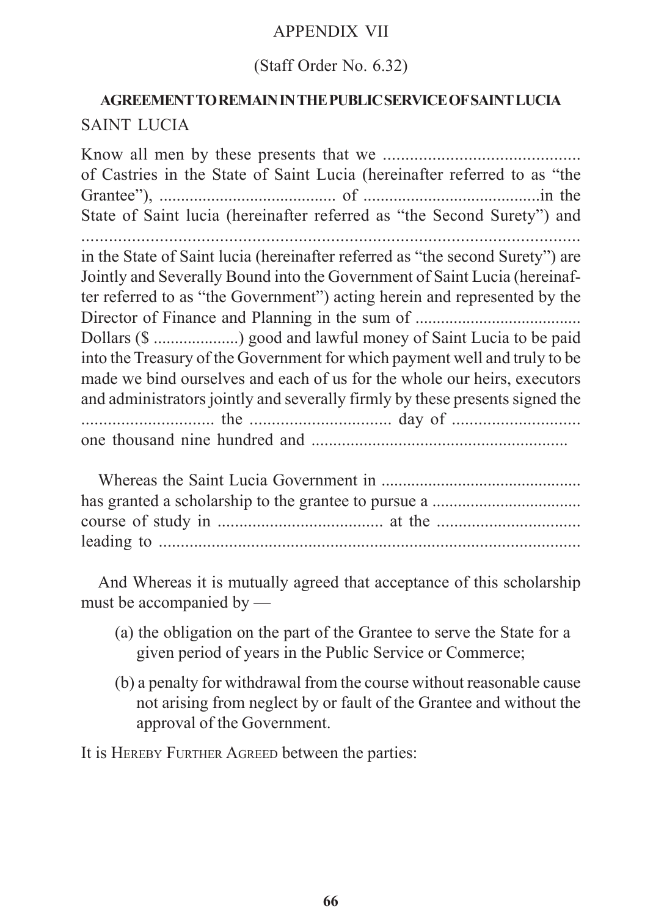APPENDIX VII

(Staff Order No. 6.32)

## AGREEMENT TO REMAIN IN THE PUBLIC SERVICE OF SAINT LUCIA

SAINT LUCIA

Know all men by these presents that we ............................................ of Castries in the State of Saint Lucia (hereinafter referred to as "the Grantee"), ......................................... of .........................................in the State of Saint lucia (hereinafter referred as "the Second Surety") and .................................................................................................................. in the State of Saint lucia (hereinafter referred as "the second Surety") are Jointly and Severally Bound into the Government of Saint Lucia (hereinafter referred to as "the Government") acting herein and represented by the Director of Finance and Planning in the sum of ...................................... Dollars ($ ....................) good and lawful money of Saint Lucia to be paid into the Treasury of the Government for which payment well and truly to be made we bind ourselves and each of us for the whole our heirs, executors and administrators jointly and severally firmly by these presents signed the ............................. the ................................ day of ............................. one thousand nine hundred and ..........................................................

Whereas the Saint Lucia Government in .............................................. has granted a scholarship to the grantee to pursue a .................................. course of study in ...................................... at the ................................ leading to ..................................................................................................

And Whereas it is mutually agreed that acceptance of this scholarship must be accompanied by —

(a) the obligation on the part of the Grantee to serve the State for a given period of years in the Public Service or Commerce;

(b) a penalty for withdrawal from the course without reasonable cause not arising from neglect by or fault of the Grantee and without the approval of the Government.

It is HEREBY FURTHER AGREED between the parties: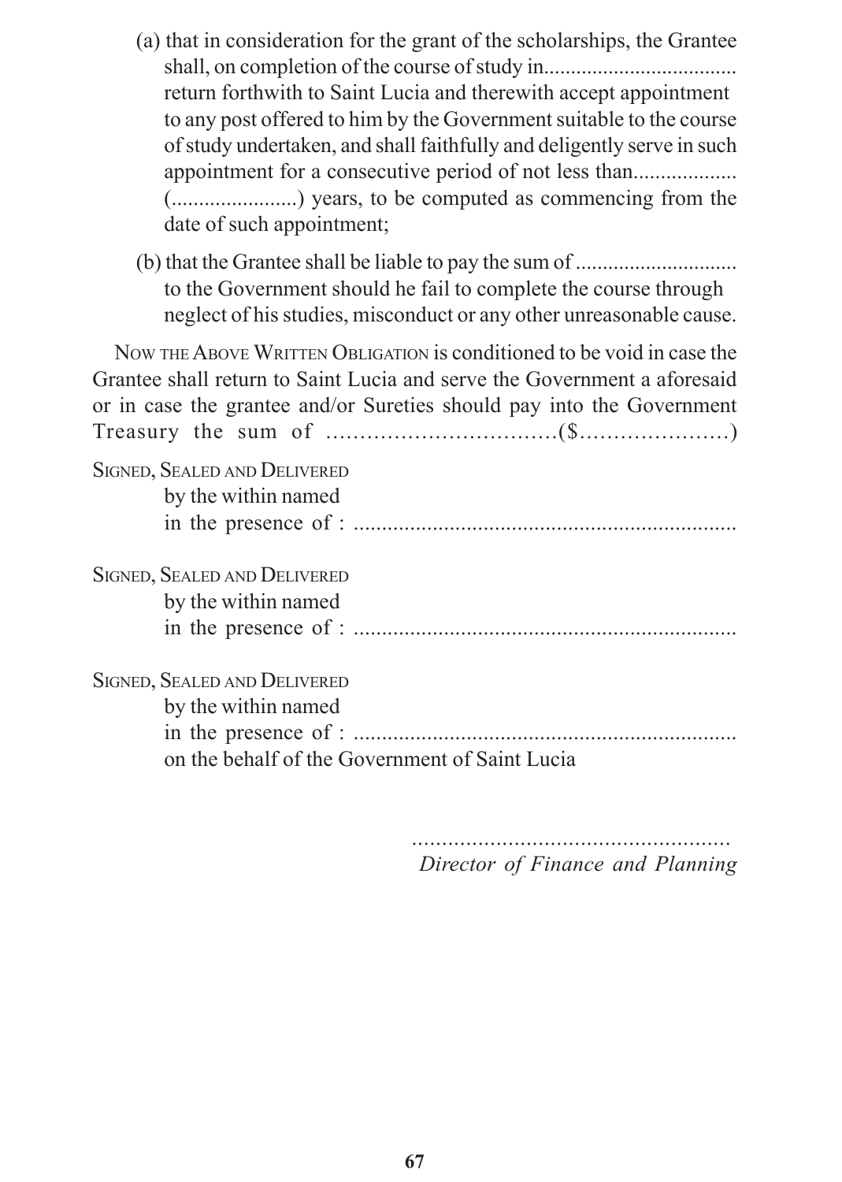(a) that in consideration for the grant of the scholarships, the Grantee shall, on completion of the course of study in................................... return forthwith to Saint Lucia and therewith accept appointment to any post offered to him by the Government suitable to the course of study undertaken, and shall faithfully and deligently serve in such appointment for a consecutive period of not less than.................. (.......................) years, to be computed as commencing from the date of such appointment;

(b) that the Grantee shall be liable to pay the sum of ............................. to the Government should he fail to complete the course through neglect of his studies, misconduct or any other unreasonable cause.

NOW THE ABOVE WRITTEN OBLIGATION is conditioned to be void in case the Grantee shall return to Saint Lucia and serve the Government a aforesaid or in case the grantee and/or Sureties should pay into the Government Treasury the sum of ..................................($......................)

SIGNED, SEALED AND DELIVERED
by the within named
in the presence of : ....................................................................

SIGNED, SEALED AND DELIVERED
by the within named
in the presence of : ....................................................................

SIGNED, SEALED AND DELIVERED
by the within named
in the presence of : ....................................................................
on the behalf of the Government of Saint Lucia

.....................................................
*Director of Finance and Planning*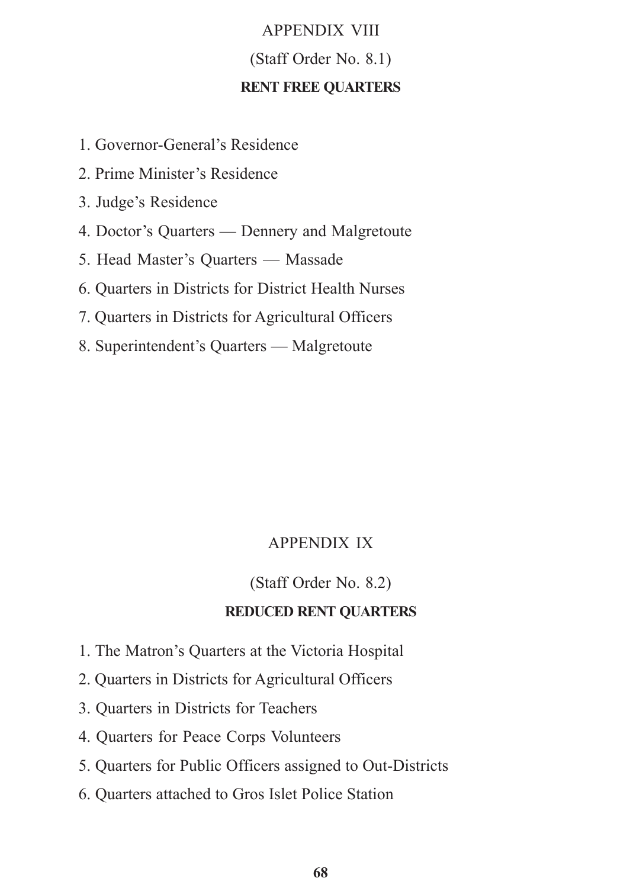## APPENDIX VIII

(Staff Order No. 8.1)

### RENT FREE QUARTERS

1. Governor-General's Residence
2. Prime Minister's Residence
3. Judge's Residence
4. Doctor's Quarters — Dennery and Malgretoute
5. Head Master's Quarters — Massade
6. Quarters in Districts for District Health Nurses
7. Quarters in Districts for Agricultural Officers
8. Superintendent's Quarters — Malgretoute

## APPENDIX IX

(Staff Order No. 8.2)

### REDUCED RENT QUARTERS

1. The Matron's Quarters at the Victoria Hospital
2. Quarters in Districts for Agricultural Officers
3. Quarters in Districts for Teachers
4. Quarters for Peace Corps Volunteers
5. Quarters for Public Officers assigned to Out-Districts
6. Quarters attached to Gros Islet Police Station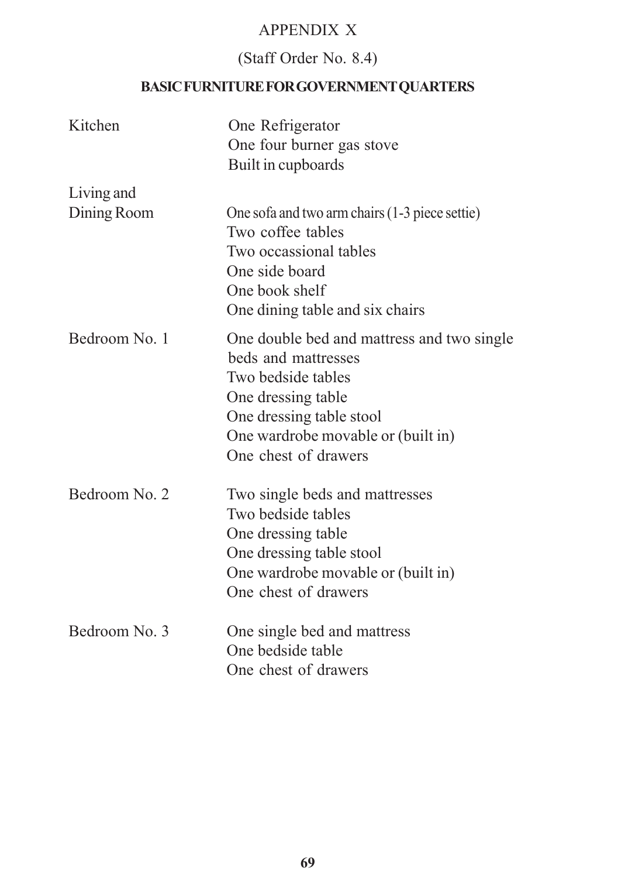# APPENDIX X

## (Staff Order No. 8.4)

### BASIC FURNITURE FOR GOVERNMENT QUARTERS

| | |
|---|---|
| Kitchen | One Refrigerator<br>One four burner gas stove<br>Built in cupboards |
| Living and Dining Room | One sofa and two arm chairs (1-3 piece settie)<br>Two coffee tables<br>Two occassional tables<br>One side board<br>One book shelf<br>One dining table and six chairs |
| Bedroom No. 1 | One double bed and mattress and two single beds and mattresses<br>Two bedside tables<br>One dressing table<br>One dressing table stool<br>One wardrobe movable or (built in)<br>One chest of drawers |
| Bedroom No. 2 | Two single beds and mattresses<br>Two bedside tables<br>One dressing table<br>One dressing table stool<br>One wardrobe movable or (built in)<br>One chest of drawers |
| Bedroom No. 3 | One single bed and mattress<br>One bedside table<br>One chest of drawers |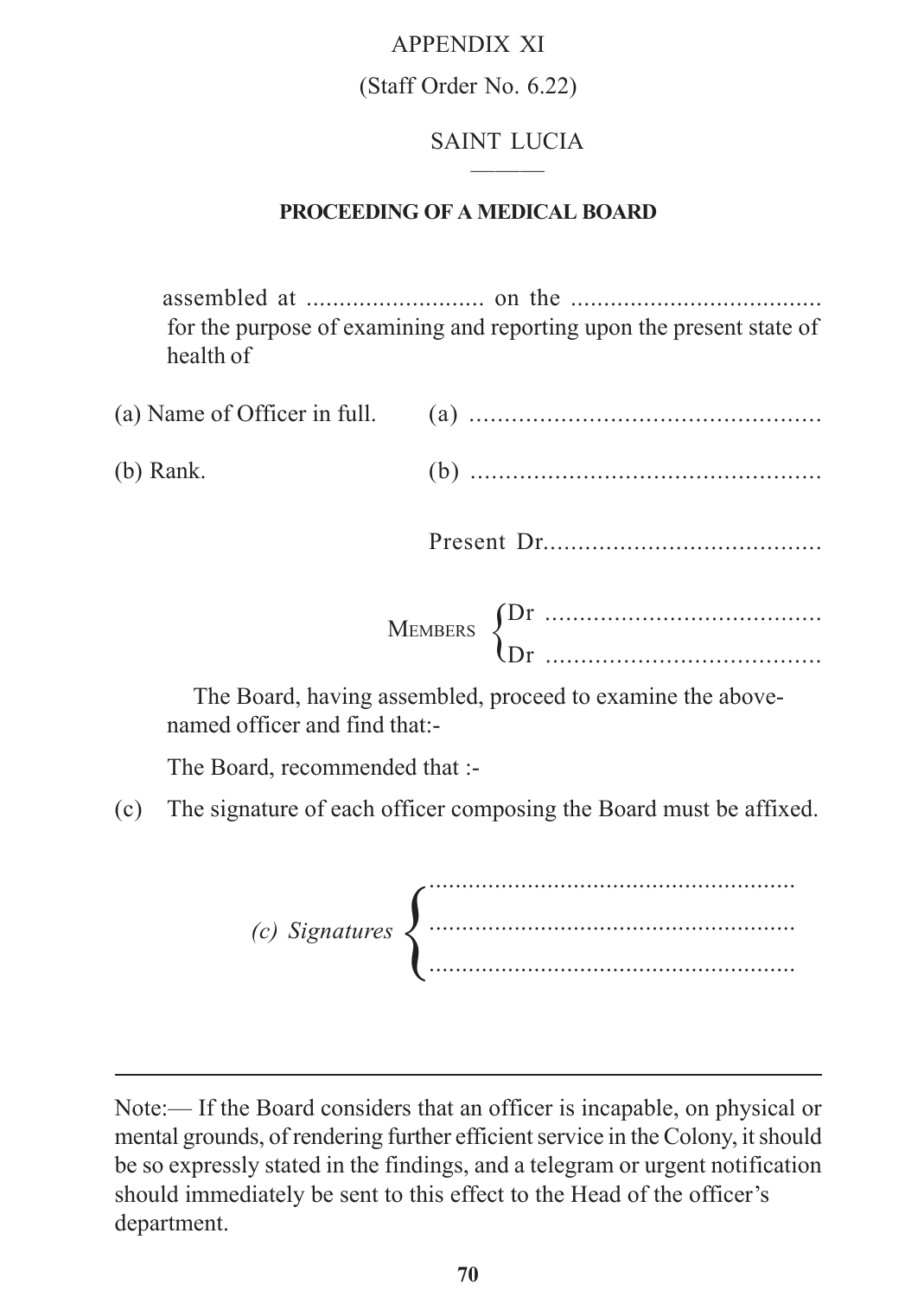APPENDIX XI

(Staff Order No. 6.22)

SAINT LUCIA

———

**PROCEEDING OF A MEDICAL BOARD**

assembled at .......................... on the .....................................
for the purpose of examining and reporting upon the present state of health of

(a) Name of Officer in full. (a) .................................................

(b) Rank. (b) .................................................

Present Dr.......................................

MEMBERS { Dr .......................................
Dr .......................................

The Board, having assembled, proceed to examine the above-named officer and find that:-

The Board, recommended that :-

(c) The signature of each officer composing the Board must be affixed.

*(c) Signatures* { .......................................................
.......................................................
.......................................................

---

Note:— If the Board considers that an officer is incapable, on physical or mental grounds, of rendering further efficient service in the Colony, it should be so expressly stated in the findings, and a telegram or urgent notification should immediately be sent to this effect to the Head of the officer's department.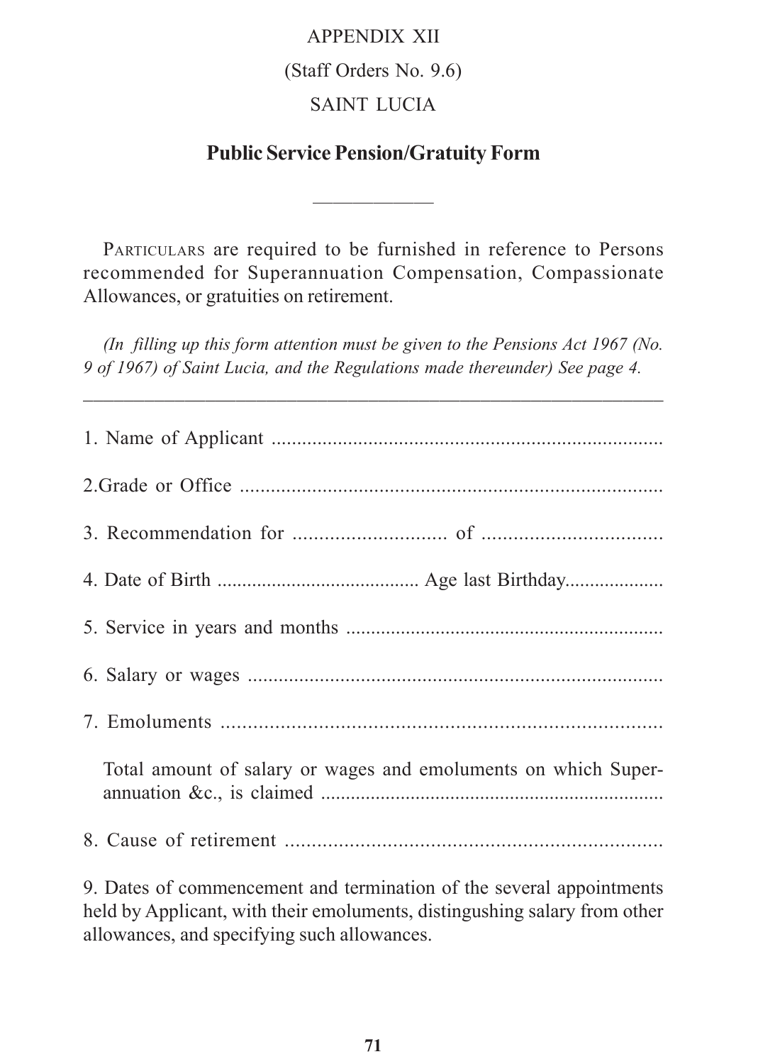APPENDIX XII

(Staff Orders No. 9.6)

SAINT LUCIA

## Public Service Pension/Gratuity Form

PARTICULARS are required to be furnished in reference to Persons recommended for Superannuation Compensation, Compassionate Allowances, or gratuities on retirement.

*(In filling up this form attention must be given to the Pensions Act 1967 (No. 9 of 1967) of Saint Lucia, and the Regulations made thereunder) See page 4.*

---

1. Name of Applicant ............................................................................

2.Grade or Office ..................................................................................

3. Recommendation for ............................ of ..................................

4. Date of Birth ........................................ Age last Birthday...................

5. Service in years and months ...............................................................

6. Salary or wages .................................................................................

7. Emoluments .......................................................................................

   Total amount of salary or wages and emoluments on which Superannuation &c., is claimed ....................................................................

8. Cause of retirement ...........................................................................

9. Dates of commencement and termination of the several appointments held by Applicant, with their emoluments, distingushing salary from other allowances, and specifying such allowances.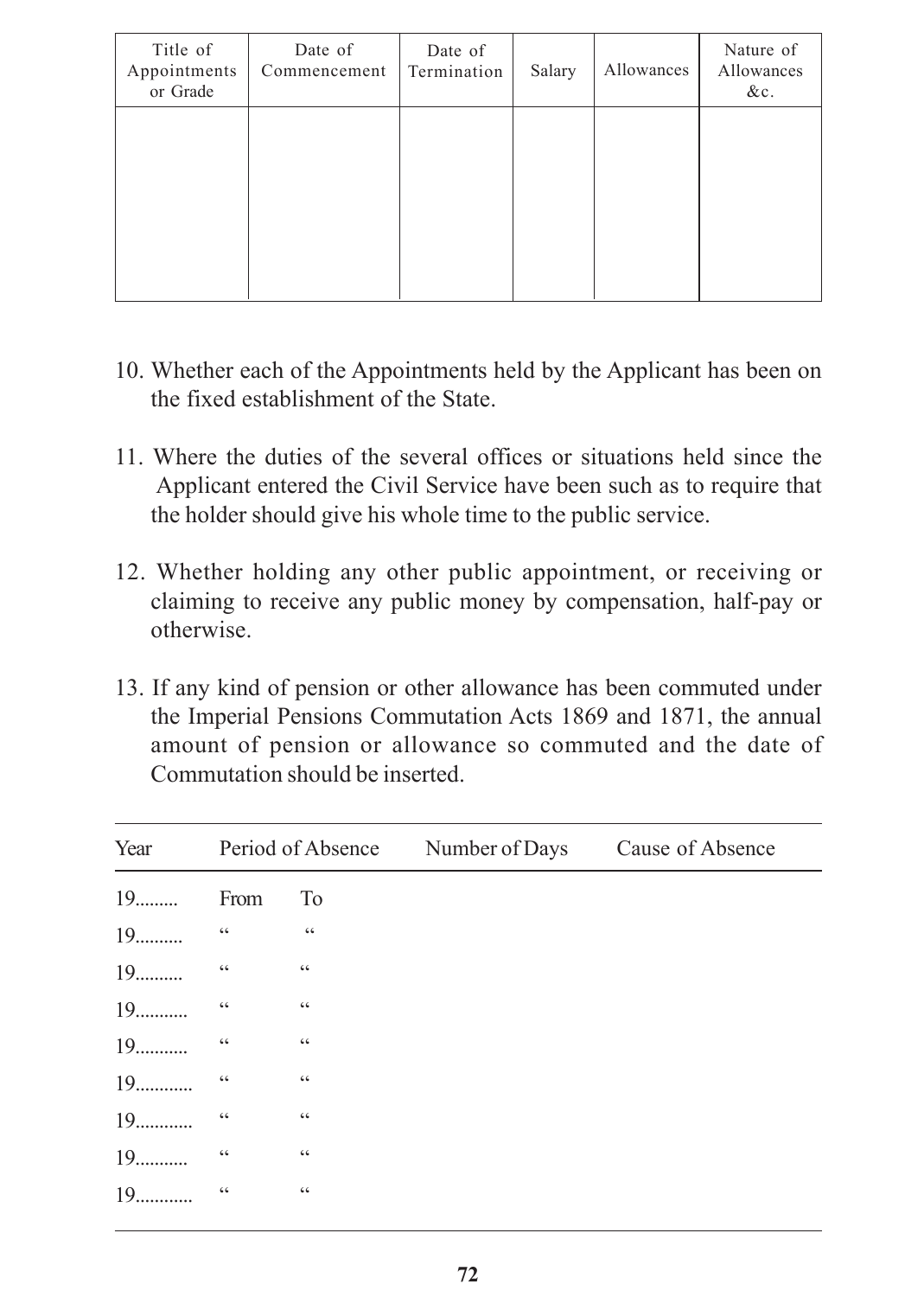| Title of Appointments or Grade | Date of Commencement | Date of Termination | Salary | Allowances | Nature of Allowances &c. |
|---|---|---|---|---|---|
| | | | | | |

10. Whether each of the Appointments held by the Applicant has been on the fixed establishment of the State.

11. Where the duties of the several offices or situations held since the Applicant entered the Civil Service have been such as to require that the holder should give his whole time to the public service.

12. Whether holding any other public appointment, or receiving or claiming to receive any public money by compensation, half-pay or otherwise.

13. If any kind of pension or other allowance has been commuted under the Imperial Pensions Commutation Acts 1869 and 1871, the annual amount of pension or allowance so commuted and the date of Commutation should be inserted.

| Year | Period of Absence | | Number of Days | Cause of Absence |
|---|---|---|---|---|
| 19......... | From | To | | |
| 19.......... | " | " | | |
| 19.......... | " | " | | |
| 19........... | " | " | | |
| 19........... | " | " | | |
| 19............ | " | " | | |
| 19............ | " | " | | |
| 19........... | " | " | | |
| 19............ | " | " | | |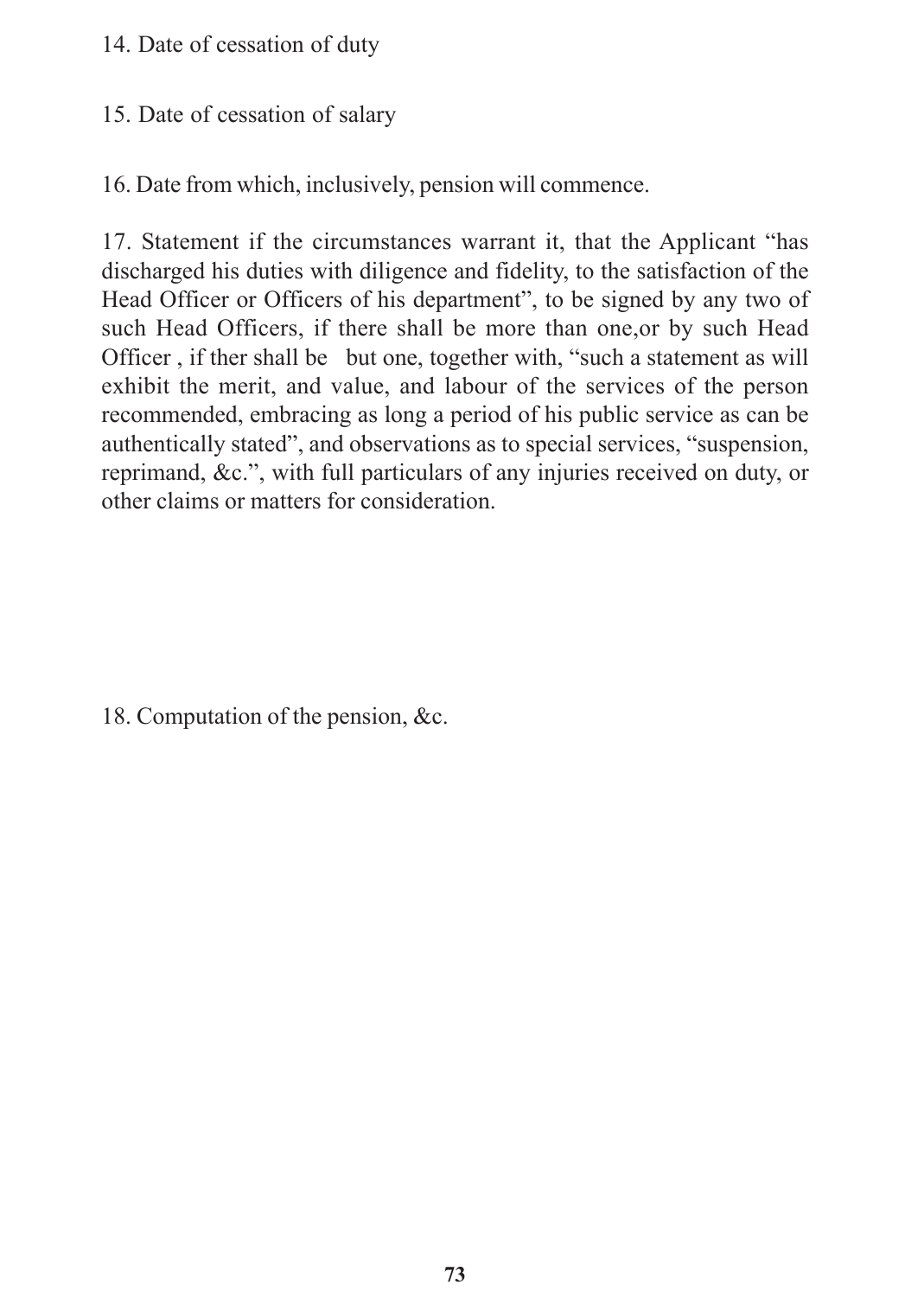14. Date of cessation of duty

15. Date of cessation of salary

16. Date from which, inclusively, pension will commence.

17. Statement if the circumstances warrant it, that the Applicant "has discharged his duties with diligence and fidelity, to the satisfaction of the Head Officer or Officers of his department", to be signed by any two of such Head Officers, if there shall be more than one,or by such Head Officer , if ther shall be but one, together with, "such a statement as will exhibit the merit, and value, and labour of the services of the person recommended, embracing as long a period of his public service as can be authentically stated", and observations as to special services, "suspension, reprimand, &c.", with full particulars of any injuries received on duty, or other claims or matters for consideration.

18. Computation of the pension, &c.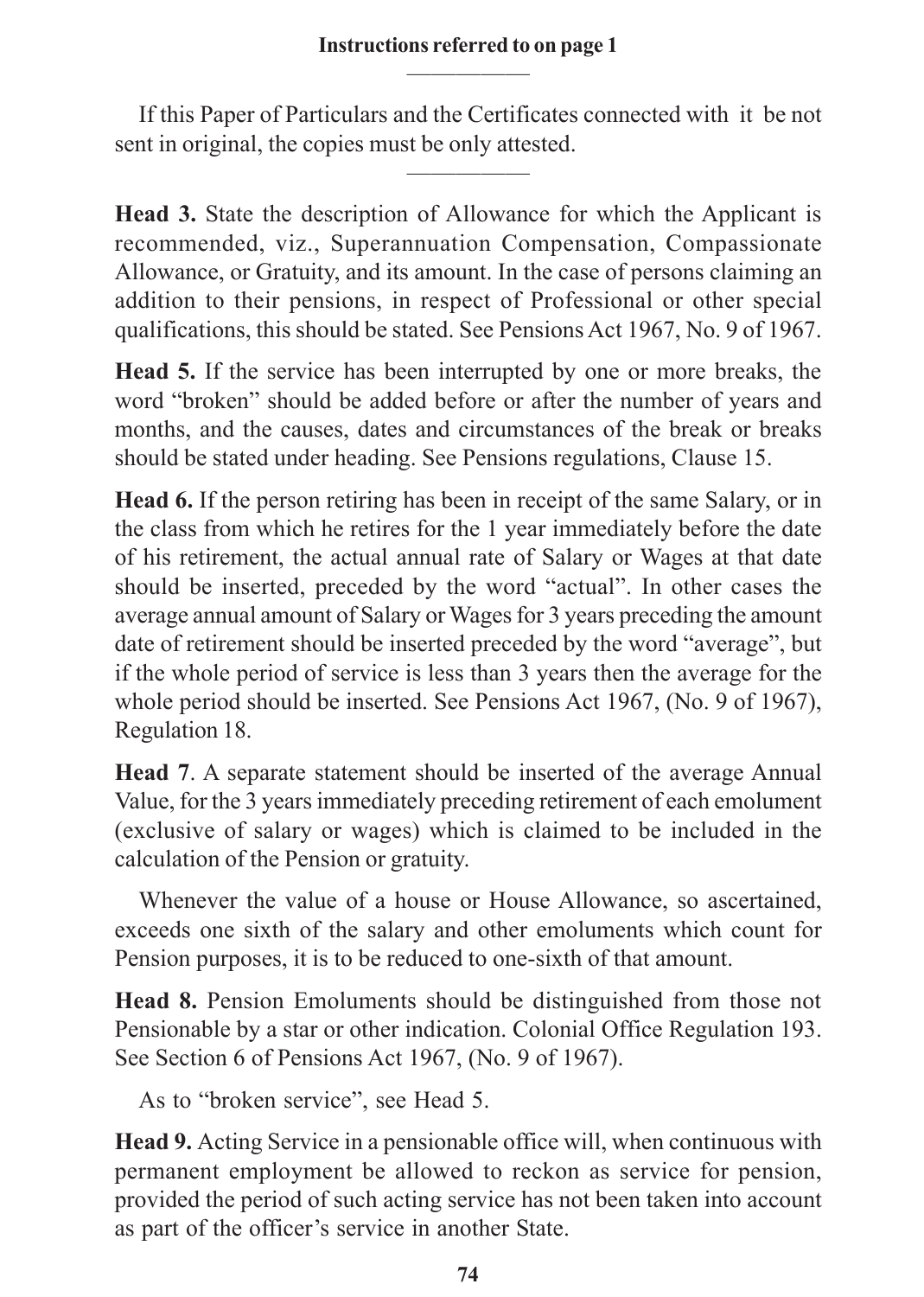**Instructions referred to on page 1**

If this Paper of Particulars and the Certificates connected with it be not sent in original, the copies must be only attested.

**Head 3.** State the description of Allowance for which the Applicant is recommended, viz., Superannuation Compensation, Compassionate Allowance, or Gratuity, and its amount. In the case of persons claiming an addition to their pensions, in respect of Professional or other special qualifications, this should be stated. See Pensions Act 1967, No. 9 of 1967.

**Head 5.** If the service has been interrupted by one or more breaks, the word "broken" should be added before or after the number of years and months, and the causes, dates and circumstances of the break or breaks should be stated under heading. See Pensions regulations, Clause 15.

**Head 6.** If the person retiring has been in receipt of the same Salary, or in the class from which he retires for the 1 year immediately before the date of his retirement, the actual annual rate of Salary or Wages at that date should be inserted, preceded by the word "actual". In other cases the average annual amount of Salary or Wages for 3 years preceding the amount date of retirement should be inserted preceded by the word "average", but if the whole period of service is less than 3 years then the average for the whole period should be inserted. See Pensions Act 1967, (No. 9 of 1967), Regulation 18.

**Head 7**. A separate statement should be inserted of the average Annual Value, for the 3 years immediately preceding retirement of each emolument (exclusive of salary or wages) which is claimed to be included in the calculation of the Pension or gratuity.

Whenever the value of a house or House Allowance, so ascertained, exceeds one sixth of the salary and other emoluments which count for Pension purposes, it is to be reduced to one-sixth of that amount.

**Head 8.** Pension Emoluments should be distinguished from those not Pensionable by a star or other indication. Colonial Office Regulation 193. See Section 6 of Pensions Act 1967, (No. 9 of 1967).

As to "broken service", see Head 5.

**Head 9.** Acting Service in a pensionable office will, when continuous with permanent employment be allowed to reckon as service for pension, provided the period of such acting service has not been taken into account as part of the officer's service in another State.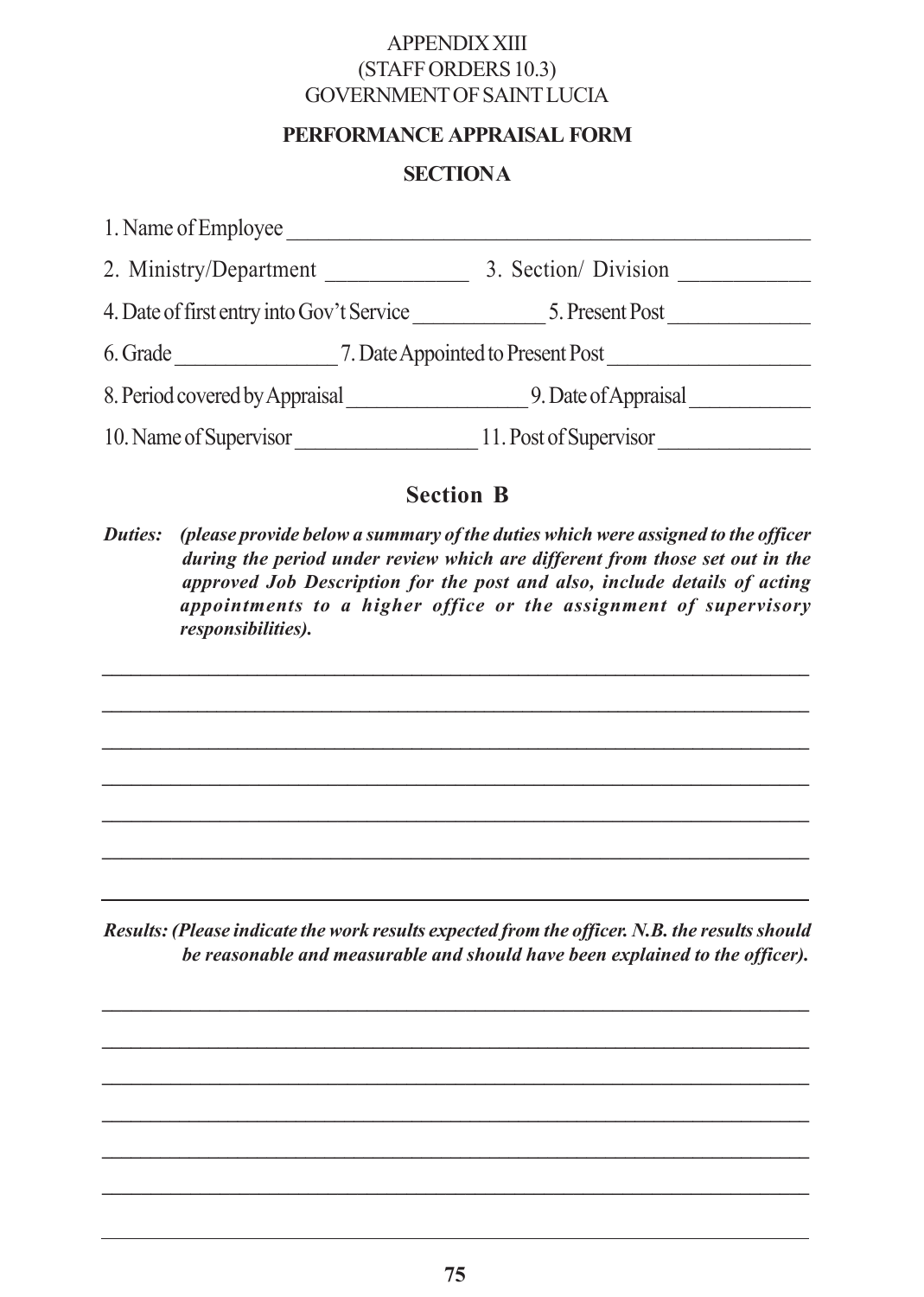APPENDIX XIII
(STAFF ORDERS 10.3)
GOVERNMENT OF SAINT LUCIA

**PERFORMANCE APPRAISAL FORM**

**SECTION A**

1. Name of Employee ______________________________________________

2. Ministry/Department ____________ 3. Section/ Division ___________

4. Date of first entry into Gov't Service ____________ 5. Present Post _____________

6. Grade _______________ 7. Date Appointed to Present Post __________________

8. Period covered by Appraisal ________________ 9. Date of Appraisal ___________

10. Name of Supervisor ________________ 11. Post of Supervisor ______________

## Section B

***Duties:*** ***(please provide below a summary of the duties which were assigned to the officer during the period under review which are different from those set out in the approved Job Description for the post and also, include details of acting appointments to a higher office or the assignment of supervisory responsibilities).***

______________________________________________________________________

______________________________________________________________________

______________________________________________________________________

______________________________________________________________________

______________________________________________________________________

______________________________________________________________________

______________________________________________________________________

***Results: (Please indicate the work results expected from the officer. N.B. the results should be reasonable and measurable and should have been explained to the officer).***

______________________________________________________________________

______________________________________________________________________

______________________________________________________________________

______________________________________________________________________

______________________________________________________________________

______________________________________________________________________

______________________________________________________________________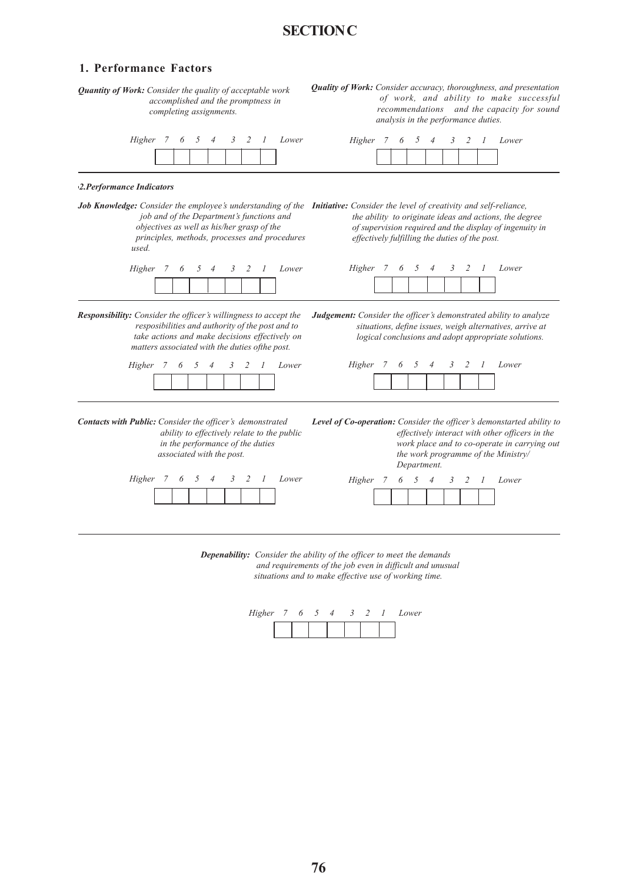# SECTION C

## 1. Performance Factors

***Quantity of Work:*** *Consider the quality of acceptable work accomplished and the promptness in completing assignments.*

| Higher | 7 | 6 | 5 | 4 | 3 | 2 | 1 | Lower |
|---|---|---|---|---|---|---|---|---|
| | | | | | | | | |

***Quality of Work:*** *Consider accuracy, thoroughness, and presentation of work, and ability to make successful recommendations and the capacity for sound analysis in the performance duties.*

| Higher | 7 | 6 | 5 | 4 | 3 | 2 | 1 | Lower |
|---|---|---|---|---|---|---|---|---|
| | | | | | | | | |

### *2.Performance Indicators*

***Job Knowledge:*** *Consider the employee's understanding of the job and of the Department's functions and objectives as well as his/her grasp of the principles, methods, processes and procedures used.*

| Higher | 7 | 6 | 5 | 4 | 3 | 2 | 1 | Lower |
|---|---|---|---|---|---|---|---|---|
| | | | | | | | | |

***Initiative:*** *Consider the level of creativity and self-reliance, the ability to originate ideas and actions, the degree of supervision required and the display of ingenuity in effectively fulfilling the duties of the post.*

| Higher | 7 | 6 | 5 | 4 | 3 | 2 | 1 | Lower |
|---|---|---|---|---|---|---|---|---|
| | | | | | | | | |

***Responsibility:*** *Consider the officer's willingness to accept the resposibilities and authority of the post and to take actions and make decisions effectively on matters associated with the duties ofthe post.*

| Higher | 7 | 6 | 5 | 4 | 3 | 2 | 1 | Lower |
|---|---|---|---|---|---|---|---|---|
| | | | | | | | | |

***Judgement:*** *Consider the officer's demonstrated ability to analyze situations, define issues, weigh alternatives, arrive at logical conclusions and adopt appropriate solutions.*

| Higher | 7 | 6 | 5 | 4 | 3 | 2 | 1 | Lower |
|---|---|---|---|---|---|---|---|---|
| | | | | | | | | |

***Contacts with Public:*** *Consider the officer's demonstrated ability to effectively relate to the public in the performance of the duties associated with the post.*

| Higher | 7 | 6 | 5 | 4 | 3 | 2 | 1 | Lower |
|---|---|---|---|---|---|---|---|---|
| | | | | | | | | |

***Level of Co-operation:*** *Consider the officer's demonstarted ability to effectively interact with other officers in the work place and to co-operate in carrying out the work programme of the Ministry/ Department.*

| Higher | 7 | 6 | 5 | 4 | 3 | 2 | 1 | Lower |
|---|---|---|---|---|---|---|---|---|
| | | | | | | | | |

***Depenability:*** *Consider the ability of the officer to meet the demands and requirements of the job even in difficult and unusual situations and to make effective use of working time.*

| Higher | 7 | 6 | 5 | 4 | 3 | 2 | 1 | Lower |
|---|---|---|---|---|---|---|---|---|
| | | | | | | | | |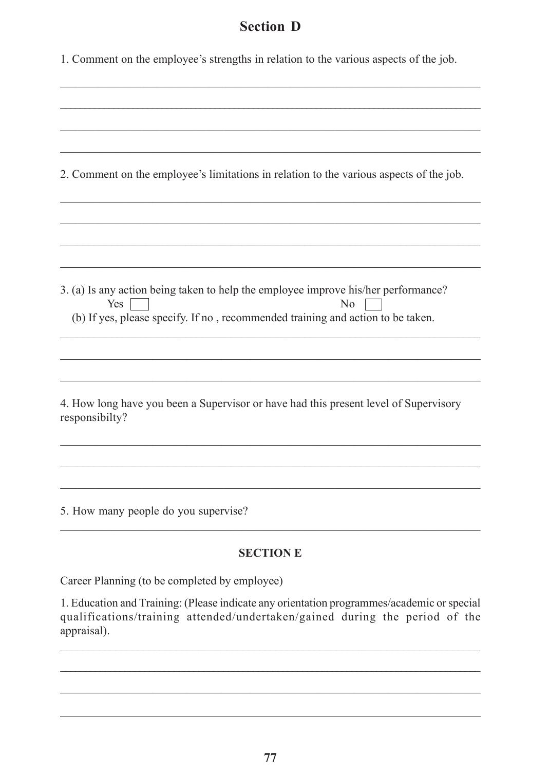## Section D

1. Comment on the employee's strengths in relation to the various aspects of the job.

___________________________________________________________________________

___________________________________________________________________________

___________________________________________________________________________

___________________________________________________________________________

2. Comment on the employee's limitations in relation to the various aspects of the job.

___________________________________________________________________________

___________________________________________________________________________

___________________________________________________________________________

___________________________________________________________________________

3. (a) Is any action being taken to help the employee improve his/her performance?

Yes ☐ No ☐

(b) If yes, please specify. If no , recommended training and action to be taken.

___________________________________________________________________________

___________________________________________________________________________

___________________________________________________________________________

4. How long have you been a Supervisor or have had this present level of Supervisory responsibilty?

___________________________________________________________________________

___________________________________________________________________________

___________________________________________________________________________

5. How many people do you supervise?

___________________________________________________________________________

## SECTION E

Career Planning (to be completed by employee)

1. Education and Training: (Please indicate any orientation programmes/academic or special qualifications/training attended/undertaken/gained during the period of the appraisal).

___________________________________________________________________________

___________________________________________________________________________

___________________________________________________________________________

___________________________________________________________________________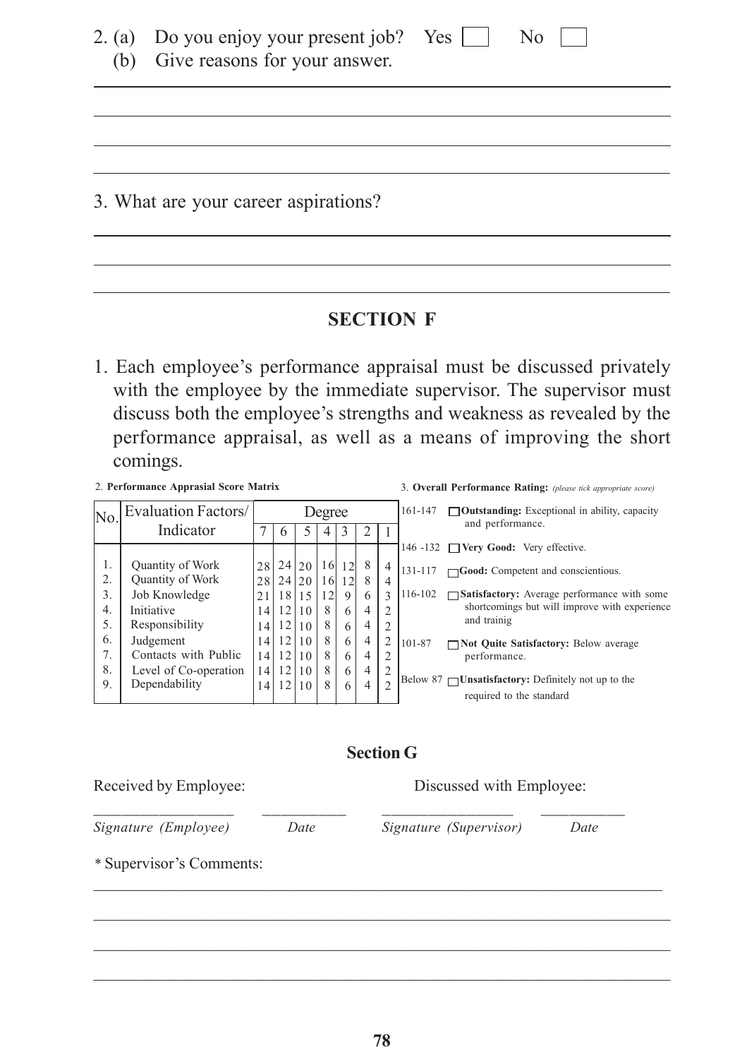2. (a) Do you enjoy your present job? Yes ☐ No ☐

   (b) Give reasons for your answer.

_______________________________________________

_______________________________________________

_______________________________________________

_______________________________________________

3. What are your career aspirations?

_______________________________________________

_______________________________________________

_______________________________________________

## SECTION F

1. Each employee's performance appraisal must be discussed privately with the employee by the immediate supervisor. The supervisor must discuss both the employee's strengths and weakness as revealed by the performance appraisal, as well as a means of improving the short comings.

2. **Performance Apprasial Score Matrix**

| No. | Evaluation Factors/ Indicator | Degree | | | | | | |
|---|---|---|---|---|---|---|---|---|
| | | 7 | 6 | 5 | 4 | 3 | 2 | 1 |
| 1. | Quantity of Work | 28 | 24 | 20 | 16 | 12 | 8 | 4 |
| 2. | Quantity of Work | 28 | 24 | 20 | 16 | 12 | 8 | 4 |
| 3. | Job Knowledge | 21 | 18 | 15 | 12 | 9 | 6 | 3 |
| 4. | Initiative | 14 | 12 | 10 | 8 | 6 | 4 | 2 |
| 5. | Responsibility | 14 | 12 | 10 | 8 | 6 | 4 | 2 |
| 6. | Judgement | 14 | 12 | 10 | 8 | 6 | 4 | 2 |
| 7. | Contacts with Public | 14 | 12 | 10 | 8 | 6 | 4 | 2 |
| 8. | Level of Co-operation | 14 | 12 | 10 | 8 | 6 | 4 | 2 |
| 9. | Dependability | 14 | 12 | 10 | 8 | 6 | 4 | 2 |

3. **Overall Performance Rating:** *(please tick appropriate score)*

| Score | Rating |
|---|---|
| 161-147 | ☐ **Outstanding:** Exceptional in ability, capacity and performance. |
| 146 -132 | ☐ **Very Good:** Very effective. |
| 131-117 | ☐ **Good:** Competent and conscientious. |
| 116-102 | ☐ **Satisfactory:** Average performance with some shortcomings but will improve with experience and trainig |
| 101-87 | ☐ **Not Quite Satisfactory:** Below average performance. |
| Below 87 | ☐ **Unsatisfactory:** Definitely not up to the required to the standard |

## Section G

Received by Employee: Discussed with Employee:

__________________ ___________ __________________ ___________

*Signature (Employee)* *Date* *Signature (Supervisor)* *Date*

* Supervisor's Comments:

_______________________________________________

_______________________________________________

_______________________________________________

_______________________________________________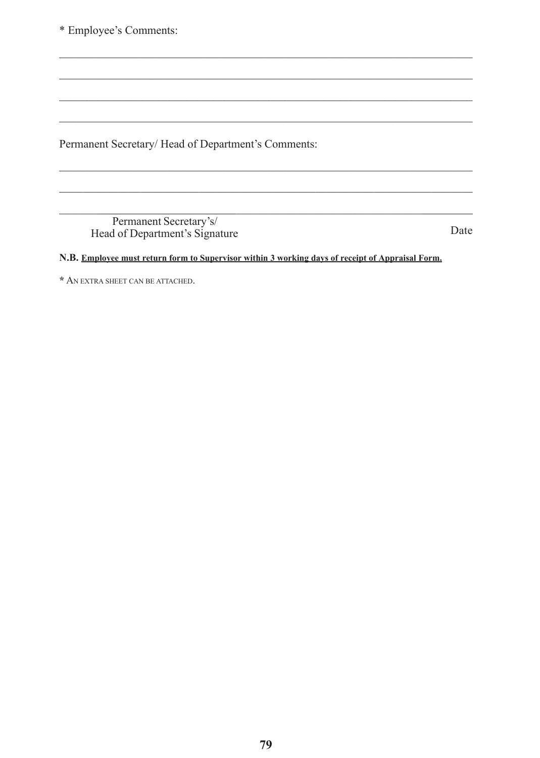* Employee's Comments:

\_\_\_\_\_\_\_\_\_\_\_\_\_\_\_\_\_\_\_\_\_\_\_\_\_\_\_\_\_\_\_\_\_\_\_\_\_\_\_\_\_\_\_\_\_\_\_\_\_\_\_\_\_\_\_\_\_\_\_\_\_\_\_\_\_\_\_\_\_\_

\_\_\_\_\_\_\_\_\_\_\_\_\_\_\_\_\_\_\_\_\_\_\_\_\_\_\_\_\_\_\_\_\_\_\_\_\_\_\_\_\_\_\_\_\_\_\_\_\_\_\_\_\_\_\_\_\_\_\_\_\_\_\_\_\_\_\_\_\_\_

\_\_\_\_\_\_\_\_\_\_\_\_\_\_\_\_\_\_\_\_\_\_\_\_\_\_\_\_\_\_\_\_\_\_\_\_\_\_\_\_\_\_\_\_\_\_\_\_\_\_\_\_\_\_\_\_\_\_\_\_\_\_\_\_\_\_\_\_\_\_

\_\_\_\_\_\_\_\_\_\_\_\_\_\_\_\_\_\_\_\_\_\_\_\_\_\_\_\_\_\_\_\_\_\_\_\_\_\_\_\_\_\_\_\_\_\_\_\_\_\_\_\_\_\_\_\_\_\_\_\_\_\_\_\_\_\_\_\_\_\_

Permanent Secretary/ Head of Department's Comments:

\_\_\_\_\_\_\_\_\_\_\_\_\_\_\_\_\_\_\_\_\_\_\_\_\_\_\_\_\_\_\_\_\_\_\_\_\_\_\_\_\_\_\_\_\_\_\_\_\_\_\_\_\_\_\_\_\_\_\_\_\_\_\_\_\_\_\_\_\_\_

\_\_\_\_\_\_\_\_\_\_\_\_\_\_\_\_\_\_\_\_\_\_\_\_\_\_\_\_\_\_\_\_\_\_\_\_\_\_\_\_\_\_\_\_\_\_\_\_\_\_\_\_\_\_\_\_\_\_\_\_\_\_\_\_\_\_\_\_\_\_

\_\_\_\_\_\_\_\_\_\_\_\_\_\_\_\_\_\_\_\_\_\_\_\_\_\_\_\_\_\_\_\_\_\_\_\_\_\_\_\_\_\_\_\_\_\_\_\_\_\_\_\_\_\_\_\_\_\_\_\_\_\_\_\_\_\_\_\_\_\_

Permanent Secretary's/
Head of Department's Signature — Date

**N.B. <u>Employee must return form to Supervisor within 3 working days of receipt of Appraisal Form.</u>**

**\*** AN EXTRA SHEET CAN BE ATTACHED.